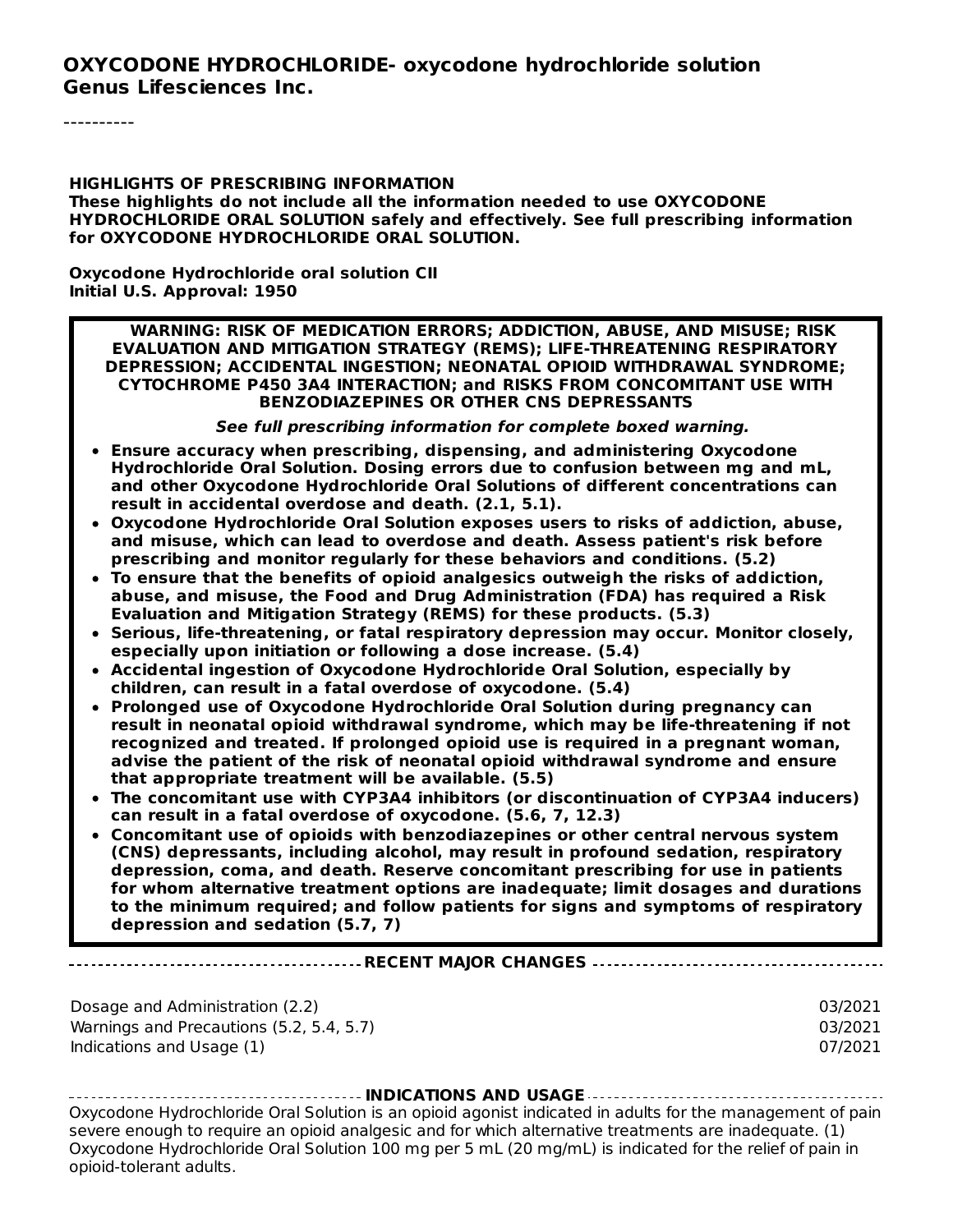**OXYCODONE HYDROCHLORIDE- oxycodone hydrochloride solution**
**Genus Lifesciences Inc.**

----------

**HIGHLIGHTS OF PRESCRIBING INFORMATION**
**These highlights do not include all the information needed to use OXYCODONE HYDROCHLORIDE ORAL SOLUTION safely and effectively. See full prescribing information for OXYCODONE HYDROCHLORIDE ORAL SOLUTION.**

**Oxycodone Hydrochloride oral solution CII**
**Initial U.S. Approval: 1950**

**WARNING: RISK OF MEDICATION ERRORS; ADDICTION, ABUSE, AND MISUSE; RISK EVALUATION AND MITIGATION STRATEGY (REMS); LIFE-THREATENING RESPIRATORY DEPRESSION; ACCIDENTAL INGESTION; NEONATAL OPIOID WITHDRAWAL SYNDROME; CYTOCHROME P450 3A4 INTERACTION; and RISKS FROM CONCOMITANT USE WITH BENZODIAZEPINES OR OTHER CNS DEPRESSANTS**

***See full prescribing information for complete boxed warning.***

- **Ensure accuracy when prescribing, dispensing, and administering Oxycodone Hydrochloride Oral Solution. Dosing errors due to confusion between mg and mL, and other Oxycodone Hydrochloride Oral Solutions of different concentrations can result in accidental overdose and death. (2.1, 5.1).**
- **Oxycodone Hydrochloride Oral Solution exposes users to risks of addiction, abuse, and misuse, which can lead to overdose and death. Assess patient's risk before prescribing and monitor regularly for these behaviors and conditions. (5.2)**
- **To ensure that the benefits of opioid analgesics outweigh the risks of addiction, abuse, and misuse, the Food and Drug Administration (FDA) has required a Risk Evaluation and Mitigation Strategy (REMS) for these products. (5.3)**
- **Serious, life-threatening, or fatal respiratory depression may occur. Monitor closely, especially upon initiation or following a dose increase. (5.4)**
- **Accidental ingestion of Oxycodone Hydrochloride Oral Solution, especially by children, can result in a fatal overdose of oxycodone. (5.4)**
- **Prolonged use of Oxycodone Hydrochloride Oral Solution during pregnancy can result in neonatal opioid withdrawal syndrome, which may be life-threatening if not recognized and treated. If prolonged opioid use is required in a pregnant woman, advise the patient of the risk of neonatal opioid withdrawal syndrome and ensure that appropriate treatment will be available. (5.5)**
- **The concomitant use with CYP3A4 inhibitors (or discontinuation of CYP3A4 inducers) can result in a fatal overdose of oxycodone. (5.6, 7, 12.3)**
- **Concomitant use of opioids with benzodiazepines or other central nervous system (CNS) depressants, including alcohol, may result in profound sedation, respiratory depression, coma, and death. Reserve concomitant prescribing for use in patients for whom alternative treatment options are inadequate; limit dosages and durations to the minimum required; and follow patients for signs and symptoms of respiratory depression and sedation (5.7, 7)**

**RECENT MAJOR CHANGES**

| | |
|---|---|
| Dosage and Administration (2.2) | 03/2021 |
| Warnings and Precautions (5.2, 5.4, 5.7) | 03/2021 |
| Indications and Usage (1) | 07/2021 |

**INDICATIONS AND USAGE**

Oxycodone Hydrochloride Oral Solution is an opioid agonist indicated in adults for the management of pain severe enough to require an opioid analgesic and for which alternative treatments are inadequate. (1)
Oxycodone Hydrochloride Oral Solution 100 mg per 5 mL (20 mg/mL) is indicated for the relief of pain in opioid-tolerant adults.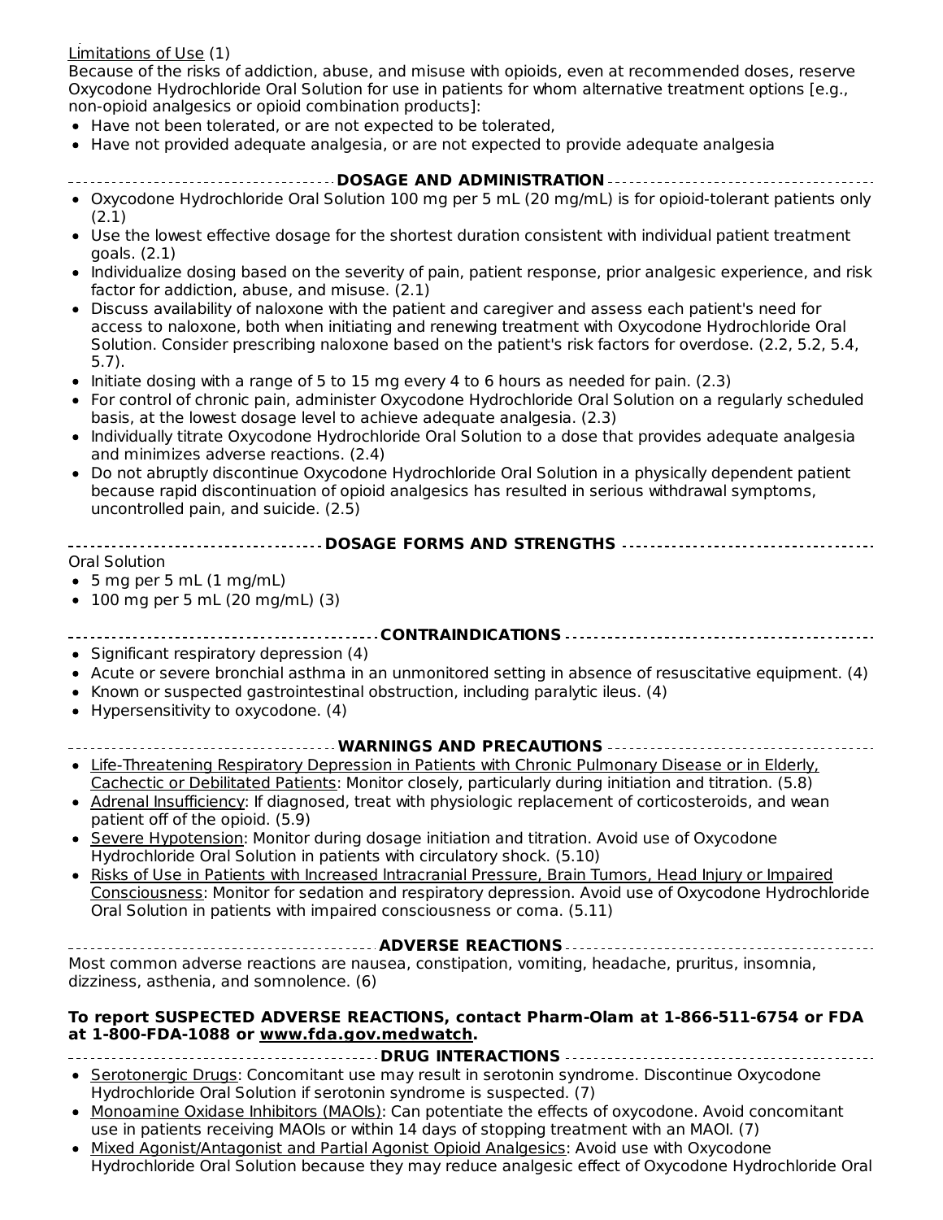Limitations of Use (1)

Because of the risks of addiction, abuse, and misuse with opioids, even at recommended doses, reserve Oxycodone Hydrochloride Oral Solution for use in patients for whom alternative treatment options [e.g., non-opioid analgesics or opioid combination products]:

- Have not been tolerated, or are not expected to be tolerated,
- Have not provided adequate analgesia, or are not expected to provide adequate analgesia

## DOSAGE AND ADMINISTRATION

- Oxycodone Hydrochloride Oral Solution 100 mg per 5 mL (20 mg/mL) is for opioid-tolerant patients only (2.1)
- Use the lowest effective dosage for the shortest duration consistent with individual patient treatment goals. (2.1)
- Individualize dosing based on the severity of pain, patient response, prior analgesic experience, and risk factor for addiction, abuse, and misuse. (2.1)
- Discuss availability of naloxone with the patient and caregiver and assess each patient's need for access to naloxone, both when initiating and renewing treatment with Oxycodone Hydrochloride Oral Solution. Consider prescribing naloxone based on the patient's risk factors for overdose. (2.2, 5.2, 5.4, 5.7).
- Initiate dosing with a range of 5 to 15 mg every 4 to 6 hours as needed for pain. (2.3)
- For control of chronic pain, administer Oxycodone Hydrochloride Oral Solution on a regularly scheduled basis, at the lowest dosage level to achieve adequate analgesia. (2.3)
- Individually titrate Oxycodone Hydrochloride Oral Solution to a dose that provides adequate analgesia and minimizes adverse reactions. (2.4)
- Do not abruptly discontinue Oxycodone Hydrochloride Oral Solution in a physically dependent patient because rapid discontinuation of opioid analgesics has resulted in serious withdrawal symptoms, uncontrolled pain, and suicide. (2.5)

## DOSAGE FORMS AND STRENGTHS

Oral Solution

- 5 mg per 5 mL (1 mg/mL)
- 100 mg per 5 mL (20 mg/mL) (3)

## CONTRAINDICATIONS

- Significant respiratory depression (4)
- Acute or severe bronchial asthma in an unmonitored setting in absence of resuscitative equipment. (4)
- Known or suspected gastrointestinal obstruction, including paralytic ileus. (4)
- Hypersensitivity to oxycodone. (4)

## WARNINGS AND PRECAUTIONS

- Life-Threatening Respiratory Depression in Patients with Chronic Pulmonary Disease or in Elderly, Cachectic or Debilitated Patients: Monitor closely, particularly during initiation and titration. (5.8)
- Adrenal Insufficiency: If diagnosed, treat with physiologic replacement of corticosteroids, and wean patient off of the opioid. (5.9)
- Severe Hypotension: Monitor during dosage initiation and titration. Avoid use of Oxycodone Hydrochloride Oral Solution in patients with circulatory shock. (5.10)
- Risks of Use in Patients with Increased Intracranial Pressure, Brain Tumors, Head Injury or Impaired Consciousness: Monitor for sedation and respiratory depression. Avoid use of Oxycodone Hydrochloride Oral Solution in patients with impaired consciousness or coma. (5.11)

## ADVERSE REACTIONS

Most common adverse reactions are nausea, constipation, vomiting, headache, pruritus, insomnia, dizziness, asthenia, and somnolence. (6)

**To report SUSPECTED ADVERSE REACTIONS, contact Pharm-Olam at 1-866-511-6754 or FDA at 1-800-FDA-1088 or www.fda.gov.medwatch.**

## DRUG INTERACTIONS

- Serotonergic Drugs: Concomitant use may result in serotonin syndrome. Discontinue Oxycodone Hydrochloride Oral Solution if serotonin syndrome is suspected. (7)
- Monoamine Oxidase Inhibitors (MAOIs): Can potentiate the effects of oxycodone. Avoid concomitant use in patients receiving MAOIs or within 14 days of stopping treatment with an MAOI. (7)
- Mixed Agonist/Antagonist and Partial Agonist Opioid Analgesics: Avoid use with Oxycodone Hydrochloride Oral Solution because they may reduce analgesic effect of Oxycodone Hydrochloride Oral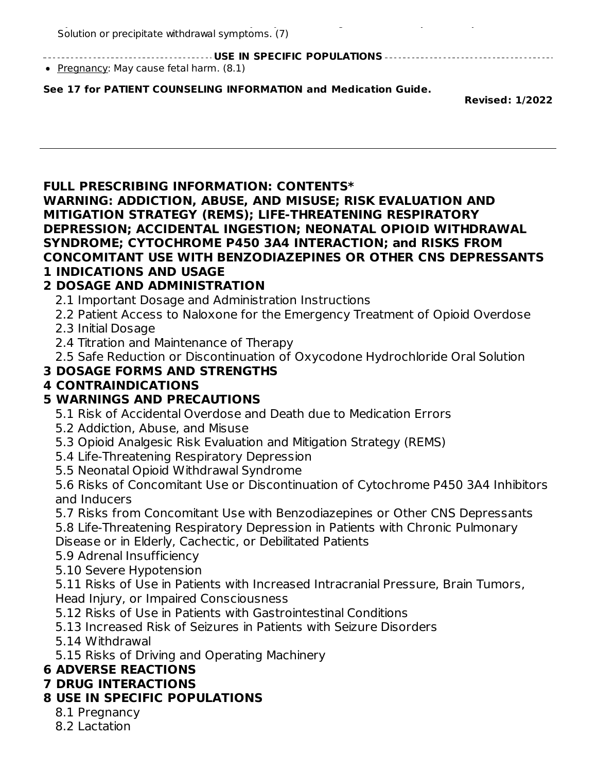Solution or precipitate withdrawal symptoms. (7)

**USE IN SPECIFIC POPULATIONS**

- Pregnancy: May cause fetal harm. (8.1)

**See 17 for PATIENT COUNSELING INFORMATION and Medication Guide.**

**Revised: 1/2022**

---

**FULL PRESCRIBING INFORMATION: CONTENTS***

**WARNING: ADDICTION, ABUSE, AND MISUSE; RISK EVALUATION AND MITIGATION STRATEGY (REMS); LIFE-THREATENING RESPIRATORY DEPRESSION; ACCIDENTAL INGESTION; NEONATAL OPIOID WITHDRAWAL SYNDROME; CYTOCHROME P450 3A4 INTERACTION; and RISKS FROM CONCOMITANT USE WITH BENZODIAZEPINES OR OTHER CNS DEPRESSANTS**

**1 INDICATIONS AND USAGE**

**2 DOSAGE AND ADMINISTRATION**

- 2.1 Important Dosage and Administration Instructions
- 2.2 Patient Access to Naloxone for the Emergency Treatment of Opioid Overdose
- 2.3 Initial Dosage
- 2.4 Titration and Maintenance of Therapy
- 2.5 Safe Reduction or Discontinuation of Oxycodone Hydrochloride Oral Solution

**3 DOSAGE FORMS AND STRENGTHS**

**4 CONTRAINDICATIONS**

**5 WARNINGS AND PRECAUTIONS**

- 5.1 Risk of Accidental Overdose and Death due to Medication Errors
- 5.2 Addiction, Abuse, and Misuse
- 5.3 Opioid Analgesic Risk Evaluation and Mitigation Strategy (REMS)
- 5.4 Life-Threatening Respiratory Depression
- 5.5 Neonatal Opioid Withdrawal Syndrome
- 5.6 Risks of Concomitant Use or Discontinuation of Cytochrome P450 3A4 Inhibitors and Inducers
- 5.7 Risks from Concomitant Use with Benzodiazepines or Other CNS Depressants
- 5.8 Life-Threatening Respiratory Depression in Patients with Chronic Pulmonary Disease or in Elderly, Cachectic, or Debilitated Patients
- 5.9 Adrenal Insufficiency
- 5.10 Severe Hypotension
- 5.11 Risks of Use in Patients with Increased Intracranial Pressure, Brain Tumors, Head Injury, or Impaired Consciousness
- 5.12 Risks of Use in Patients with Gastrointestinal Conditions
- 5.13 Increased Risk of Seizures in Patients with Seizure Disorders
- 5.14 Withdrawal
- 5.15 Risks of Driving and Operating Machinery

**6 ADVERSE REACTIONS**

**7 DRUG INTERACTIONS**

**8 USE IN SPECIFIC POPULATIONS**

- 8.1 Pregnancy
- 8.2 Lactation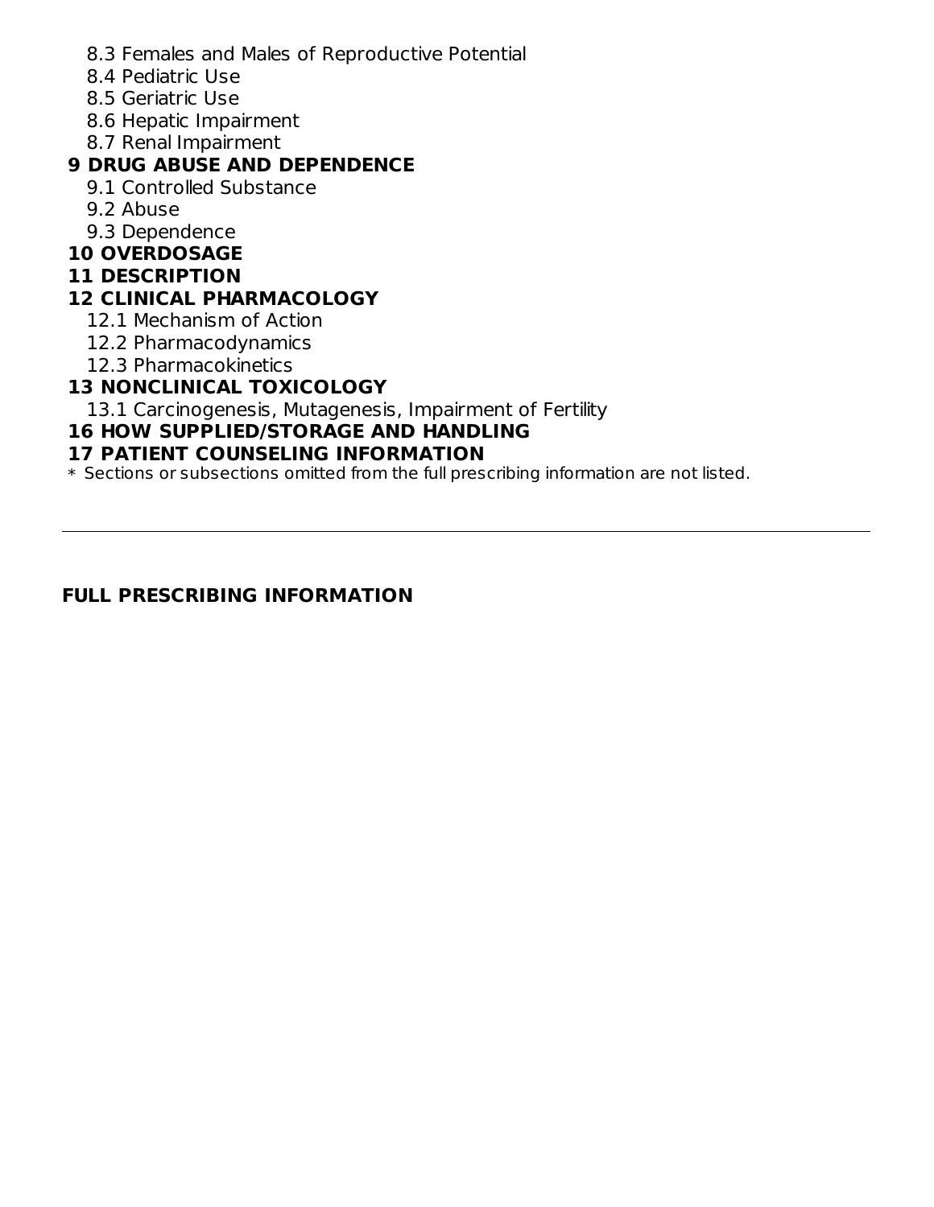8.3 Females and Males of Reproductive Potential
8.4 Pediatric Use
8.5 Geriatric Use
8.6 Hepatic Impairment
8.7 Renal Impairment

**9 DRUG ABUSE AND DEPENDENCE**

9.1 Controlled Substance
9.2 Abuse
9.3 Dependence

**10 OVERDOSAGE**

**11 DESCRIPTION**

**12 CLINICAL PHARMACOLOGY**

12.1 Mechanism of Action
12.2 Pharmacodynamics
12.3 Pharmacokinetics

**13 NONCLINICAL TOXICOLOGY**

13.1 Carcinogenesis, Mutagenesis, Impairment of Fertility

**16 HOW SUPPLIED/STORAGE AND HANDLING**

**17 PATIENT COUNSELING INFORMATION**

* Sections or subsections omitted from the full prescribing information are not listed.

---

**FULL PRESCRIBING INFORMATION**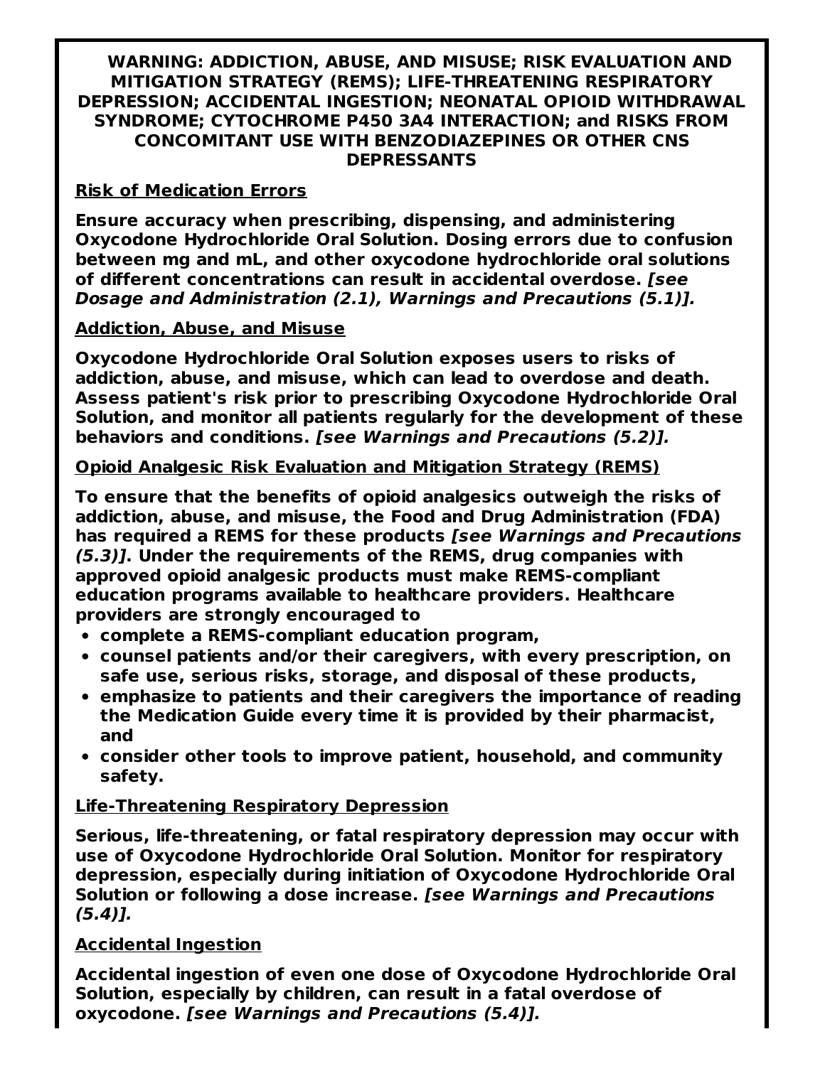**WARNING: ADDICTION, ABUSE, AND MISUSE; RISK EVALUATION AND MITIGATION STRATEGY (REMS); LIFE-THREATENING RESPIRATORY DEPRESSION; ACCIDENTAL INGESTION; NEONATAL OPIOID WITHDRAWAL SYNDROME; CYTOCHROME P450 3A4 INTERACTION; and RISKS FROM CONCOMITANT USE WITH BENZODIAZEPINES OR OTHER CNS DEPRESSANTS**

**Risk of Medication Errors**

**Ensure accuracy when prescribing, dispensing, and administering Oxycodone Hydrochloride Oral Solution. Dosing errors due to confusion between mg and mL, and other oxycodone hydrochloride oral solutions of different concentrations can result in accidental overdose.** ***[see Dosage and Administration (2.1), Warnings and Precautions (5.1)].***

**Addiction, Abuse, and Misuse**

**Oxycodone Hydrochloride Oral Solution exposes users to risks of addiction, abuse, and misuse, which can lead to overdose and death. Assess patient's risk prior to prescribing Oxycodone Hydrochloride Oral Solution, and monitor all patients regularly for the development of these behaviors and conditions.** ***[see Warnings and Precautions (5.2)].***

**Opioid Analgesic Risk Evaluation and Mitigation Strategy (REMS)**

**To ensure that the benefits of opioid analgesics outweigh the risks of addiction, abuse, and misuse, the Food and Drug Administration (FDA) has required a REMS for these products** ***[see Warnings and Precautions (5.3)]*****. Under the requirements of the REMS, drug companies with approved opioid analgesic products must make REMS-compliant education programs available to healthcare providers. Healthcare providers are strongly encouraged to**

- **complete a REMS-compliant education program,**
- **counsel patients and/or their caregivers, with every prescription, on safe use, serious risks, storage, and disposal of these products,**
- **emphasize to patients and their caregivers the importance of reading the Medication Guide every time it is provided by their pharmacist, and**
- **consider other tools to improve patient, household, and community safety.**

**Life-Threatening Respiratory Depression**

**Serious, life-threatening, or fatal respiratory depression may occur with use of Oxycodone Hydrochloride Oral Solution. Monitor for respiratory depression, especially during initiation of Oxycodone Hydrochloride Oral Solution or following a dose increase.** ***[see Warnings and Precautions (5.4)].***

**Accidental Ingestion**

**Accidental ingestion of even one dose of Oxycodone Hydrochloride Oral Solution, especially by children, can result in a fatal overdose of oxycodone.** ***[see Warnings and Precautions (5.4)].***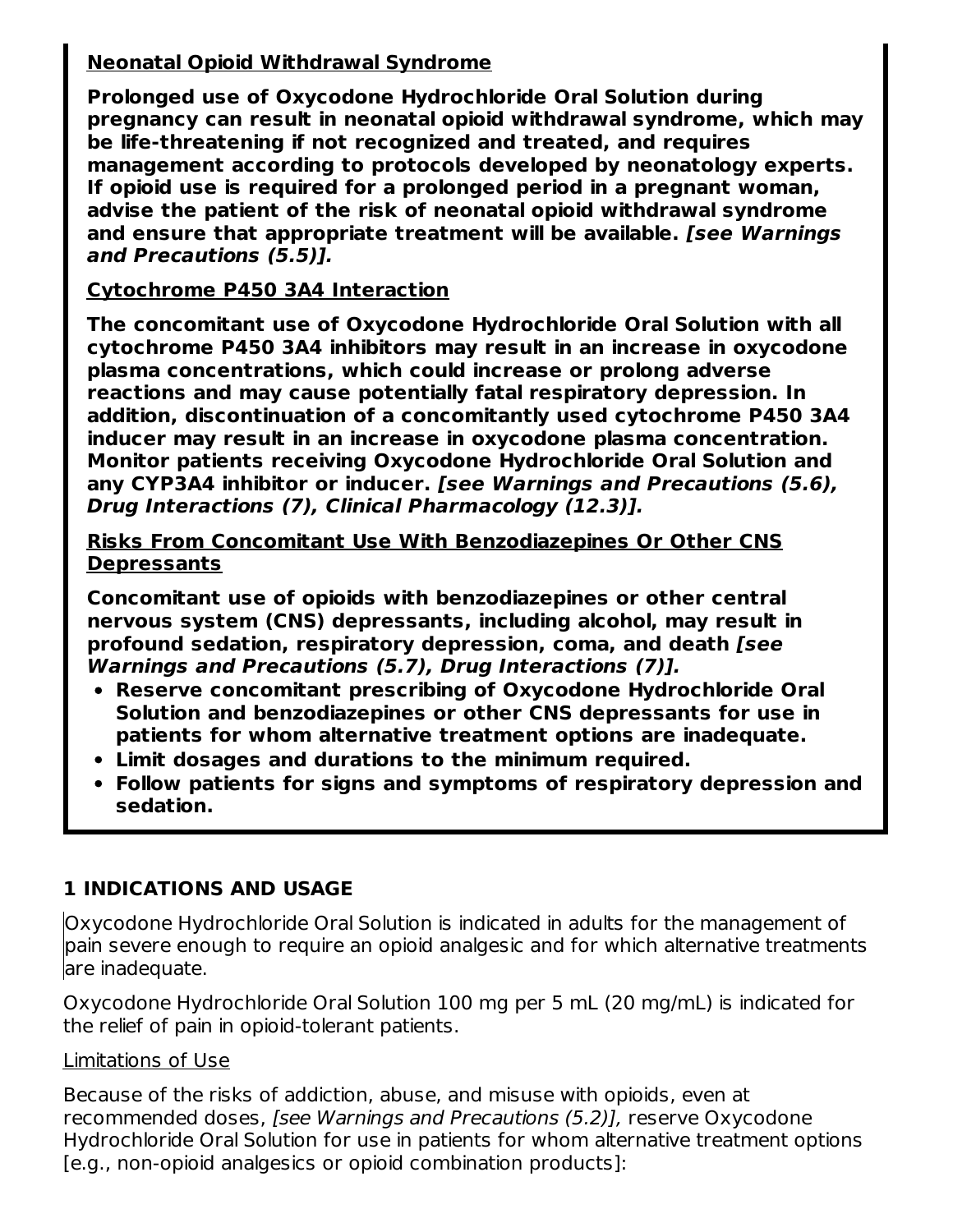**Neonatal Opioid Withdrawal Syndrome**

**Prolonged use of Oxycodone Hydrochloride Oral Solution during pregnancy can result in neonatal opioid withdrawal syndrome, which may be life-threatening if not recognized and treated, and requires management according to protocols developed by neonatology experts. If opioid use is required for a prolonged period in a pregnant woman, advise the patient of the risk of neonatal opioid withdrawal syndrome and ensure that appropriate treatment will be available. *[see Warnings and Precautions (5.5)].***

**Cytochrome P450 3A4 Interaction**

**The concomitant use of Oxycodone Hydrochloride Oral Solution with all cytochrome P450 3A4 inhibitors may result in an increase in oxycodone plasma concentrations, which could increase or prolong adverse reactions and may cause potentially fatal respiratory depression. In addition, discontinuation of a concomitantly used cytochrome P450 3A4 inducer may result in an increase in oxycodone plasma concentration. Monitor patients receiving Oxycodone Hydrochloride Oral Solution and any CYP3A4 inhibitor or inducer. *[see Warnings and Precautions (5.6), Drug Interactions (7), Clinical Pharmacology (12.3)].***

**Risks From Concomitant Use With Benzodiazepines Or Other CNS Depressants**

**Concomitant use of opioids with benzodiazepines or other central nervous system (CNS) depressants, including alcohol, may result in profound sedation, respiratory depression, coma, and death *[see Warnings and Precautions (5.7), Drug Interactions (7)].***

- **Reserve concomitant prescribing of Oxycodone Hydrochloride Oral Solution and benzodiazepines or other CNS depressants for use in patients for whom alternative treatment options are inadequate.**
- **Limit dosages and durations to the minimum required.**
- **Follow patients for signs and symptoms of respiratory depression and sedation.**

## 1 INDICATIONS AND USAGE

Oxycodone Hydrochloride Oral Solution is indicated in adults for the management of pain severe enough to require an opioid analgesic and for which alternative treatments are inadequate.

Oxycodone Hydrochloride Oral Solution 100 mg per 5 mL (20 mg/mL) is indicated for the relief of pain in opioid-tolerant patients.

Limitations of Use

Because of the risks of addiction, abuse, and misuse with opioids, even at recommended doses, *[see Warnings and Precautions (5.2)],* reserve Oxycodone Hydrochloride Oral Solution for use in patients for whom alternative treatment options [e.g., non-opioid analgesics or opioid combination products]: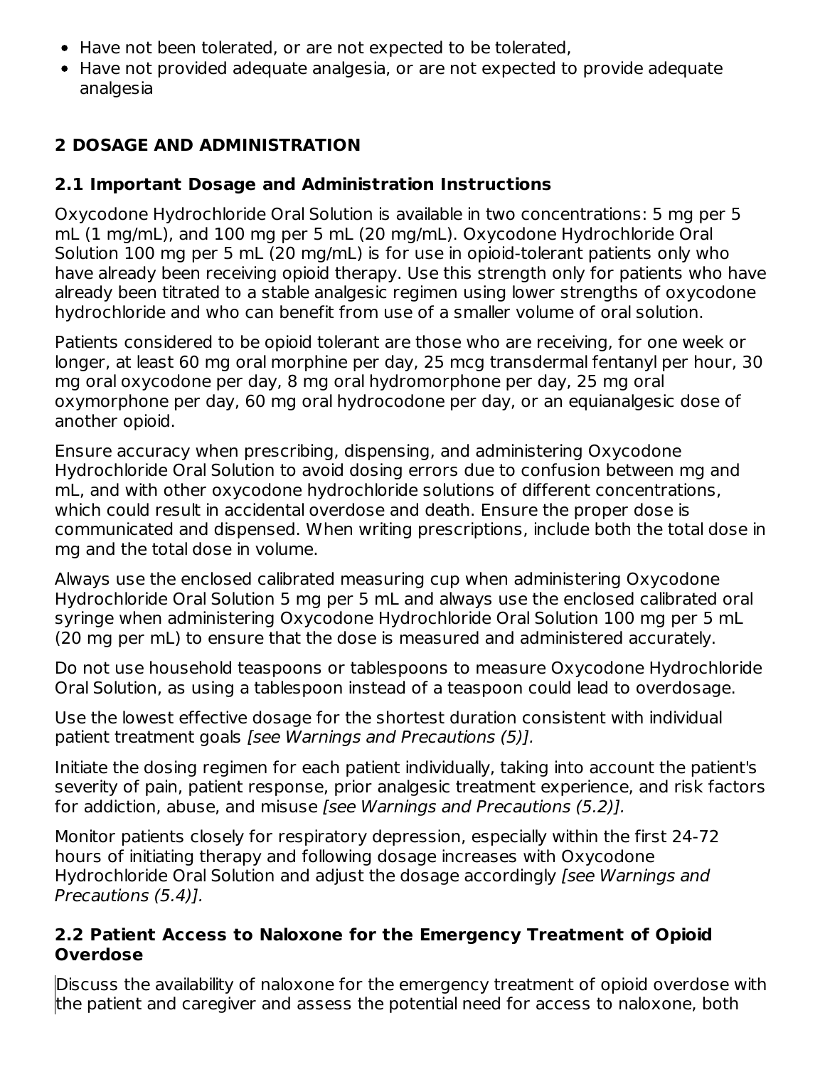- Have not been tolerated, or are not expected to be tolerated,
- Have not provided adequate analgesia, or are not expected to provide adequate analgesia

## 2 DOSAGE AND ADMINISTRATION

### 2.1 Important Dosage and Administration Instructions

Oxycodone Hydrochloride Oral Solution is available in two concentrations: 5 mg per 5 mL (1 mg/mL), and 100 mg per 5 mL (20 mg/mL). Oxycodone Hydrochloride Oral Solution 100 mg per 5 mL (20 mg/mL) is for use in opioid-tolerant patients only who have already been receiving opioid therapy. Use this strength only for patients who have already been titrated to a stable analgesic regimen using lower strengths of oxycodone hydrochloride and who can benefit from use of a smaller volume of oral solution.

Patients considered to be opioid tolerant are those who are receiving, for one week or longer, at least 60 mg oral morphine per day, 25 mcg transdermal fentanyl per hour, 30 mg oral oxycodone per day, 8 mg oral hydromorphone per day, 25 mg oral oxymorphone per day, 60 mg oral hydrocodone per day, or an equianalgesic dose of another opioid.

Ensure accuracy when prescribing, dispensing, and administering Oxycodone Hydrochloride Oral Solution to avoid dosing errors due to confusion between mg and mL, and with other oxycodone hydrochloride solutions of different concentrations, which could result in accidental overdose and death. Ensure the proper dose is communicated and dispensed. When writing prescriptions, include both the total dose in mg and the total dose in volume.

Always use the enclosed calibrated measuring cup when administering Oxycodone Hydrochloride Oral Solution 5 mg per 5 mL and always use the enclosed calibrated oral syringe when administering Oxycodone Hydrochloride Oral Solution 100 mg per 5 mL (20 mg per mL) to ensure that the dose is measured and administered accurately.

Do not use household teaspoons or tablespoons to measure Oxycodone Hydrochloride Oral Solution, as using a tablespoon instead of a teaspoon could lead to overdosage.

Use the lowest effective dosage for the shortest duration consistent with individual patient treatment goals *[see Warnings and Precautions (5)].*

Initiate the dosing regimen for each patient individually, taking into account the patient's severity of pain, patient response, prior analgesic treatment experience, and risk factors for addiction, abuse, and misuse *[see Warnings and Precautions (5.2)].*

Monitor patients closely for respiratory depression, especially within the first 24-72 hours of initiating therapy and following dosage increases with Oxycodone Hydrochloride Oral Solution and adjust the dosage accordingly *[see Warnings and Precautions (5.4)].*

### 2.2 Patient Access to Naloxone for the Emergency Treatment of Opioid Overdose

Discuss the availability of naloxone for the emergency treatment of opioid overdose with the patient and caregiver and assess the potential need for access to naloxone, both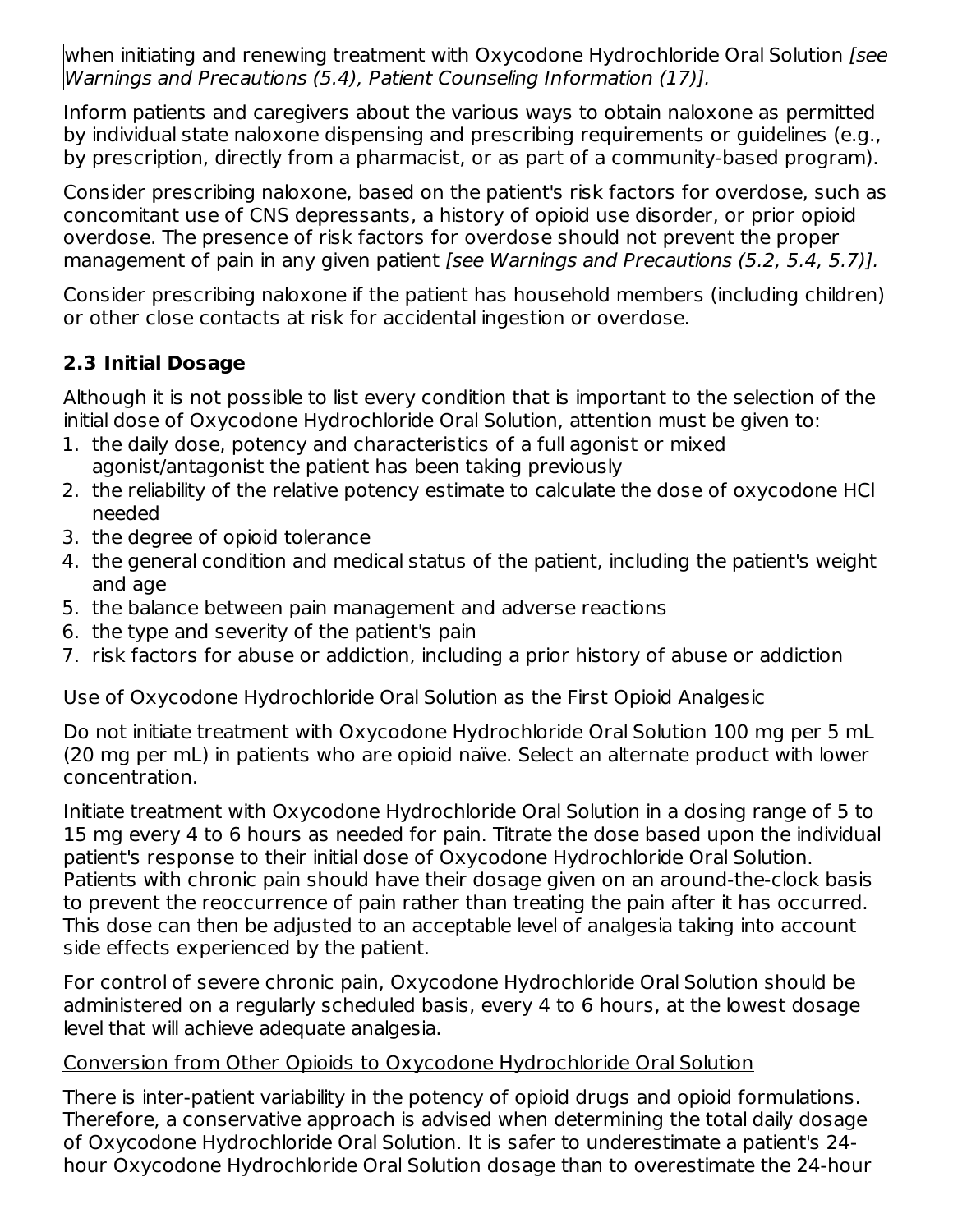when initiating and renewing treatment with Oxycodone Hydrochloride Oral Solution *[see Warnings and Precautions (5.4), Patient Counseling Information (17)].*

Inform patients and caregivers about the various ways to obtain naloxone as permitted by individual state naloxone dispensing and prescribing requirements or guidelines (e.g., by prescription, directly from a pharmacist, or as part of a community-based program).

Consider prescribing naloxone, based on the patient's risk factors for overdose, such as concomitant use of CNS depressants, a history of opioid use disorder, or prior opioid overdose. The presence of risk factors for overdose should not prevent the proper management of pain in any given patient *[see Warnings and Precautions (5.2, 5.4, 5.7)].*

Consider prescribing naloxone if the patient has household members (including children) or other close contacts at risk for accidental ingestion or overdose.

### 2.3 Initial Dosage

Although it is not possible to list every condition that is important to the selection of the initial dose of Oxycodone Hydrochloride Oral Solution, attention must be given to:

1. the daily dose, potency and characteristics of a full agonist or mixed agonist/antagonist the patient has been taking previously
2. the reliability of the relative potency estimate to calculate the dose of oxycodone HCl needed
3. the degree of opioid tolerance
4. the general condition and medical status of the patient, including the patient's weight and age
5. the balance between pain management and adverse reactions
6. the type and severity of the patient's pain
7. risk factors for abuse or addiction, including a prior history of abuse or addiction

<u>Use of Oxycodone Hydrochloride Oral Solution as the First Opioid Analgesic</u>

Do not initiate treatment with Oxycodone Hydrochloride Oral Solution 100 mg per 5 mL (20 mg per mL) in patients who are opioid naïve. Select an alternate product with lower concentration.

Initiate treatment with Oxycodone Hydrochloride Oral Solution in a dosing range of 5 to 15 mg every 4 to 6 hours as needed for pain. Titrate the dose based upon the individual patient's response to their initial dose of Oxycodone Hydrochloride Oral Solution. Patients with chronic pain should have their dosage given on an around-the-clock basis to prevent the reoccurrence of pain rather than treating the pain after it has occurred. This dose can then be adjusted to an acceptable level of analgesia taking into account side effects experienced by the patient.

For control of severe chronic pain, Oxycodone Hydrochloride Oral Solution should be administered on a regularly scheduled basis, every 4 to 6 hours, at the lowest dosage level that will achieve adequate analgesia.

<u>Conversion from Other Opioids to Oxycodone Hydrochloride Oral Solution</u>

There is inter-patient variability in the potency of opioid drugs and opioid formulations. Therefore, a conservative approach is advised when determining the total daily dosage of Oxycodone Hydrochloride Oral Solution. It is safer to underestimate a patient's 24-hour Oxycodone Hydrochloride Oral Solution dosage than to overestimate the 24-hour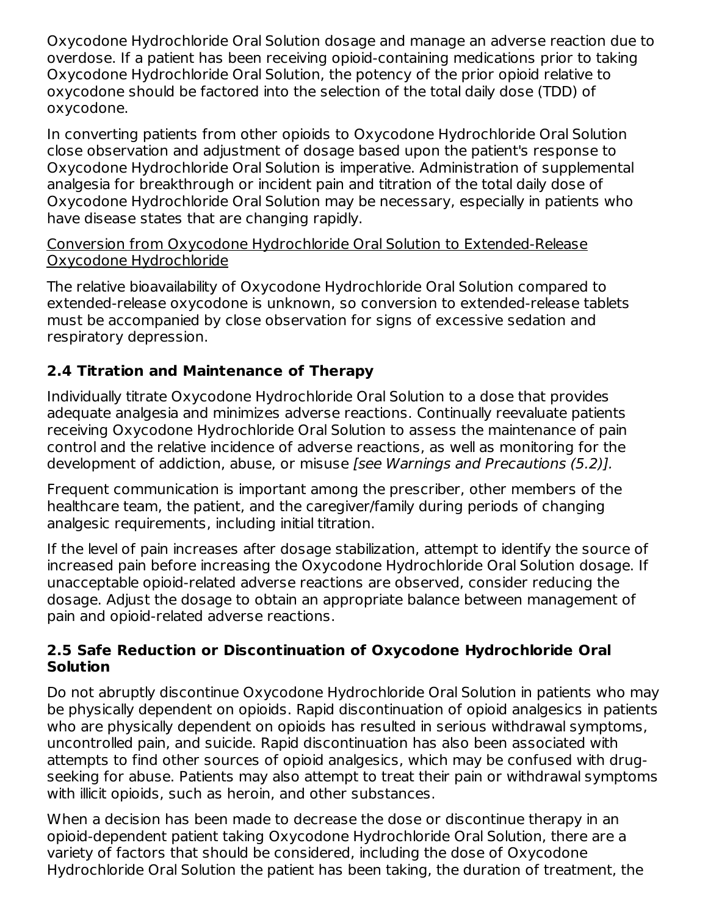Oxycodone Hydrochloride Oral Solution dosage and manage an adverse reaction due to overdose. If a patient has been receiving opioid-containing medications prior to taking Oxycodone Hydrochloride Oral Solution, the potency of the prior opioid relative to oxycodone should be factored into the selection of the total daily dose (TDD) of oxycodone.

In converting patients from other opioids to Oxycodone Hydrochloride Oral Solution close observation and adjustment of dosage based upon the patient's response to Oxycodone Hydrochloride Oral Solution is imperative. Administration of supplemental analgesia for breakthrough or incident pain and titration of the total daily dose of Oxycodone Hydrochloride Oral Solution may be necessary, especially in patients who have disease states that are changing rapidly.

Conversion from Oxycodone Hydrochloride Oral Solution to Extended-Release Oxycodone Hydrochloride

The relative bioavailability of Oxycodone Hydrochloride Oral Solution compared to extended-release oxycodone is unknown, so conversion to extended-release tablets must be accompanied by close observation for signs of excessive sedation and respiratory depression.

### 2.4 Titration and Maintenance of Therapy

Individually titrate Oxycodone Hydrochloride Oral Solution to a dose that provides adequate analgesia and minimizes adverse reactions. Continually reevaluate patients receiving Oxycodone Hydrochloride Oral Solution to assess the maintenance of pain control and the relative incidence of adverse reactions, as well as monitoring for the development of addiction, abuse, or misuse *[see Warnings and Precautions (5.2)].*

Frequent communication is important among the prescriber, other members of the healthcare team, the patient, and the caregiver/family during periods of changing analgesic requirements, including initial titration.

If the level of pain increases after dosage stabilization, attempt to identify the source of increased pain before increasing the Oxycodone Hydrochloride Oral Solution dosage. If unacceptable opioid-related adverse reactions are observed, consider reducing the dosage. Adjust the dosage to obtain an appropriate balance between management of pain and opioid-related adverse reactions.

### 2.5 Safe Reduction or Discontinuation of Oxycodone Hydrochloride Oral Solution

Do not abruptly discontinue Oxycodone Hydrochloride Oral Solution in patients who may be physically dependent on opioids. Rapid discontinuation of opioid analgesics in patients who are physically dependent on opioids has resulted in serious withdrawal symptoms, uncontrolled pain, and suicide. Rapid discontinuation has also been associated with attempts to find other sources of opioid analgesics, which may be confused with drug-seeking for abuse. Patients may also attempt to treat their pain or withdrawal symptoms with illicit opioids, such as heroin, and other substances.

When a decision has been made to decrease the dose or discontinue therapy in an opioid-dependent patient taking Oxycodone Hydrochloride Oral Solution, there are a variety of factors that should be considered, including the dose of Oxycodone Hydrochloride Oral Solution the patient has been taking, the duration of treatment, the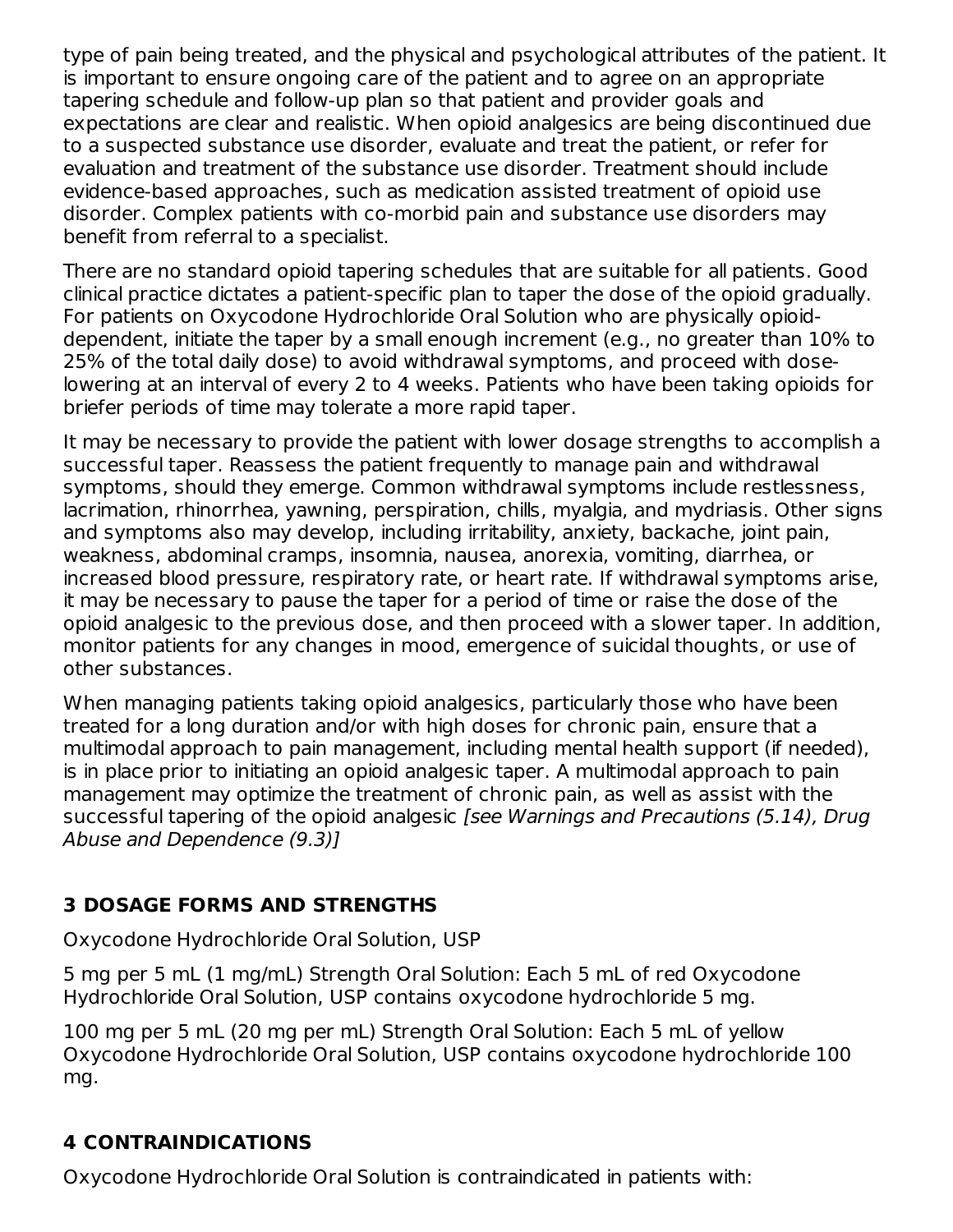type of pain being treated, and the physical and psychological attributes of the patient. It is important to ensure ongoing care of the patient and to agree on an appropriate tapering schedule and follow-up plan so that patient and provider goals and expectations are clear and realistic. When opioid analgesics are being discontinued due to a suspected substance use disorder, evaluate and treat the patient, or refer for evaluation and treatment of the substance use disorder. Treatment should include evidence-based approaches, such as medication assisted treatment of opioid use disorder. Complex patients with co-morbid pain and substance use disorders may benefit from referral to a specialist.

There are no standard opioid tapering schedules that are suitable for all patients. Good clinical practice dictates a patient-specific plan to taper the dose of the opioid gradually. For patients on Oxycodone Hydrochloride Oral Solution who are physically opioid-dependent, initiate the taper by a small enough increment (e.g., no greater than 10% to 25% of the total daily dose) to avoid withdrawal symptoms, and proceed with dose-lowering at an interval of every 2 to 4 weeks. Patients who have been taking opioids for briefer periods of time may tolerate a more rapid taper.

It may be necessary to provide the patient with lower dosage strengths to accomplish a successful taper. Reassess the patient frequently to manage pain and withdrawal symptoms, should they emerge. Common withdrawal symptoms include restlessness, lacrimation, rhinorrhea, yawning, perspiration, chills, myalgia, and mydriasis. Other signs and symptoms also may develop, including irritability, anxiety, backache, joint pain, weakness, abdominal cramps, insomnia, nausea, anorexia, vomiting, diarrhea, or increased blood pressure, respiratory rate, or heart rate. If withdrawal symptoms arise, it may be necessary to pause the taper for a period of time or raise the dose of the opioid analgesic to the previous dose, and then proceed with a slower taper. In addition, monitor patients for any changes in mood, emergence of suicidal thoughts, or use of other substances.

When managing patients taking opioid analgesics, particularly those who have been treated for a long duration and/or with high doses for chronic pain, ensure that a multimodal approach to pain management, including mental health support (if needed), is in place prior to initiating an opioid analgesic taper. A multimodal approach to pain management may optimize the treatment of chronic pain, as well as assist with the successful tapering of the opioid analgesic *[see Warnings and Precautions (5.14), Drug Abuse and Dependence (9.3)]*

## 3 DOSAGE FORMS AND STRENGTHS

Oxycodone Hydrochloride Oral Solution, USP

5 mg per 5 mL (1 mg/mL) Strength Oral Solution: Each 5 mL of red Oxycodone Hydrochloride Oral Solution, USP contains oxycodone hydrochloride 5 mg.

100 mg per 5 mL (20 mg per mL) Strength Oral Solution: Each 5 mL of yellow Oxycodone Hydrochloride Oral Solution, USP contains oxycodone hydrochloride 100 mg.

## 4 CONTRAINDICATIONS

Oxycodone Hydrochloride Oral Solution is contraindicated in patients with: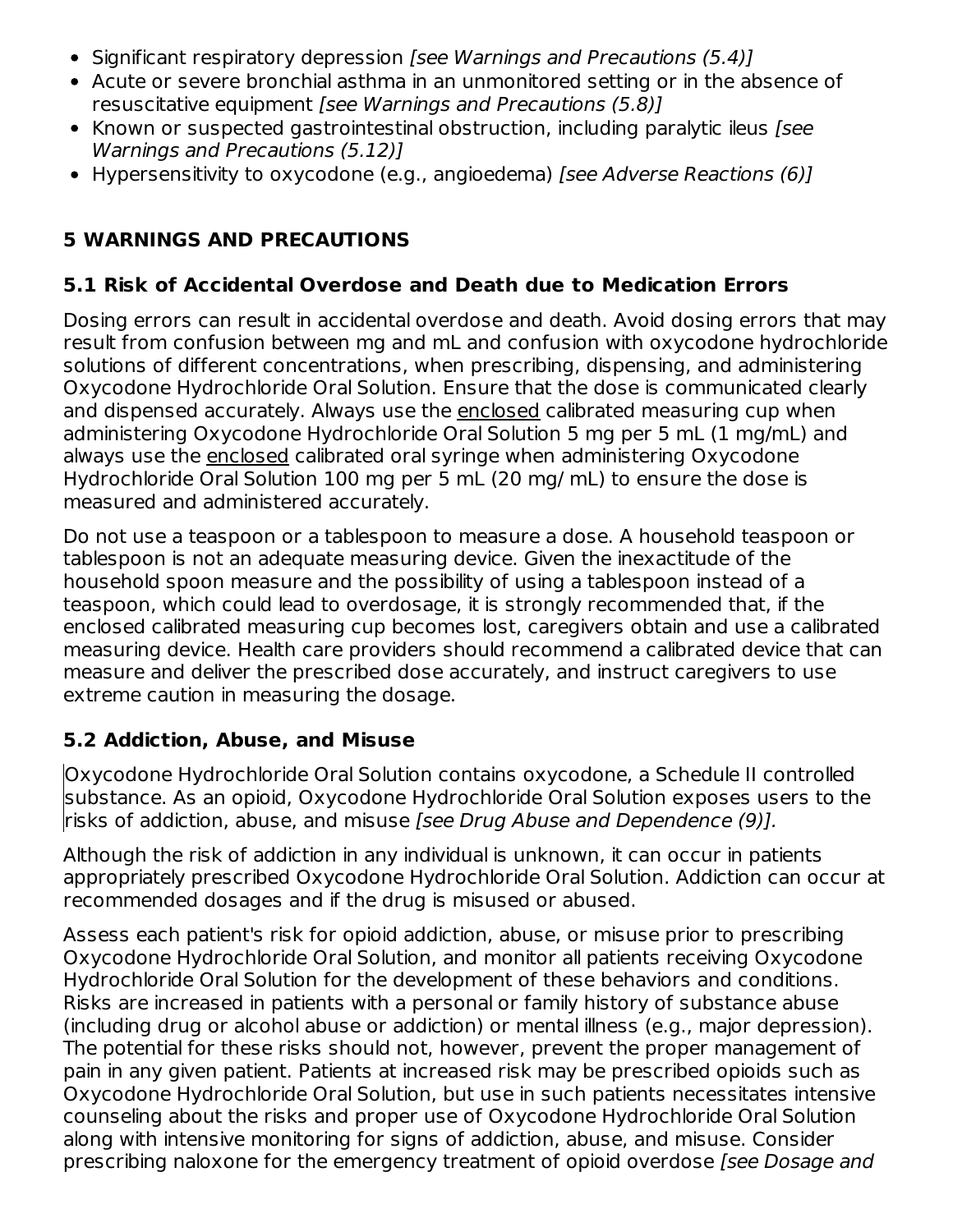- Significant respiratory depression *[see Warnings and Precautions (5.4)]*
- Acute or severe bronchial asthma in an unmonitored setting or in the absence of resuscitative equipment *[see Warnings and Precautions (5.8)]*
- Known or suspected gastrointestinal obstruction, including paralytic ileus *[see Warnings and Precautions (5.12)]*
- Hypersensitivity to oxycodone (e.g., angioedema) *[see Adverse Reactions (6)]*

## 5 WARNINGS AND PRECAUTIONS

### 5.1 Risk of Accidental Overdose and Death due to Medication Errors

Dosing errors can result in accidental overdose and death. Avoid dosing errors that may result from confusion between mg and mL and confusion with oxycodone hydrochloride solutions of different concentrations, when prescribing, dispensing, and administering Oxycodone Hydrochloride Oral Solution. Ensure that the dose is communicated clearly and dispensed accurately. Always use the enclosed calibrated measuring cup when administering Oxycodone Hydrochloride Oral Solution 5 mg per 5 mL (1 mg/mL) and always use the enclosed calibrated oral syringe when administering Oxycodone Hydrochloride Oral Solution 100 mg per 5 mL (20 mg/ mL) to ensure the dose is measured and administered accurately.

Do not use a teaspoon or a tablespoon to measure a dose. A household teaspoon or tablespoon is not an adequate measuring device. Given the inexactitude of the household spoon measure and the possibility of using a tablespoon instead of a teaspoon, which could lead to overdosage, it is strongly recommended that, if the enclosed calibrated measuring cup becomes lost, caregivers obtain and use a calibrated measuring device. Health care providers should recommend a calibrated device that can measure and deliver the prescribed dose accurately, and instruct caregivers to use extreme caution in measuring the dosage.

### 5.2 Addiction, Abuse, and Misuse

Oxycodone Hydrochloride Oral Solution contains oxycodone, a Schedule II controlled substance. As an opioid, Oxycodone Hydrochloride Oral Solution exposes users to the risks of addiction, abuse, and misuse *[see Drug Abuse and Dependence (9)].*

Although the risk of addiction in any individual is unknown, it can occur in patients appropriately prescribed Oxycodone Hydrochloride Oral Solution. Addiction can occur at recommended dosages and if the drug is misused or abused.

Assess each patient's risk for opioid addiction, abuse, or misuse prior to prescribing Oxycodone Hydrochloride Oral Solution, and monitor all patients receiving Oxycodone Hydrochloride Oral Solution for the development of these behaviors and conditions. Risks are increased in patients with a personal or family history of substance abuse (including drug or alcohol abuse or addiction) or mental illness (e.g., major depression). The potential for these risks should not, however, prevent the proper management of pain in any given patient. Patients at increased risk may be prescribed opioids such as Oxycodone Hydrochloride Oral Solution, but use in such patients necessitates intensive counseling about the risks and proper use of Oxycodone Hydrochloride Oral Solution along with intensive monitoring for signs of addiction, abuse, and misuse. Consider prescribing naloxone for the emergency treatment of opioid overdose *[see Dosage and*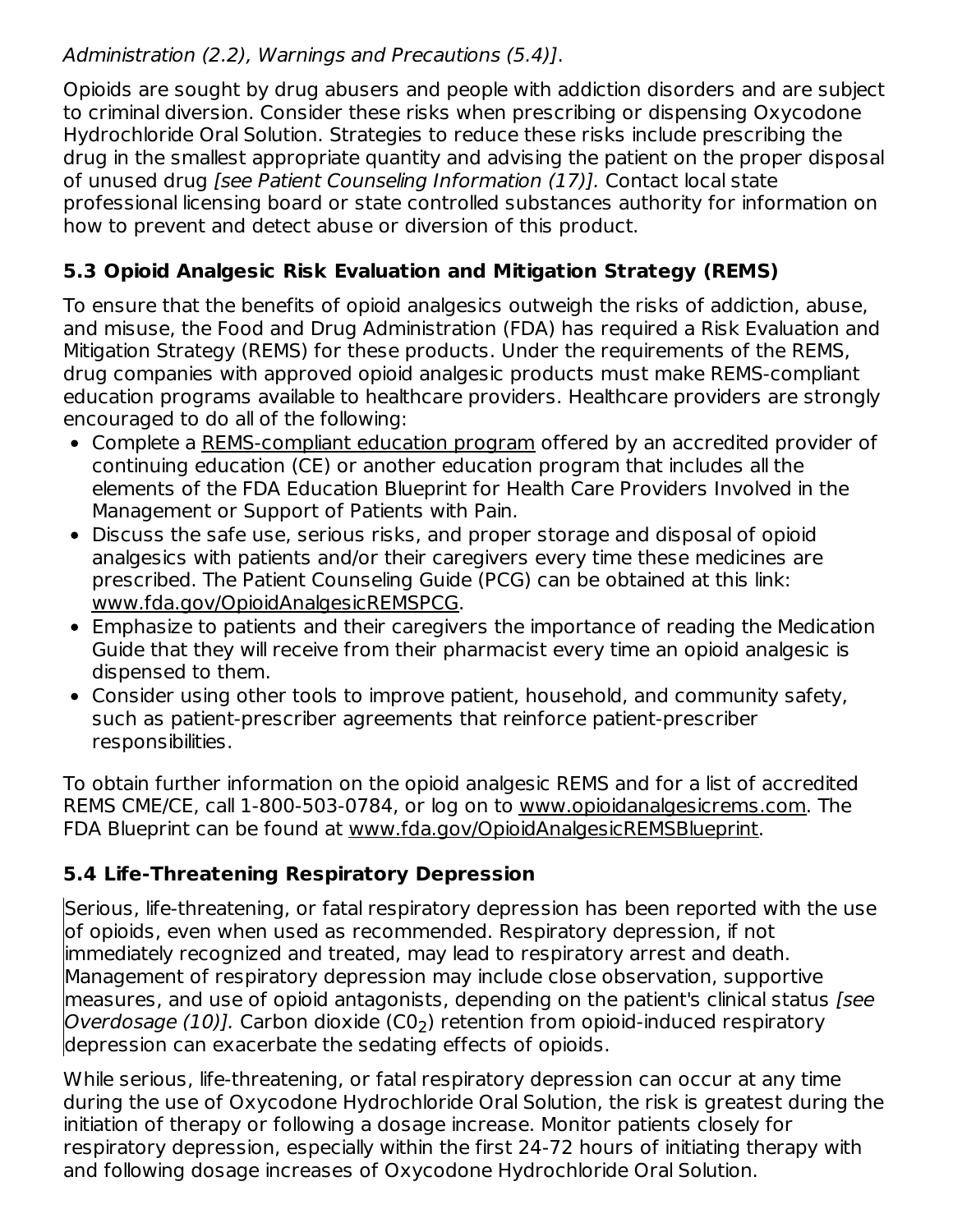*Administration (2.2), Warnings and Precautions (5.4)]*.

Opioids are sought by drug abusers and people with addiction disorders and are subject to criminal diversion. Consider these risks when prescribing or dispensing Oxycodone Hydrochloride Oral Solution. Strategies to reduce these risks include prescribing the drug in the smallest appropriate quantity and advising the patient on the proper disposal of unused drug *[see Patient Counseling Information (17)]*. Contact local state professional licensing board or state controlled substances authority for information on how to prevent and detect abuse or diversion of this product.

### 5.3 Opioid Analgesic Risk Evaluation and Mitigation Strategy (REMS)

To ensure that the benefits of opioid analgesics outweigh the risks of addiction, abuse, and misuse, the Food and Drug Administration (FDA) has required a Risk Evaluation and Mitigation Strategy (REMS) for these products. Under the requirements of the REMS, drug companies with approved opioid analgesic products must make REMS-compliant education programs available to healthcare providers. Healthcare providers are strongly encouraged to do all of the following:

- Complete a REMS-compliant education program offered by an accredited provider of continuing education (CE) or another education program that includes all the elements of the FDA Education Blueprint for Health Care Providers Involved in the Management or Support of Patients with Pain.
- Discuss the safe use, serious risks, and proper storage and disposal of opioid analgesics with patients and/or their caregivers every time these medicines are prescribed. The Patient Counseling Guide (PCG) can be obtained at this link: www.fda.gov/OpioidAnalgesicREMSPCG.
- Emphasize to patients and their caregivers the importance of reading the Medication Guide that they will receive from their pharmacist every time an opioid analgesic is dispensed to them.
- Consider using other tools to improve patient, household, and community safety, such as patient-prescriber agreements that reinforce patient-prescriber responsibilities.

To obtain further information on the opioid analgesic REMS and for a list of accredited REMS CME/CE, call 1-800-503-0784, or log on to www.opioidanalgesicrems.com. The FDA Blueprint can be found at www.fda.gov/OpioidAnalgesicREMSBlueprint.

### 5.4 Life-Threatening Respiratory Depression

Serious, life-threatening, or fatal respiratory depression has been reported with the use of opioids, even when used as recommended. Respiratory depression, if not immediately recognized and treated, may lead to respiratory arrest and death. Management of respiratory depression may include close observation, supportive measures, and use of opioid antagonists, depending on the patient's clinical status *[see Overdosage (10)]*. Carbon dioxide ($C0_2$) retention from opioid-induced respiratory depression can exacerbate the sedating effects of opioids.

While serious, life-threatening, or fatal respiratory depression can occur at any time during the use of Oxycodone Hydrochloride Oral Solution, the risk is greatest during the initiation of therapy or following a dosage increase. Monitor patients closely for respiratory depression, especially within the first 24-72 hours of initiating therapy with and following dosage increases of Oxycodone Hydrochloride Oral Solution.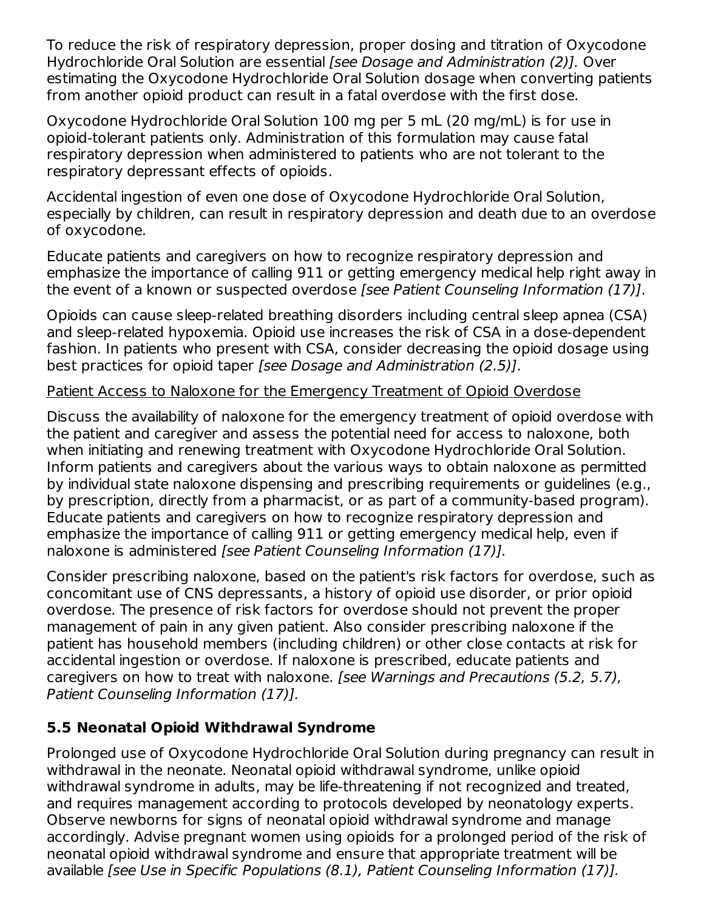To reduce the risk of respiratory depression, proper dosing and titration of Oxycodone Hydrochloride Oral Solution are essential *[see Dosage and Administration (2)].* Over estimating the Oxycodone Hydrochloride Oral Solution dosage when converting patients from another opioid product can result in a fatal overdose with the first dose.

Oxycodone Hydrochloride Oral Solution 100 mg per 5 mL (20 mg/mL) is for use in opioid-tolerant patients only. Administration of this formulation may cause fatal respiratory depression when administered to patients who are not tolerant to the respiratory depressant effects of opioids.

Accidental ingestion of even one dose of Oxycodone Hydrochloride Oral Solution, especially by children, can result in respiratory depression and death due to an overdose of oxycodone.

Educate patients and caregivers on how to recognize respiratory depression and emphasize the importance of calling 911 or getting emergency medical help right away in the event of a known or suspected overdose *[see Patient Counseling Information (17)]*.

Opioids can cause sleep-related breathing disorders including central sleep apnea (CSA) and sleep-related hypoxemia. Opioid use increases the risk of CSA in a dose-dependent fashion. In patients who present with CSA, consider decreasing the opioid dosage using best practices for opioid taper *[see Dosage and Administration (2.5)]*.

<u>Patient Access to Naloxone for the Emergency Treatment of Opioid Overdose</u>

Discuss the availability of naloxone for the emergency treatment of opioid overdose with the patient and caregiver and assess the potential need for access to naloxone, both when initiating and renewing treatment with Oxycodone Hydrochloride Oral Solution. Inform patients and caregivers about the various ways to obtain naloxone as permitted by individual state naloxone dispensing and prescribing requirements or guidelines (e.g., by prescription, directly from a pharmacist, or as part of a community-based program). Educate patients and caregivers on how to recognize respiratory depression and emphasize the importance of calling 911 or getting emergency medical help, even if naloxone is administered *[see Patient Counseling Information (17)].*

Consider prescribing naloxone, based on the patient's risk factors for overdose, such as concomitant use of CNS depressants, a history of opioid use disorder, or prior opioid overdose. The presence of risk factors for overdose should not prevent the proper management of pain in any given patient. Also consider prescribing naloxone if the patient has household members (including children) or other close contacts at risk for accidental ingestion or overdose. If naloxone is prescribed, educate patients and caregivers on how to treat with naloxone. *[see Warnings and Precautions (5.2, 5.7), Patient Counseling Information (17)].*

### 5.5 Neonatal Opioid Withdrawal Syndrome

Prolonged use of Oxycodone Hydrochloride Oral Solution during pregnancy can result in withdrawal in the neonate. Neonatal opioid withdrawal syndrome, unlike opioid withdrawal syndrome in adults, may be life-threatening if not recognized and treated, and requires management according to protocols developed by neonatology experts. Observe newborns for signs of neonatal opioid withdrawal syndrome and manage accordingly. Advise pregnant women using opioids for a prolonged period of the risk of neonatal opioid withdrawal syndrome and ensure that appropriate treatment will be available *[see Use in Specific Populations (8.1), Patient Counseling Information (17)].*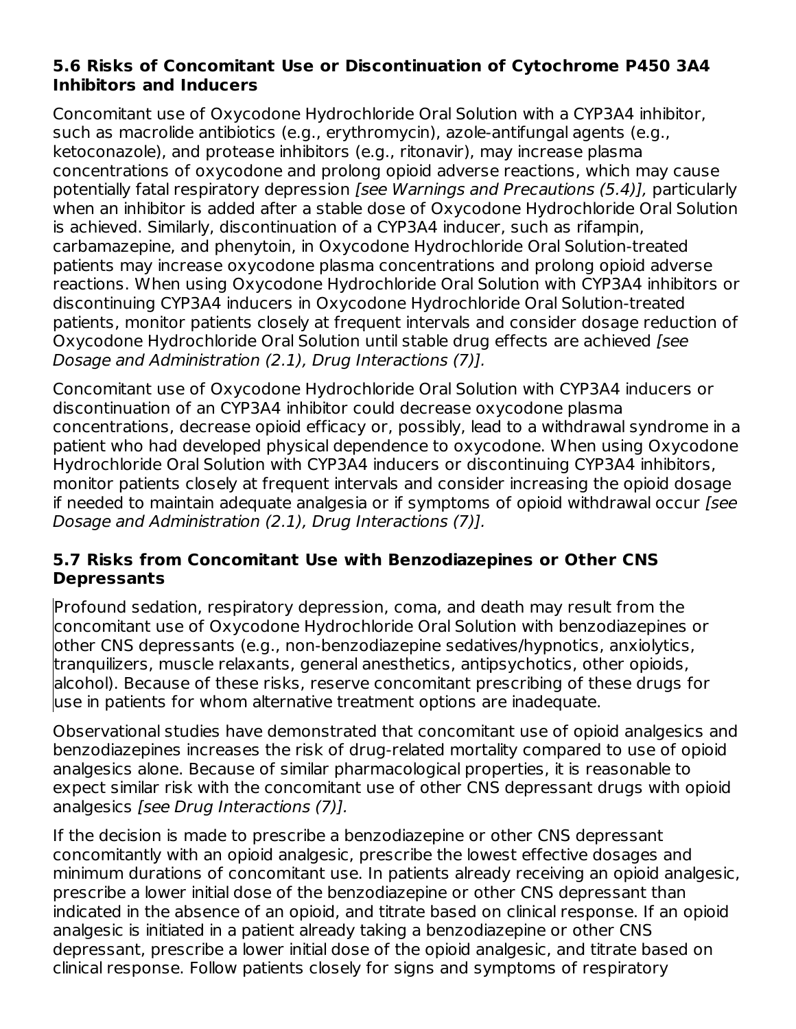### 5.6 Risks of Concomitant Use or Discontinuation of Cytochrome P450 3A4 Inhibitors and Inducers

Concomitant use of Oxycodone Hydrochloride Oral Solution with a CYP3A4 inhibitor, such as macrolide antibiotics (e.g., erythromycin), azole-antifungal agents (e.g., ketoconazole), and protease inhibitors (e.g., ritonavir), may increase plasma concentrations of oxycodone and prolong opioid adverse reactions, which may cause potentially fatal respiratory depression *[see Warnings and Precautions (5.4)]*, particularly when an inhibitor is added after a stable dose of Oxycodone Hydrochloride Oral Solution is achieved. Similarly, discontinuation of a CYP3A4 inducer, such as rifampin, carbamazepine, and phenytoin, in Oxycodone Hydrochloride Oral Solution-treated patients may increase oxycodone plasma concentrations and prolong opioid adverse reactions. When using Oxycodone Hydrochloride Oral Solution with CYP3A4 inhibitors or discontinuing CYP3A4 inducers in Oxycodone Hydrochloride Oral Solution-treated patients, monitor patients closely at frequent intervals and consider dosage reduction of Oxycodone Hydrochloride Oral Solution until stable drug effects are achieved *[see Dosage and Administration (2.1), Drug Interactions (7)]*.

Concomitant use of Oxycodone Hydrochloride Oral Solution with CYP3A4 inducers or discontinuation of an CYP3A4 inhibitor could decrease oxycodone plasma concentrations, decrease opioid efficacy or, possibly, lead to a withdrawal syndrome in a patient who had developed physical dependence to oxycodone. When using Oxycodone Hydrochloride Oral Solution with CYP3A4 inducers or discontinuing CYP3A4 inhibitors, monitor patients closely at frequent intervals and consider increasing the opioid dosage if needed to maintain adequate analgesia or if symptoms of opioid withdrawal occur *[see Dosage and Administration (2.1), Drug Interactions (7)]*.

### 5.7 Risks from Concomitant Use with Benzodiazepines or Other CNS Depressants

Profound sedation, respiratory depression, coma, and death may result from the concomitant use of Oxycodone Hydrochloride Oral Solution with benzodiazepines or other CNS depressants (e.g., non-benzodiazepine sedatives/hypnotics, anxiolytics, tranquilizers, muscle relaxants, general anesthetics, antipsychotics, other opioids, alcohol). Because of these risks, reserve concomitant prescribing of these drugs for use in patients for whom alternative treatment options are inadequate.

Observational studies have demonstrated that concomitant use of opioid analgesics and benzodiazepines increases the risk of drug-related mortality compared to use of opioid analgesics alone. Because of similar pharmacological properties, it is reasonable to expect similar risk with the concomitant use of other CNS depressant drugs with opioid analgesics *[see Drug Interactions (7)]*.

If the decision is made to prescribe a benzodiazepine or other CNS depressant concomitantly with an opioid analgesic, prescribe the lowest effective dosages and minimum durations of concomitant use. In patients already receiving an opioid analgesic, prescribe a lower initial dose of the benzodiazepine or other CNS depressant than indicated in the absence of an opioid, and titrate based on clinical response. If an opioid analgesic is initiated in a patient already taking a benzodiazepine or other CNS depressant, prescribe a lower initial dose of the opioid analgesic, and titrate based on clinical response. Follow patients closely for signs and symptoms of respiratory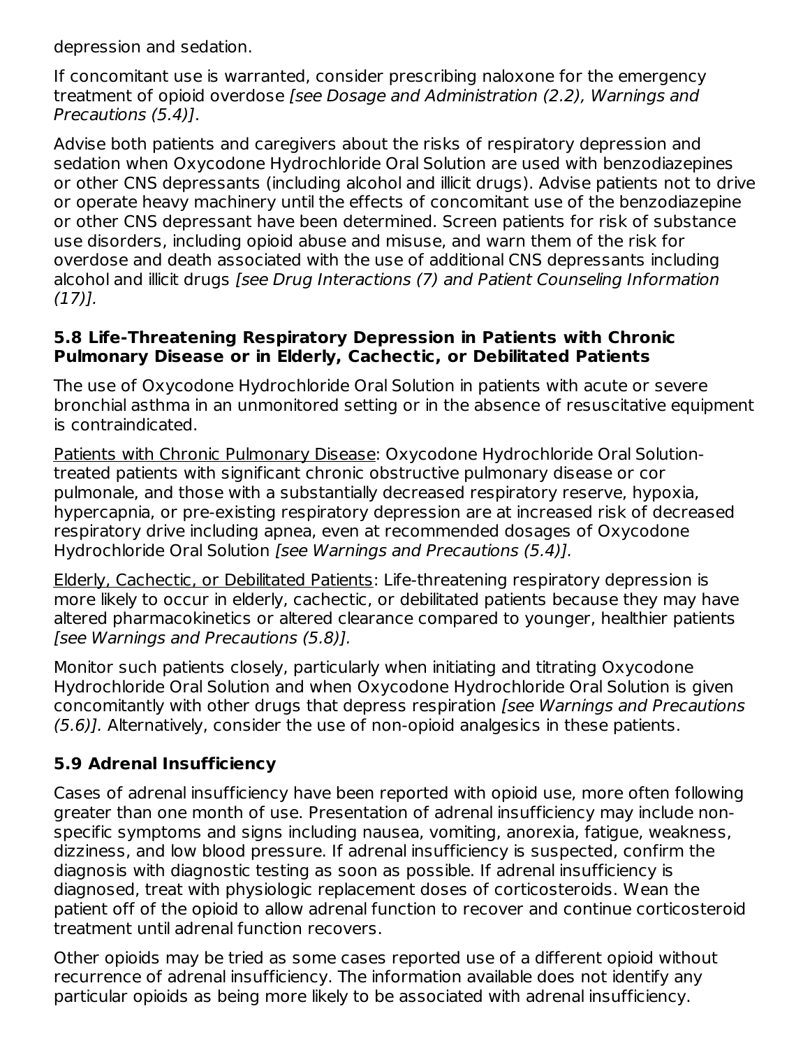depression and sedation.

If concomitant use is warranted, consider prescribing naloxone for the emergency treatment of opioid overdose *[see Dosage and Administration (2.2), Warnings and Precautions (5.4)]*.

Advise both patients and caregivers about the risks of respiratory depression and sedation when Oxycodone Hydrochloride Oral Solution are used with benzodiazepines or other CNS depressants (including alcohol and illicit drugs). Advise patients not to drive or operate heavy machinery until the effects of concomitant use of the benzodiazepine or other CNS depressant have been determined. Screen patients for risk of substance use disorders, including opioid abuse and misuse, and warn them of the risk for overdose and death associated with the use of additional CNS depressants including alcohol and illicit drugs *[see Drug Interactions (7) and Patient Counseling Information (17)]*.

### 5.8 Life-Threatening Respiratory Depression in Patients with Chronic Pulmonary Disease or in Elderly, Cachectic, or Debilitated Patients

The use of Oxycodone Hydrochloride Oral Solution in patients with acute or severe bronchial asthma in an unmonitored setting or in the absence of resuscitative equipment is contraindicated.

<u>Patients with Chronic Pulmonary Disease</u>: Oxycodone Hydrochloride Oral Solution-treated patients with significant chronic obstructive pulmonary disease or cor pulmonale, and those with a substantially decreased respiratory reserve, hypoxia, hypercapnia, or pre-existing respiratory depression are at increased risk of decreased respiratory drive including apnea, even at recommended dosages of Oxycodone Hydrochloride Oral Solution *[see Warnings and Precautions (5.4)]*.

<u>Elderly, Cachectic, or Debilitated Patients</u>: Life-threatening respiratory depression is more likely to occur in elderly, cachectic, or debilitated patients because they may have altered pharmacokinetics or altered clearance compared to younger, healthier patients *[see Warnings and Precautions (5.8)]*.

Monitor such patients closely, particularly when initiating and titrating Oxycodone Hydrochloride Oral Solution and when Oxycodone Hydrochloride Oral Solution is given concomitantly with other drugs that depress respiration *[see Warnings and Precautions (5.6)]*. Alternatively, consider the use of non-opioid analgesics in these patients.

### 5.9 Adrenal Insufficiency

Cases of adrenal insufficiency have been reported with opioid use, more often following greater than one month of use. Presentation of adrenal insufficiency may include non-specific symptoms and signs including nausea, vomiting, anorexia, fatigue, weakness, dizziness, and low blood pressure. If adrenal insufficiency is suspected, confirm the diagnosis with diagnostic testing as soon as possible. If adrenal insufficiency is diagnosed, treat with physiologic replacement doses of corticosteroids. Wean the patient off of the opioid to allow adrenal function to recover and continue corticosteroid treatment until adrenal function recovers.

Other opioids may be tried as some cases reported use of a different opioid without recurrence of adrenal insufficiency. The information available does not identify any particular opioids as being more likely to be associated with adrenal insufficiency.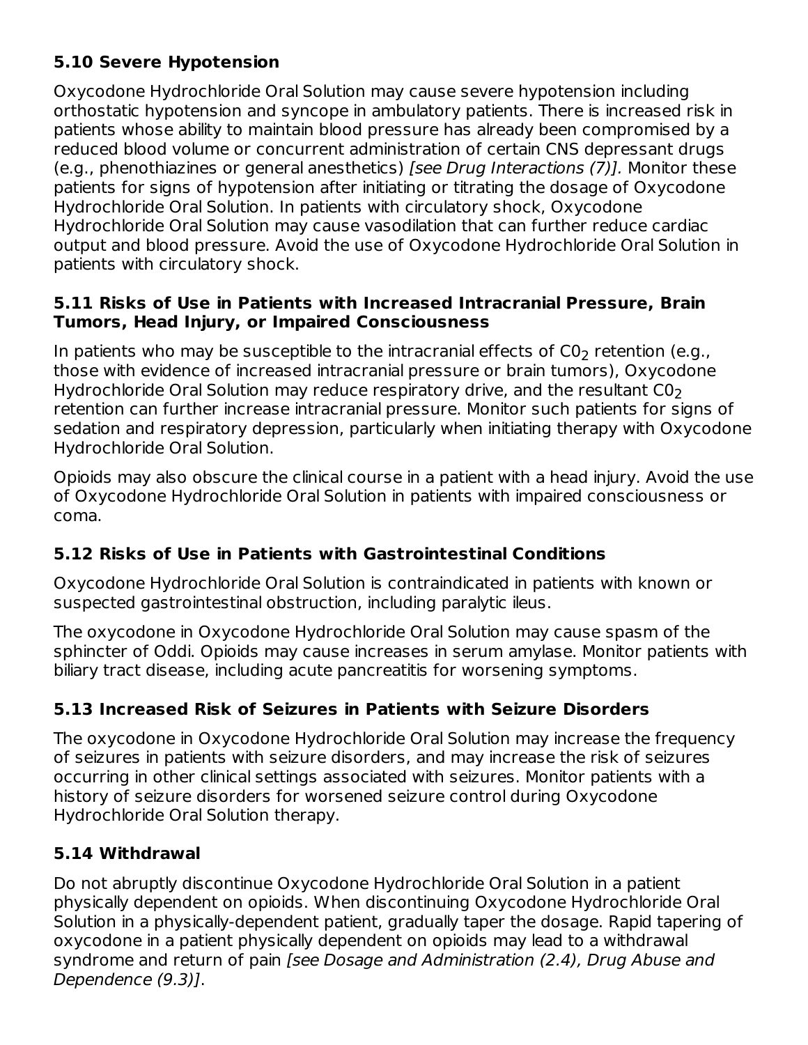### 5.10 Severe Hypotension

Oxycodone Hydrochloride Oral Solution may cause severe hypotension including orthostatic hypotension and syncope in ambulatory patients. There is increased risk in patients whose ability to maintain blood pressure has already been compromised by a reduced blood volume or concurrent administration of certain CNS depressant drugs (e.g., phenothiazines or general anesthetics) *[see Drug Interactions (7)].* Monitor these patients for signs of hypotension after initiating or titrating the dosage of Oxycodone Hydrochloride Oral Solution. In patients with circulatory shock, Oxycodone Hydrochloride Oral Solution may cause vasodilation that can further reduce cardiac output and blood pressure. Avoid the use of Oxycodone Hydrochloride Oral Solution in patients with circulatory shock.

### 5.11 Risks of Use in Patients with Increased Intracranial Pressure, Brain Tumors, Head Injury, or Impaired Consciousness

In patients who may be susceptible to the intracranial effects of $C0_2$ retention (e.g., those with evidence of increased intracranial pressure or brain tumors), Oxycodone Hydrochloride Oral Solution may reduce respiratory drive, and the resultant $C0_2$ retention can further increase intracranial pressure. Monitor such patients for signs of sedation and respiratory depression, particularly when initiating therapy with Oxycodone Hydrochloride Oral Solution.

Opioids may also obscure the clinical course in a patient with a head injury. Avoid the use of Oxycodone Hydrochloride Oral Solution in patients with impaired consciousness or coma.

### 5.12 Risks of Use in Patients with Gastrointestinal Conditions

Oxycodone Hydrochloride Oral Solution is contraindicated in patients with known or suspected gastrointestinal obstruction, including paralytic ileus.

The oxycodone in Oxycodone Hydrochloride Oral Solution may cause spasm of the sphincter of Oddi. Opioids may cause increases in serum amylase. Monitor patients with biliary tract disease, including acute pancreatitis for worsening symptoms.

### 5.13 Increased Risk of Seizures in Patients with Seizure Disorders

The oxycodone in Oxycodone Hydrochloride Oral Solution may increase the frequency of seizures in patients with seizure disorders, and may increase the risk of seizures occurring in other clinical settings associated with seizures. Monitor patients with a history of seizure disorders for worsened seizure control during Oxycodone Hydrochloride Oral Solution therapy.

### 5.14 Withdrawal

Do not abruptly discontinue Oxycodone Hydrochloride Oral Solution in a patient physically dependent on opioids. When discontinuing Oxycodone Hydrochloride Oral Solution in a physically-dependent patient, gradually taper the dosage. Rapid tapering of oxycodone in a patient physically dependent on opioids may lead to a withdrawal syndrome and return of pain *[see Dosage and Administration (2.4), Drug Abuse and Dependence (9.3)]*.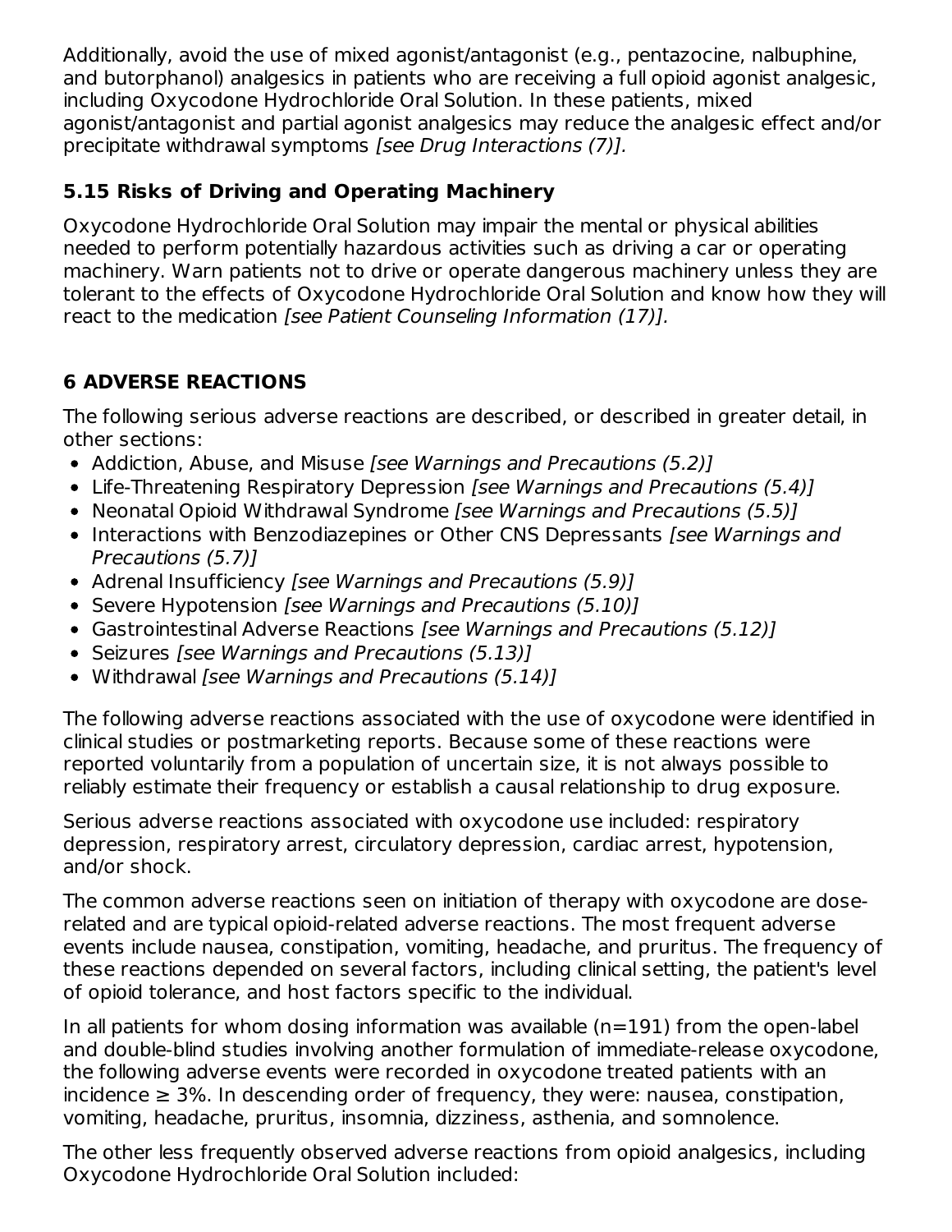Additionally, avoid the use of mixed agonist/antagonist (e.g., pentazocine, nalbuphine, and butorphanol) analgesics in patients who are receiving a full opioid agonist analgesic, including Oxycodone Hydrochloride Oral Solution. In these patients, mixed agonist/antagonist and partial agonist analgesics may reduce the analgesic effect and/or precipitate withdrawal symptoms *[see Drug Interactions (7)].*

### 5.15 Risks of Driving and Operating Machinery

Oxycodone Hydrochloride Oral Solution may impair the mental or physical abilities needed to perform potentially hazardous activities such as driving a car or operating machinery. Warn patients not to drive or operate dangerous machinery unless they are tolerant to the effects of Oxycodone Hydrochloride Oral Solution and know how they will react to the medication *[see Patient Counseling Information (17)].*

## 6 ADVERSE REACTIONS

The following serious adverse reactions are described, or described in greater detail, in other sections:

- Addiction, Abuse, and Misuse *[see Warnings and Precautions (5.2)]*
- Life-Threatening Respiratory Depression *[see Warnings and Precautions (5.4)]*
- Neonatal Opioid Withdrawal Syndrome *[see Warnings and Precautions (5.5)]*
- Interactions with Benzodiazepines or Other CNS Depressants *[see Warnings and Precautions (5.7)]*
- Adrenal Insufficiency *[see Warnings and Precautions (5.9)]*
- Severe Hypotension *[see Warnings and Precautions (5.10)]*
- Gastrointestinal Adverse Reactions *[see Warnings and Precautions (5.12)]*
- Seizures *[see Warnings and Precautions (5.13)]*
- Withdrawal *[see Warnings and Precautions (5.14)]*

The following adverse reactions associated with the use of oxycodone were identified in clinical studies or postmarketing reports. Because some of these reactions were reported voluntarily from a population of uncertain size, it is not always possible to reliably estimate their frequency or establish a causal relationship to drug exposure.

Serious adverse reactions associated with oxycodone use included: respiratory depression, respiratory arrest, circulatory depression, cardiac arrest, hypotension, and/or shock.

The common adverse reactions seen on initiation of therapy with oxycodone are dose-related and are typical opioid-related adverse reactions. The most frequent adverse events include nausea, constipation, vomiting, headache, and pruritus. The frequency of these reactions depended on several factors, including clinical setting, the patient's level of opioid tolerance, and host factors specific to the individual.

In all patients for whom dosing information was available (n=191) from the open-label and double-blind studies involving another formulation of immediate-release oxycodone, the following adverse events were recorded in oxycodone treated patients with an incidence ≥ 3%. In descending order of frequency, they were: nausea, constipation, vomiting, headache, pruritus, insomnia, dizziness, asthenia, and somnolence.

The other less frequently observed adverse reactions from opioid analgesics, including Oxycodone Hydrochloride Oral Solution included: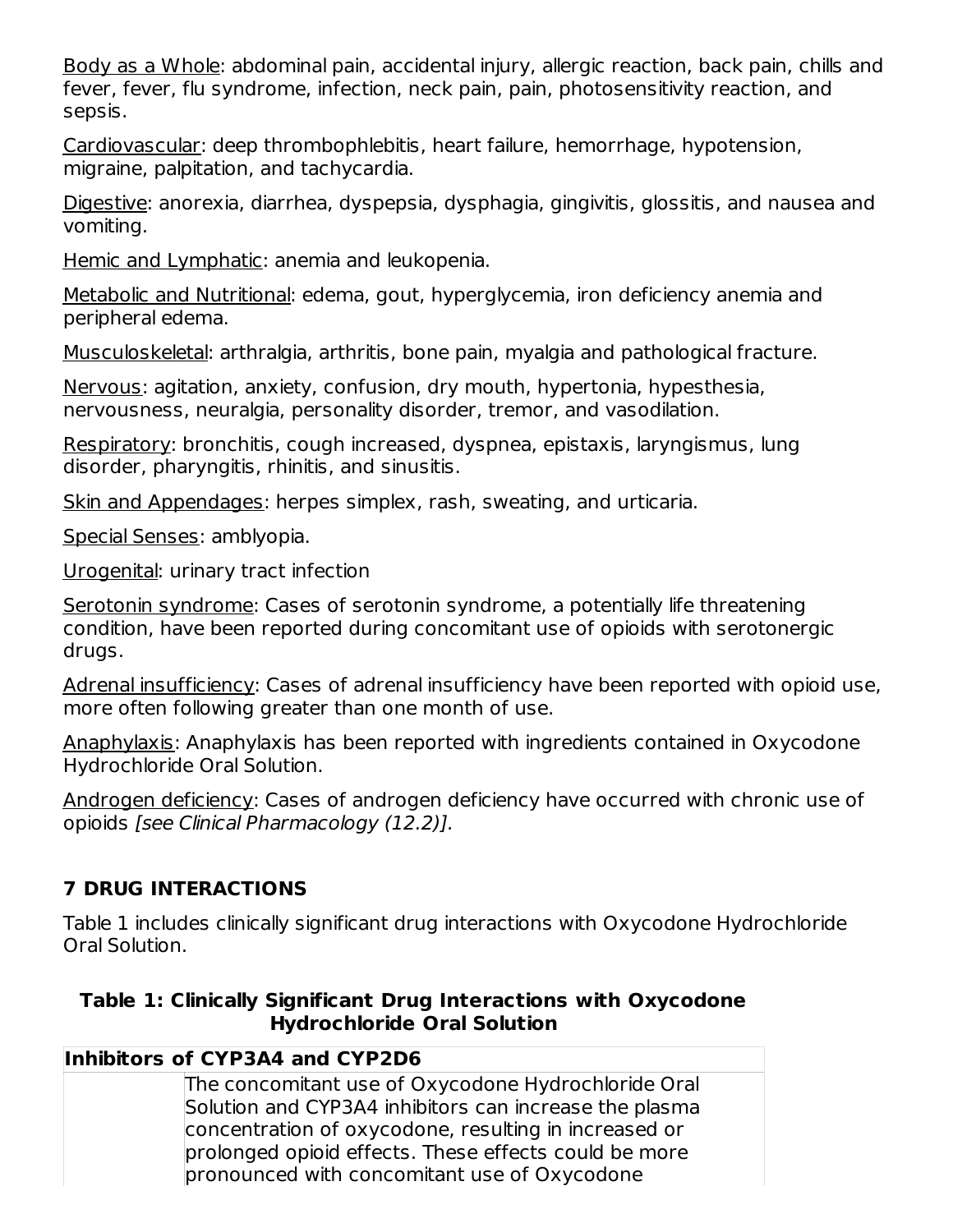Body as a Whole: abdominal pain, accidental injury, allergic reaction, back pain, chills and fever, fever, flu syndrome, infection, neck pain, pain, photosensitivity reaction, and sepsis.

Cardiovascular: deep thrombophlebitis, heart failure, hemorrhage, hypotension, migraine, palpitation, and tachycardia.

Digestive: anorexia, diarrhea, dyspepsia, dysphagia, gingivitis, glossitis, and nausea and vomiting.

Hemic and Lymphatic: anemia and leukopenia.

Metabolic and Nutritional: edema, gout, hyperglycemia, iron deficiency anemia and peripheral edema.

Musculoskeletal: arthralgia, arthritis, bone pain, myalgia and pathological fracture.

Nervous: agitation, anxiety, confusion, dry mouth, hypertonia, hypesthesia, nervousness, neuralgia, personality disorder, tremor, and vasodilation.

Respiratory: bronchitis, cough increased, dyspnea, epistaxis, laryngismus, lung disorder, pharyngitis, rhinitis, and sinusitis.

Skin and Appendages: herpes simplex, rash, sweating, and urticaria.

Special Senses: amblyopia.

Urogenital: urinary tract infection

Serotonin syndrome: Cases of serotonin syndrome, a potentially life threatening condition, have been reported during concomitant use of opioids with serotonergic drugs.

Adrenal insufficiency: Cases of adrenal insufficiency have been reported with opioid use, more often following greater than one month of use.

Anaphylaxis: Anaphylaxis has been reported with ingredients contained in Oxycodone Hydrochloride Oral Solution.

Androgen deficiency: Cases of androgen deficiency have occurred with chronic use of opioids *[see Clinical Pharmacology (12.2)].*

## 7 DRUG INTERACTIONS

Table 1 includes clinically significant drug interactions with Oxycodone Hydrochloride Oral Solution.

**Table 1: Clinically Significant Drug Interactions with Oxycodone Hydrochloride Oral Solution**

| **Inhibitors of CYP3A4 and CYP2D6** | |
|---|---|
| | The concomitant use of Oxycodone Hydrochloride Oral Solution and CYP3A4 inhibitors can increase the plasma concentration of oxycodone, resulting in increased or prolonged opioid effects. These effects could be more pronounced with concomitant use of Oxycodone |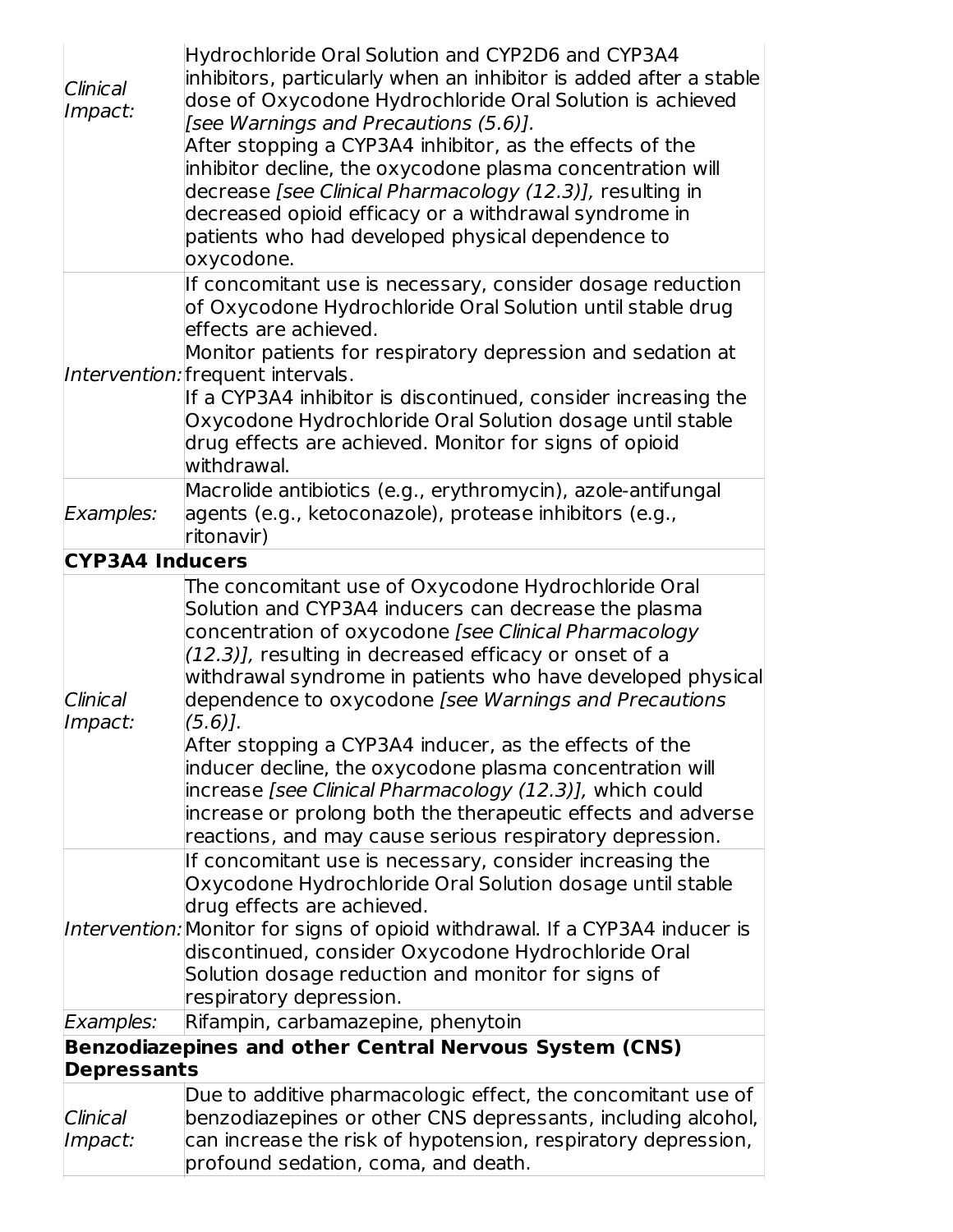| | |
|---|---|
| *Clinical Impact:* | Hydrochloride Oral Solution and CYP2D6 and CYP3A4 inhibitors, particularly when an inhibitor is added after a stable dose of Oxycodone Hydrochloride Oral Solution is achieved *[see Warnings and Precautions (5.6)].*<br>After stopping a CYP3A4 inhibitor, as the effects of the inhibitor decline, the oxycodone plasma concentration will decrease *[see Clinical Pharmacology (12.3)],* resulting in decreased opioid efficacy or a withdrawal syndrome in patients who had developed physical dependence to oxycodone. |
| *Intervention:* | If concomitant use is necessary, consider dosage reduction of Oxycodone Hydrochloride Oral Solution until stable drug effects are achieved.<br>Monitor patients for respiratory depression and sedation at frequent intervals.<br>If a CYP3A4 inhibitor is discontinued, consider increasing the Oxycodone Hydrochloride Oral Solution dosage until stable drug effects are achieved. Monitor for signs of opioid withdrawal. |
| *Examples:* | Macrolide antibiotics (e.g., erythromycin), azole-antifungal agents (e.g., ketoconazole), protease inhibitors (e.g., ritonavir) |
| **CYP3A4 Inducers** | |
| *Clinical Impact:* | The concomitant use of Oxycodone Hydrochloride Oral Solution and CYP3A4 inducers can decrease the plasma concentration of oxycodone *[see Clinical Pharmacology (12.3)],* resulting in decreased efficacy or onset of a withdrawal syndrome in patients who have developed physical dependence to oxycodone *[see Warnings and Precautions (5.6)].*<br>After stopping a CYP3A4 inducer, as the effects of the inducer decline, the oxycodone plasma concentration will increase *[see Clinical Pharmacology (12.3)],* which could increase or prolong both the therapeutic effects and adverse reactions, and may cause serious respiratory depression. |
| *Intervention:* | If concomitant use is necessary, consider increasing the Oxycodone Hydrochloride Oral Solution dosage until stable drug effects are achieved.<br>Monitor for signs of opioid withdrawal. If a CYP3A4 inducer is discontinued, consider Oxycodone Hydrochloride Oral Solution dosage reduction and monitor for signs of respiratory depression. |
| *Examples:* | Rifampin, carbamazepine, phenytoin |
| **Benzodiazepines and other Central Nervous System (CNS) Depressants** | |
| *Clinical Impact:* | Due to additive pharmacologic effect, the concomitant use of benzodiazepines or other CNS depressants, including alcohol, can increase the risk of hypotension, respiratory depression, profound sedation, coma, and death. |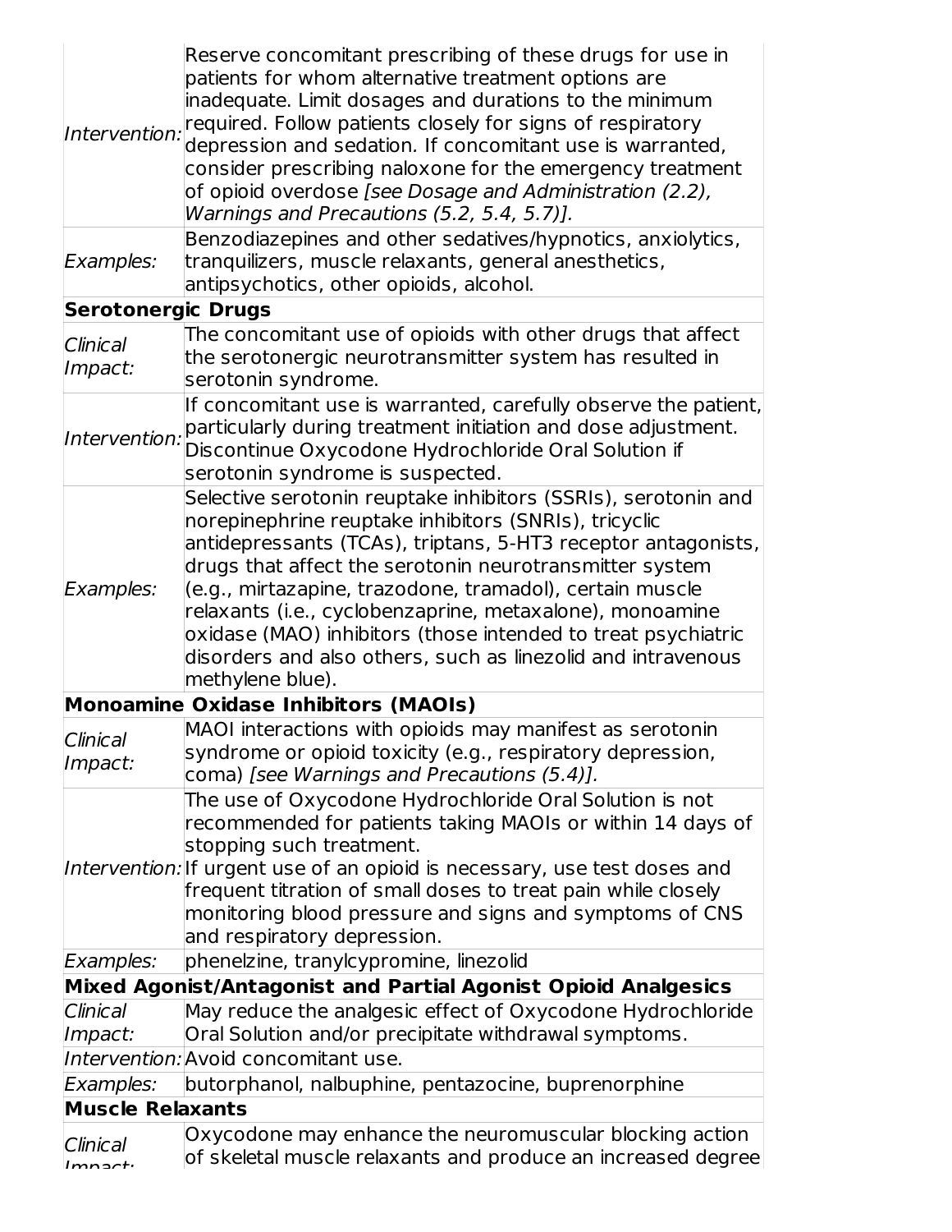| | |
|---|---|
| *Intervention:* | Reserve concomitant prescribing of these drugs for use in patients for whom alternative treatment options are inadequate. Limit dosages and durations to the minimum required. Follow patients closely for signs of respiratory depression and sedation. If concomitant use is warranted, consider prescribing naloxone for the emergency treatment of opioid overdose *[see Dosage and Administration (2.2), Warnings and Precautions (5.2, 5.4, 5.7)].* |
| *Examples:* | Benzodiazepines and other sedatives/hypnotics, anxiolytics, tranquilizers, muscle relaxants, general anesthetics, antipsychotics, other opioids, alcohol. |
| **Serotonergic Drugs** | |
| *Clinical Impact:* | The concomitant use of opioids with other drugs that affect the serotonergic neurotransmitter system has resulted in serotonin syndrome. |
| *Intervention:* | If concomitant use is warranted, carefully observe the patient, particularly during treatment initiation and dose adjustment. Discontinue Oxycodone Hydrochloride Oral Solution if serotonin syndrome is suspected. |
| *Examples:* | Selective serotonin reuptake inhibitors (SSRIs), serotonin and norepinephrine reuptake inhibitors (SNRIs), tricyclic antidepressants (TCAs), triptans, 5-HT3 receptor antagonists, drugs that affect the serotonin neurotransmitter system (e.g., mirtazapine, trazodone, tramadol), certain muscle relaxants (i.e., cyclobenzaprine, metaxalone), monoamine oxidase (MAO) inhibitors (those intended to treat psychiatric disorders and also others, such as linezolid and intravenous methylene blue). |
| **Monoamine Oxidase Inhibitors (MAOIs)** | |
| *Clinical Impact:* | MAOI interactions with opioids may manifest as serotonin syndrome or opioid toxicity (e.g., respiratory depression, coma) *[see Warnings and Precautions (5.4)].* |
| *Intervention:* | The use of Oxycodone Hydrochloride Oral Solution is not recommended for patients taking MAOIs or within 14 days of stopping such treatment. If urgent use of an opioid is necessary, use test doses and frequent titration of small doses to treat pain while closely monitoring blood pressure and signs and symptoms of CNS and respiratory depression. |
| *Examples:* | phenelzine, tranylcypromine, linezolid |
| **Mixed Agonist/Antagonist and Partial Agonist Opioid Analgesics** | |
| *Clinical Impact:* | May reduce the analgesic effect of Oxycodone Hydrochloride Oral Solution and/or precipitate withdrawal symptoms. |
| *Intervention:* | Avoid concomitant use. |
| *Examples:* | butorphanol, nalbuphine, pentazocine, buprenorphine |
| **Muscle Relaxants** | |
| *Clinical Impact:* | Oxycodone may enhance the neuromuscular blocking action of skeletal muscle relaxants and produce an increased degree |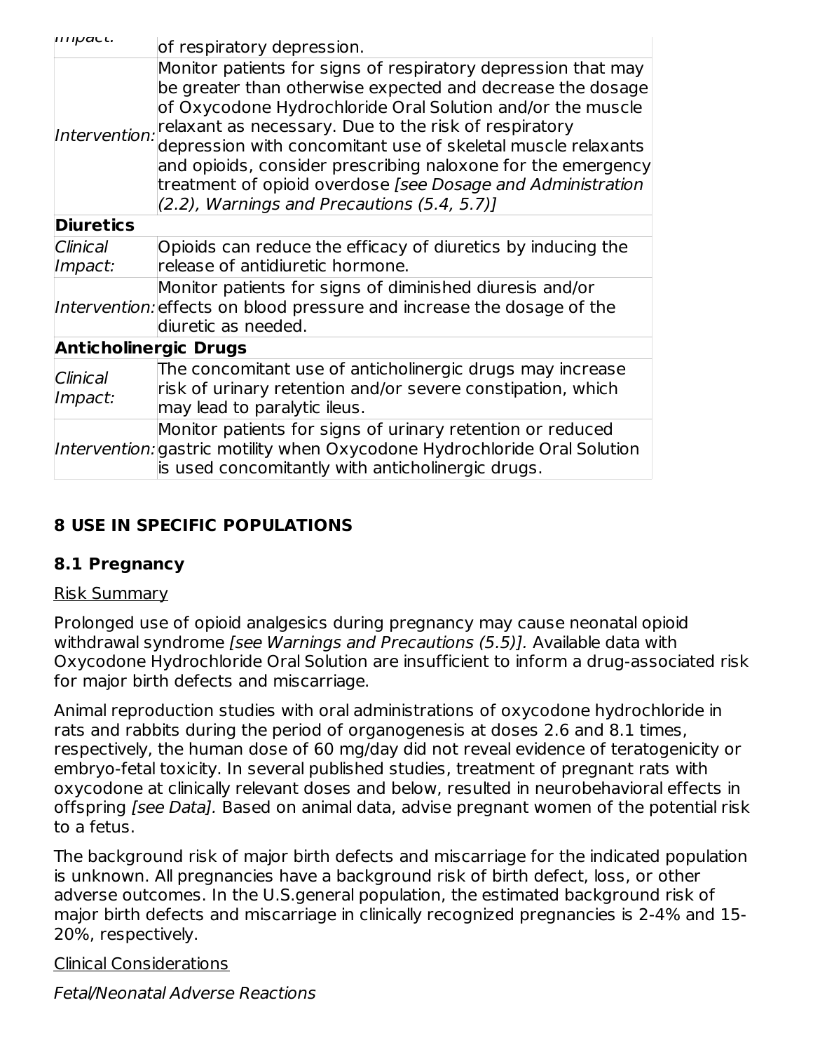| | |
|---|---|
| *Impact:* | of respiratory depression. |
| *Intervention:* | Monitor patients for signs of respiratory depression that may be greater than otherwise expected and decrease the dosage of Oxycodone Hydrochloride Oral Solution and/or the muscle relaxant as necessary. Due to the risk of respiratory depression with concomitant use of skeletal muscle relaxants and opioids, consider prescribing naloxone for the emergency treatment of opioid overdose *[see Dosage and Administration (2.2), Warnings and Precautions (5.4, 5.7)]* |
| **Diuretics** | |
| *Clinical Impact:* | Opioids can reduce the efficacy of diuretics by inducing the release of antidiuretic hormone. |
| *Intervention:* | Monitor patients for signs of diminished diuresis and/or effects on blood pressure and increase the dosage of the diuretic as needed. |
| **Anticholinergic Drugs** | |
| *Clinical Impact:* | The concomitant use of anticholinergic drugs may increase risk of urinary retention and/or severe constipation, which may lead to paralytic ileus. |
| *Intervention:* | Monitor patients for signs of urinary retention or reduced gastric motility when Oxycodone Hydrochloride Oral Solution is used concomitantly with anticholinergic drugs. |

## 8 USE IN SPECIFIC POPULATIONS

### 8.1 Pregnancy

Risk Summary

Prolonged use of opioid analgesics during pregnancy may cause neonatal opioid withdrawal syndrome *[see Warnings and Precautions (5.5)].* Available data with Oxycodone Hydrochloride Oral Solution are insufficient to inform a drug-associated risk for major birth defects and miscarriage.

Animal reproduction studies with oral administrations of oxycodone hydrochloride in rats and rabbits during the period of organogenesis at doses 2.6 and 8.1 times, respectively, the human dose of 60 mg/day did not reveal evidence of teratogenicity or embryo-fetal toxicity. In several published studies, treatment of pregnant rats with oxycodone at clinically relevant doses and below, resulted in neurobehavioral effects in offspring *[see Data].* Based on animal data, advise pregnant women of the potential risk to a fetus.

The background risk of major birth defects and miscarriage for the indicated population is unknown. All pregnancies have a background risk of birth defect, loss, or other adverse outcomes. In the U.S.general population, the estimated background risk of major birth defects and miscarriage in clinically recognized pregnancies is 2-4% and 15-20%, respectively.

Clinical Considerations

*Fetal/Neonatal Adverse Reactions*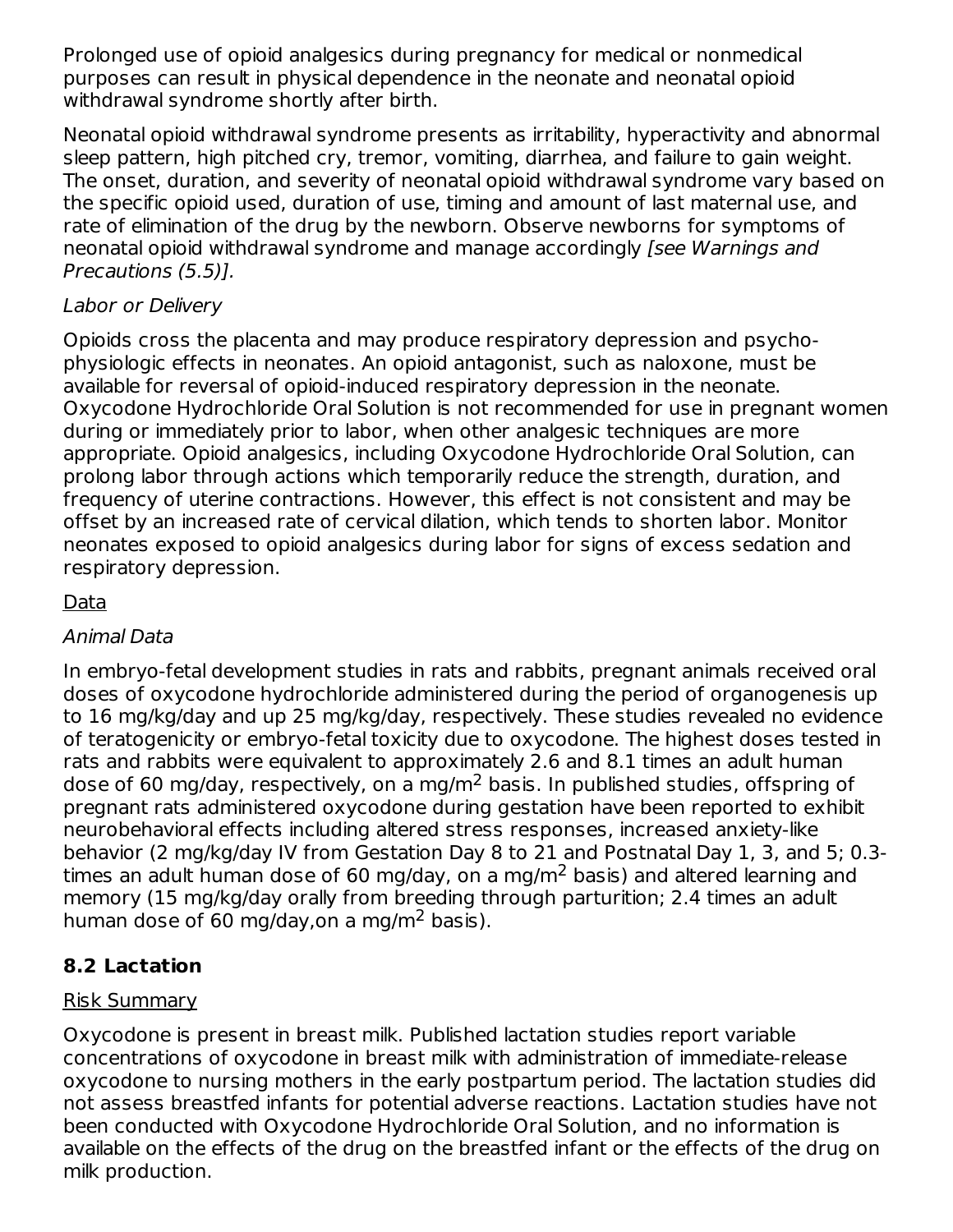Prolonged use of opioid analgesics during pregnancy for medical or nonmedical purposes can result in physical dependence in the neonate and neonatal opioid withdrawal syndrome shortly after birth.

Neonatal opioid withdrawal syndrome presents as irritability, hyperactivity and abnormal sleep pattern, high pitched cry, tremor, vomiting, diarrhea, and failure to gain weight. The onset, duration, and severity of neonatal opioid withdrawal syndrome vary based on the specific opioid used, duration of use, timing and amount of last maternal use, and rate of elimination of the drug by the newborn. Observe newborns for symptoms of neonatal opioid withdrawal syndrome and manage accordingly *[see Warnings and Precautions (5.5)].*

*Labor or Delivery*

Opioids cross the placenta and may produce respiratory depression and psycho-physiologic effects in neonates. An opioid antagonist, such as naloxone, must be available for reversal of opioid-induced respiratory depression in the neonate. Oxycodone Hydrochloride Oral Solution is not recommended for use in pregnant women during or immediately prior to labor, when other analgesic techniques are more appropriate. Opioid analgesics, including Oxycodone Hydrochloride Oral Solution, can prolong labor through actions which temporarily reduce the strength, duration, and frequency of uterine contractions. However, this effect is not consistent and may be offset by an increased rate of cervical dilation, which tends to shorten labor. Monitor neonates exposed to opioid analgesics during labor for signs of excess sedation and respiratory depression.

Data

*Animal Data*

In embryo-fetal development studies in rats and rabbits, pregnant animals received oral doses of oxycodone hydrochloride administered during the period of organogenesis up to 16 mg/kg/day and up 25 mg/kg/day, respectively. These studies revealed no evidence of teratogenicity or embryo-fetal toxicity due to oxycodone. The highest doses tested in rats and rabbits were equivalent to approximately 2.6 and 8.1 times an adult human dose of 60 mg/day, respectively, on a mg/m$^2$ basis. In published studies, offspring of pregnant rats administered oxycodone during gestation have been reported to exhibit neurobehavioral effects including altered stress responses, increased anxiety-like behavior (2 mg/kg/day IV from Gestation Day 8 to 21 and Postnatal Day 1, 3, and 5; 0.3-times an adult human dose of 60 mg/day, on a mg/m$^2$ basis) and altered learning and memory (15 mg/kg/day orally from breeding through parturition; 2.4 times an adult human dose of 60 mg/day,on a mg/m$^2$ basis).

## 8.2 Lactation

Risk Summary

Oxycodone is present in breast milk. Published lactation studies report variable concentrations of oxycodone in breast milk with administration of immediate-release oxycodone to nursing mothers in the early postpartum period. The lactation studies did not assess breastfed infants for potential adverse reactions. Lactation studies have not been conducted with Oxycodone Hydrochloride Oral Solution, and no information is available on the effects of the drug on the breastfed infant or the effects of the drug on milk production.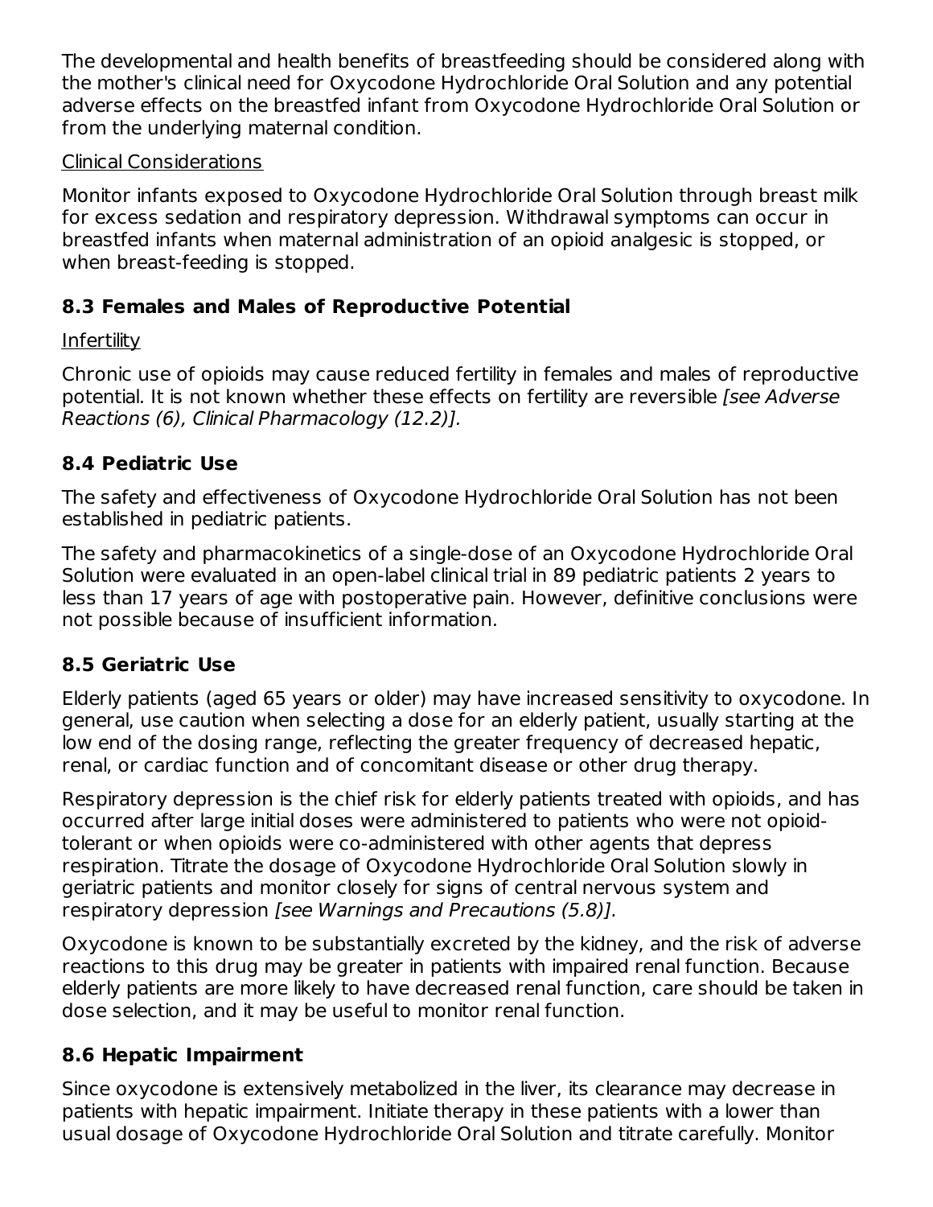The developmental and health benefits of breastfeeding should be considered along with the mother's clinical need for Oxycodone Hydrochloride Oral Solution and any potential adverse effects on the breastfed infant from Oxycodone Hydrochloride Oral Solution or from the underlying maternal condition.

Clinical Considerations

Monitor infants exposed to Oxycodone Hydrochloride Oral Solution through breast milk for excess sedation and respiratory depression. Withdrawal symptoms can occur in breastfed infants when maternal administration of an opioid analgesic is stopped, or when breast-feeding is stopped.

## 8.3 Females and Males of Reproductive Potential

Infertility

Chronic use of opioids may cause reduced fertility in females and males of reproductive potential. It is not known whether these effects on fertility are reversible *[see Adverse Reactions (6), Clinical Pharmacology (12.2)]*.

## 8.4 Pediatric Use

The safety and effectiveness of Oxycodone Hydrochloride Oral Solution has not been established in pediatric patients.

The safety and pharmacokinetics of a single-dose of an Oxycodone Hydrochloride Oral Solution were evaluated in an open-label clinical trial in 89 pediatric patients 2 years to less than 17 years of age with postoperative pain. However, definitive conclusions were not possible because of insufficient information.

## 8.5 Geriatric Use

Elderly patients (aged 65 years or older) may have increased sensitivity to oxycodone. In general, use caution when selecting a dose for an elderly patient, usually starting at the low end of the dosing range, reflecting the greater frequency of decreased hepatic, renal, or cardiac function and of concomitant disease or other drug therapy.

Respiratory depression is the chief risk for elderly patients treated with opioids, and has occurred after large initial doses were administered to patients who were not opioid-tolerant or when opioids were co-administered with other agents that depress respiration. Titrate the dosage of Oxycodone Hydrochloride Oral Solution slowly in geriatric patients and monitor closely for signs of central nervous system and respiratory depression *[see Warnings and Precautions (5.8)]*.

Oxycodone is known to be substantially excreted by the kidney, and the risk of adverse reactions to this drug may be greater in patients with impaired renal function. Because elderly patients are more likely to have decreased renal function, care should be taken in dose selection, and it may be useful to monitor renal function.

## 8.6 Hepatic Impairment

Since oxycodone is extensively metabolized in the liver, its clearance may decrease in patients with hepatic impairment. Initiate therapy in these patients with a lower than usual dosage of Oxycodone Hydrochloride Oral Solution and titrate carefully. Monitor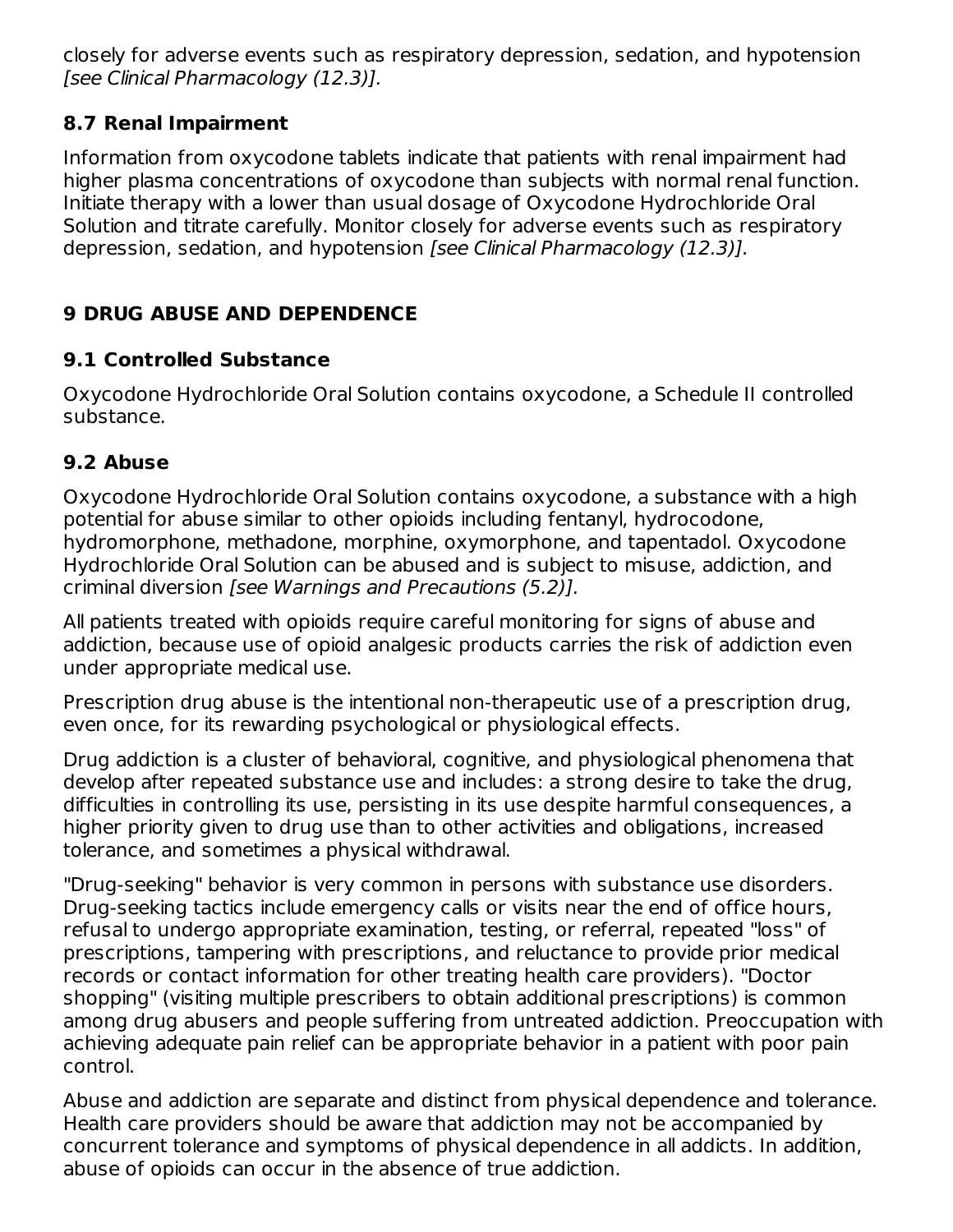closely for adverse events such as respiratory depression, sedation, and hypotension *[see Clinical Pharmacology (12.3)]*.

### 8.7 Renal Impairment

Information from oxycodone tablets indicate that patients with renal impairment had higher plasma concentrations of oxycodone than subjects with normal renal function. Initiate therapy with a lower than usual dosage of Oxycodone Hydrochloride Oral Solution and titrate carefully. Monitor closely for adverse events such as respiratory depression, sedation, and hypotension *[see Clinical Pharmacology (12.3)]*.

## 9 DRUG ABUSE AND DEPENDENCE

### 9.1 Controlled Substance

Oxycodone Hydrochloride Oral Solution contains oxycodone, a Schedule II controlled substance.

### 9.2 Abuse

Oxycodone Hydrochloride Oral Solution contains oxycodone, a substance with a high potential for abuse similar to other opioids including fentanyl, hydrocodone, hydromorphone, methadone, morphine, oxymorphone, and tapentadol. Oxycodone Hydrochloride Oral Solution can be abused and is subject to misuse, addiction, and criminal diversion *[see Warnings and Precautions (5.2)]*.

All patients treated with opioids require careful monitoring for signs of abuse and addiction, because use of opioid analgesic products carries the risk of addiction even under appropriate medical use.

Prescription drug abuse is the intentional non-therapeutic use of a prescription drug, even once, for its rewarding psychological or physiological effects.

Drug addiction is a cluster of behavioral, cognitive, and physiological phenomena that develop after repeated substance use and includes: a strong desire to take the drug, difficulties in controlling its use, persisting in its use despite harmful consequences, a higher priority given to drug use than to other activities and obligations, increased tolerance, and sometimes a physical withdrawal.

"Drug-seeking" behavior is very common in persons with substance use disorders. Drug-seeking tactics include emergency calls or visits near the end of office hours, refusal to undergo appropriate examination, testing, or referral, repeated "loss" of prescriptions, tampering with prescriptions, and reluctance to provide prior medical records or contact information for other treating health care providers). "Doctor shopping" (visiting multiple prescribers to obtain additional prescriptions) is common among drug abusers and people suffering from untreated addiction. Preoccupation with achieving adequate pain relief can be appropriate behavior in a patient with poor pain control.

Abuse and addiction are separate and distinct from physical dependence and tolerance. Health care providers should be aware that addiction may not be accompanied by concurrent tolerance and symptoms of physical dependence in all addicts. In addition, abuse of opioids can occur in the absence of true addiction.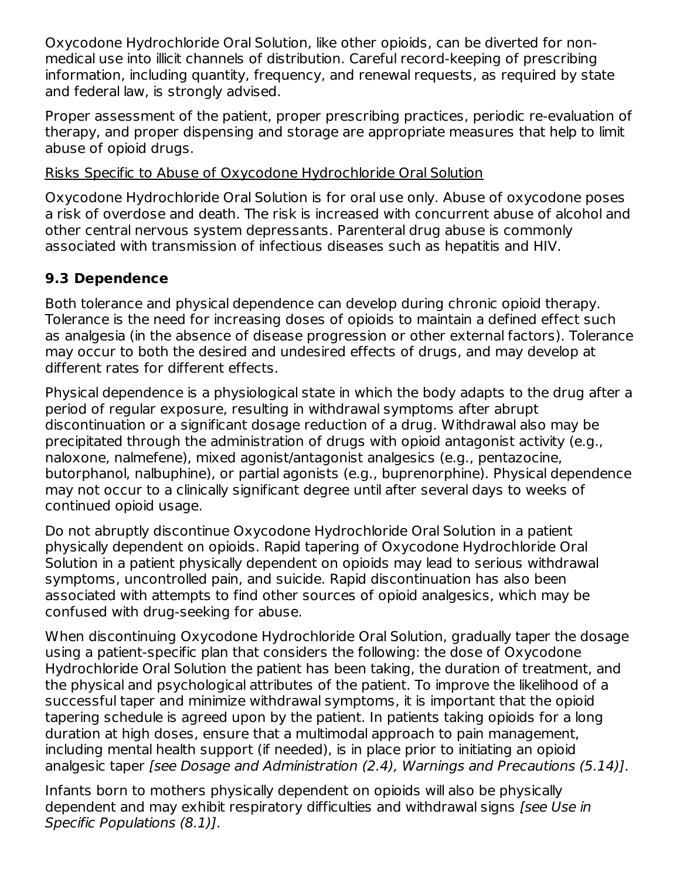Oxycodone Hydrochloride Oral Solution, like other opioids, can be diverted for non-medical use into illicit channels of distribution. Careful record-keeping of prescribing information, including quantity, frequency, and renewal requests, as required by state and federal law, is strongly advised.

Proper assessment of the patient, proper prescribing practices, periodic re-evaluation of therapy, and proper dispensing and storage are appropriate measures that help to limit abuse of opioid drugs.

<u>Risks Specific to Abuse of Oxycodone Hydrochloride Oral Solution</u>

Oxycodone Hydrochloride Oral Solution is for oral use only. Abuse of oxycodone poses a risk of overdose and death. The risk is increased with concurrent abuse of alcohol and other central nervous system depressants. Parenteral drug abuse is commonly associated with transmission of infectious diseases such as hepatitis and HIV.

### 9.3 Dependence

Both tolerance and physical dependence can develop during chronic opioid therapy. Tolerance is the need for increasing doses of opioids to maintain a defined effect such as analgesia (in the absence of disease progression or other external factors). Tolerance may occur to both the desired and undesired effects of drugs, and may develop at different rates for different effects.

Physical dependence is a physiological state in which the body adapts to the drug after a period of regular exposure, resulting in withdrawal symptoms after abrupt discontinuation or a significant dosage reduction of a drug. Withdrawal also may be precipitated through the administration of drugs with opioid antagonist activity (e.g., naloxone, nalmefene), mixed agonist/antagonist analgesics (e.g., pentazocine, butorphanol, nalbuphine), or partial agonists (e.g., buprenorphine). Physical dependence may not occur to a clinically significant degree until after several days to weeks of continued opioid usage.

Do not abruptly discontinue Oxycodone Hydrochloride Oral Solution in a patient physically dependent on opioids. Rapid tapering of Oxycodone Hydrochloride Oral Solution in a patient physically dependent on opioids may lead to serious withdrawal symptoms, uncontrolled pain, and suicide. Rapid discontinuation has also been associated with attempts to find other sources of opioid analgesics, which may be confused with drug-seeking for abuse.

When discontinuing Oxycodone Hydrochloride Oral Solution, gradually taper the dosage using a patient-specific plan that considers the following: the dose of Oxycodone Hydrochloride Oral Solution the patient has been taking, the duration of treatment, and the physical and psychological attributes of the patient. To improve the likelihood of a successful taper and minimize withdrawal symptoms, it is important that the opioid tapering schedule is agreed upon by the patient. In patients taking opioids for a long duration at high doses, ensure that a multimodal approach to pain management, including mental health support (if needed), is in place prior to initiating an opioid analgesic taper *[see Dosage and Administration (2.4), Warnings and Precautions (5.14)]*.

Infants born to mothers physically dependent on opioids will also be physically dependent and may exhibit respiratory difficulties and withdrawal signs *[see Use in Specific Populations (8.1)]*.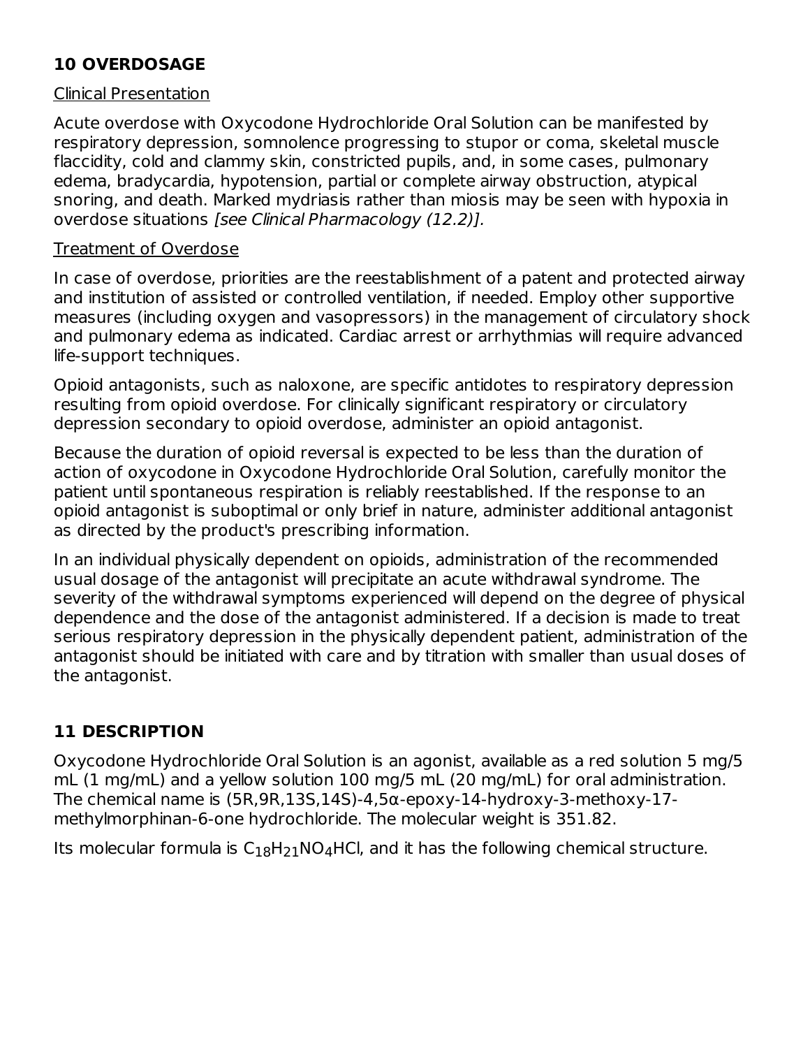## 10 OVERDOSAGE

Clinical Presentation

Acute overdose with Oxycodone Hydrochloride Oral Solution can be manifested by respiratory depression, somnolence progressing to stupor or coma, skeletal muscle flaccidity, cold and clammy skin, constricted pupils, and, in some cases, pulmonary edema, bradycardia, hypotension, partial or complete airway obstruction, atypical snoring, and death. Marked mydriasis rather than miosis may be seen with hypoxia in overdose situations *[see Clinical Pharmacology (12.2)].*

Treatment of Overdose

In case of overdose, priorities are the reestablishment of a patent and protected airway and institution of assisted or controlled ventilation, if needed. Employ other supportive measures (including oxygen and vasopressors) in the management of circulatory shock and pulmonary edema as indicated. Cardiac arrest or arrhythmias will require advanced life-support techniques.

Opioid antagonists, such as naloxone, are specific antidotes to respiratory depression resulting from opioid overdose. For clinically significant respiratory or circulatory depression secondary to opioid overdose, administer an opioid antagonist.

Because the duration of opioid reversal is expected to be less than the duration of action of oxycodone in Oxycodone Hydrochloride Oral Solution, carefully monitor the patient until spontaneous respiration is reliably reestablished. If the response to an opioid antagonist is suboptimal or only brief in nature, administer additional antagonist as directed by the product's prescribing information.

In an individual physically dependent on opioids, administration of the recommended usual dosage of the antagonist will precipitate an acute withdrawal syndrome. The severity of the withdrawal symptoms experienced will depend on the degree of physical dependence and the dose of the antagonist administered. If a decision is made to treat serious respiratory depression in the physically dependent patient, administration of the antagonist should be initiated with care and by titration with smaller than usual doses of the antagonist.

## 11 DESCRIPTION

Oxycodone Hydrochloride Oral Solution is an agonist, available as a red solution 5 mg/5 mL (1 mg/mL) and a yellow solution 100 mg/5 mL (20 mg/mL) for oral administration. The chemical name is (5R,9R,13S,14S)-4,5α-epoxy-14-hydroxy-3-methoxy-17-methylmorphinan-6-one hydrochloride. The molecular weight is 351.82.

Its molecular formula is $C_{18}H_{21}NO_4HCl$, and it has the following chemical structure.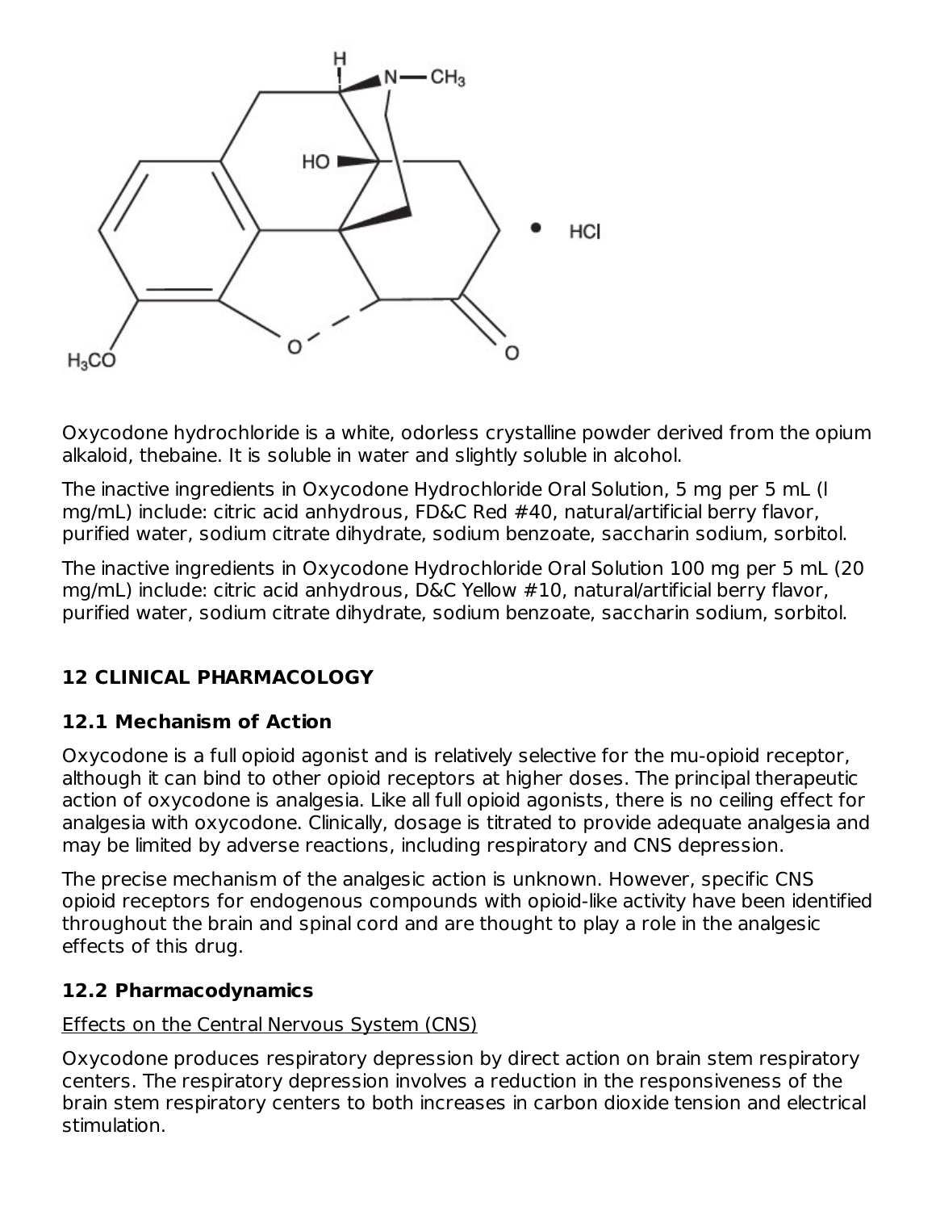Oxycodone hydrochloride is a white, odorless crystalline powder derived from the opium alkaloid, thebaine. It is soluble in water and slightly soluble in alcohol.

The inactive ingredients in Oxycodone Hydrochloride Oral Solution, 5 mg per 5 mL (l mg/mL) include: citric acid anhydrous, FD&C Red #40, natural/artificial berry flavor, purified water, sodium citrate dihydrate, sodium benzoate, saccharin sodium, sorbitol.

The inactive ingredients in Oxycodone Hydrochloride Oral Solution 100 mg per 5 mL (20 mg/mL) include: citric acid anhydrous, D&C Yellow #10, natural/artificial berry flavor, purified water, sodium citrate dihydrate, sodium benzoate, saccharin sodium, sorbitol.

## 12 CLINICAL PHARMACOLOGY

### 12.1 Mechanism of Action

Oxycodone is a full opioid agonist and is relatively selective for the mu-opioid receptor, although it can bind to other opioid receptors at higher doses. The principal therapeutic action of oxycodone is analgesia. Like all full opioid agonists, there is no ceiling effect for analgesia with oxycodone. Clinically, dosage is titrated to provide adequate analgesia and may be limited by adverse reactions, including respiratory and CNS depression.

The precise mechanism of the analgesic action is unknown. However, specific CNS opioid receptors for endogenous compounds with opioid-like activity have been identified throughout the brain and spinal cord and are thought to play a role in the analgesic effects of this drug.

### 12.2 Pharmacodynamics

Effects on the Central Nervous System (CNS)

Oxycodone produces respiratory depression by direct action on brain stem respiratory centers. The respiratory depression involves a reduction in the responsiveness of the brain stem respiratory centers to both increases in carbon dioxide tension and electrical stimulation.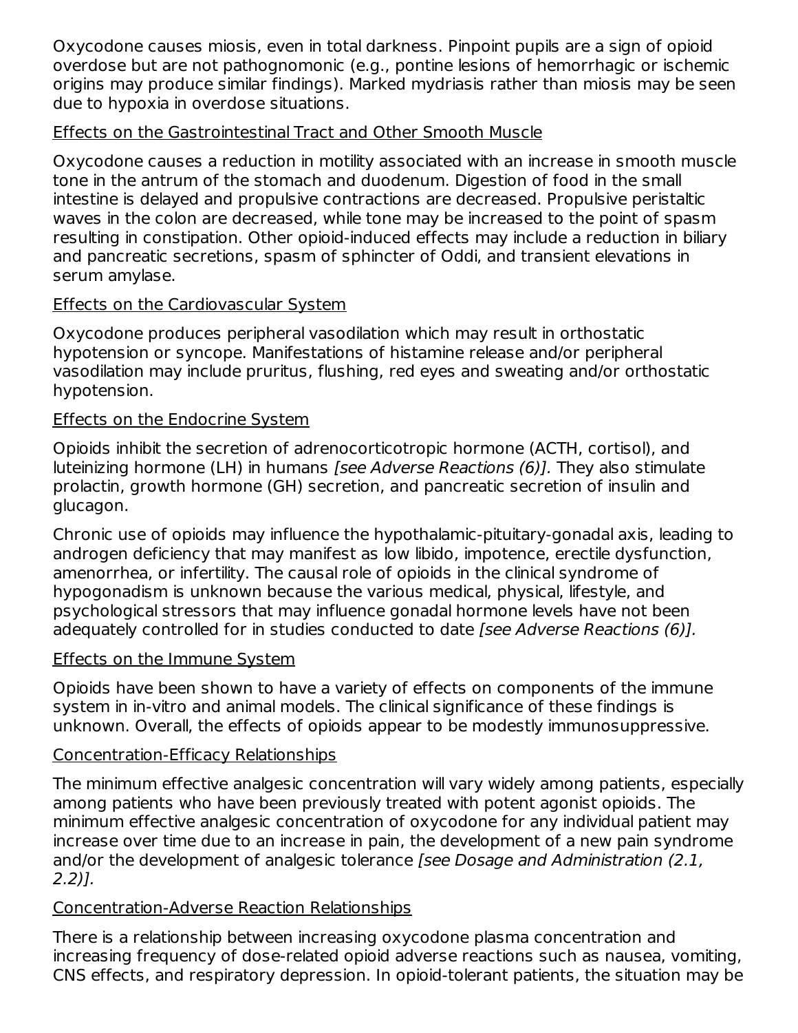Oxycodone causes miosis, even in total darkness. Pinpoint pupils are a sign of opioid overdose but are not pathognomonic (e.g., pontine lesions of hemorrhagic or ischemic origins may produce similar findings). Marked mydriasis rather than miosis may be seen due to hypoxia in overdose situations.

Effects on the Gastrointestinal Tract and Other Smooth Muscle

Oxycodone causes a reduction in motility associated with an increase in smooth muscle tone in the antrum of the stomach and duodenum. Digestion of food in the small intestine is delayed and propulsive contractions are decreased. Propulsive peristaltic waves in the colon are decreased, while tone may be increased to the point of spasm resulting in constipation. Other opioid-induced effects may include a reduction in biliary and pancreatic secretions, spasm of sphincter of Oddi, and transient elevations in serum amylase.

Effects on the Cardiovascular System

Oxycodone produces peripheral vasodilation which may result in orthostatic hypotension or syncope. Manifestations of histamine release and/or peripheral vasodilation may include pruritus, flushing, red eyes and sweating and/or orthostatic hypotension.

Effects on the Endocrine System

Opioids inhibit the secretion of adrenocorticotropic hormone (ACTH, cortisol), and luteinizing hormone (LH) in humans *[see Adverse Reactions (6)].* They also stimulate prolactin, growth hormone (GH) secretion, and pancreatic secretion of insulin and glucagon.

Chronic use of opioids may influence the hypothalamic-pituitary-gonadal axis, leading to androgen deficiency that may manifest as low libido, impotence, erectile dysfunction, amenorrhea, or infertility. The causal role of opioids in the clinical syndrome of hypogonadism is unknown because the various medical, physical, lifestyle, and psychological stressors that may influence gonadal hormone levels have not been adequately controlled for in studies conducted to date *[see Adverse Reactions (6)].*

Effects on the Immune System

Opioids have been shown to have a variety of effects on components of the immune system in in-vitro and animal models. The clinical significance of these findings is unknown. Overall, the effects of opioids appear to be modestly immunosuppressive.

Concentration-Efficacy Relationships

The minimum effective analgesic concentration will vary widely among patients, especially among patients who have been previously treated with potent agonist opioids. The minimum effective analgesic concentration of oxycodone for any individual patient may increase over time due to an increase in pain, the development of a new pain syndrome and/or the development of analgesic tolerance *[see Dosage and Administration (2.1, 2.2)].*

Concentration-Adverse Reaction Relationships

There is a relationship between increasing oxycodone plasma concentration and increasing frequency of dose-related opioid adverse reactions such as nausea, vomiting, CNS effects, and respiratory depression. In opioid-tolerant patients, the situation may be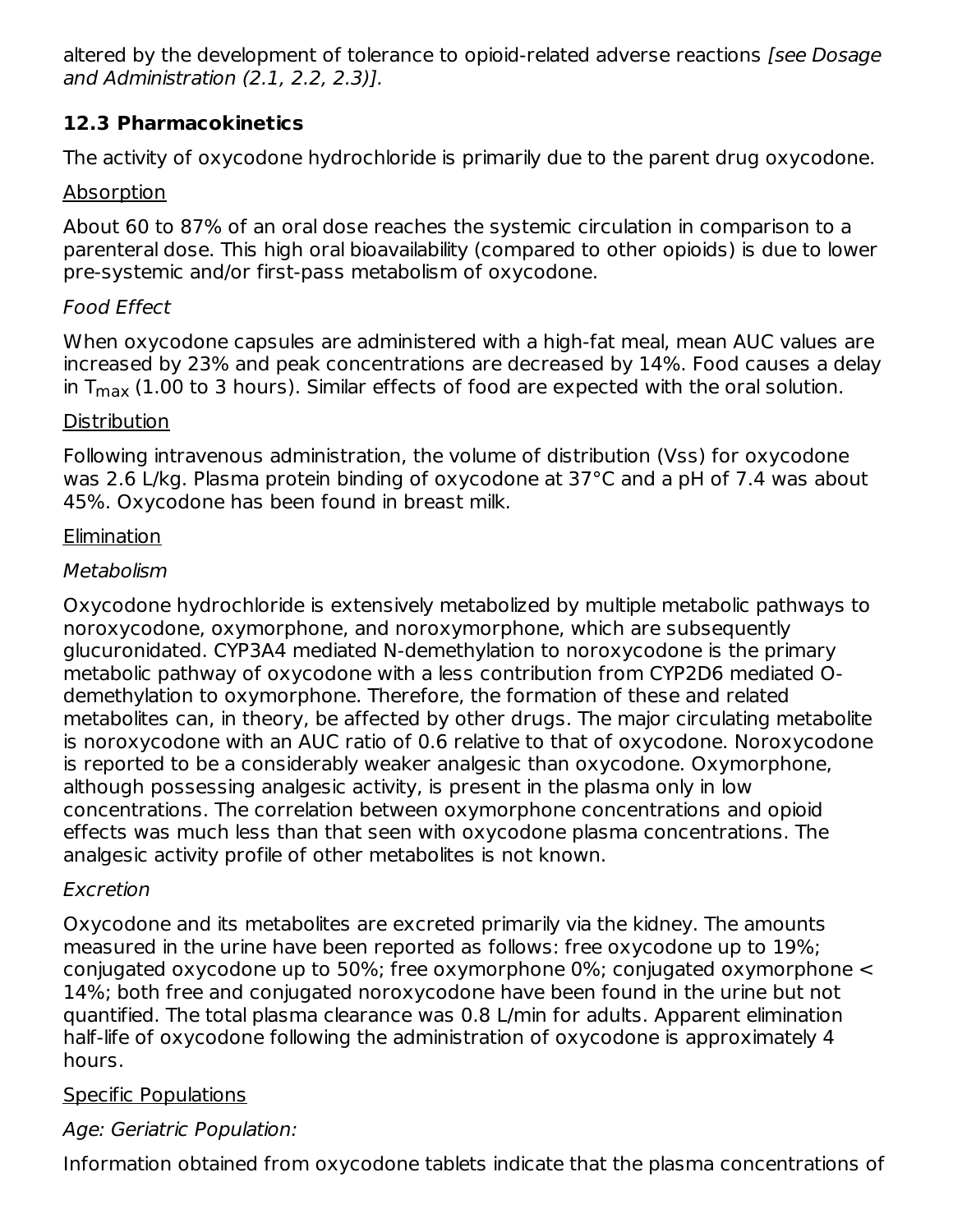altered by the development of tolerance to opioid-related adverse reactions *[see Dosage and Administration (2.1, 2.2, 2.3)].*

### 12.3 Pharmacokinetics

The activity of oxycodone hydrochloride is primarily due to the parent drug oxycodone.

Absorption

About 60 to 87% of an oral dose reaches the systemic circulation in comparison to a parenteral dose. This high oral bioavailability (compared to other opioids) is due to lower pre-systemic and/or first-pass metabolism of oxycodone.

*Food Effect*

When oxycodone capsules are administered with a high-fat meal, mean AUC values are increased by 23% and peak concentrations are decreased by 14%. Food causes a delay in $T_{max}$ (1.00 to 3 hours). Similar effects of food are expected with the oral solution.

Distribution

Following intravenous administration, the volume of distribution (Vss) for oxycodone was 2.6 L/kg. Plasma protein binding of oxycodone at 37°C and a pH of 7.4 was about 45%. Oxycodone has been found in breast milk.

Elimination

*Metabolism*

Oxycodone hydrochloride is extensively metabolized by multiple metabolic pathways to noroxycodone, oxymorphone, and noroxymorphone, which are subsequently glucuronidated. CYP3A4 mediated N-demethylation to noroxycodone is the primary metabolic pathway of oxycodone with a less contribution from CYP2D6 mediated O-demethylation to oxymorphone. Therefore, the formation of these and related metabolites can, in theory, be affected by other drugs. The major circulating metabolite is noroxycodone with an AUC ratio of 0.6 relative to that of oxycodone. Noroxycodone is reported to be a considerably weaker analgesic than oxycodone. Oxymorphone, although possessing analgesic activity, is present in the plasma only in low concentrations. The correlation between oxymorphone concentrations and opioid effects was much less than that seen with oxycodone plasma concentrations. The analgesic activity profile of other metabolites is not known.

*Excretion*

Oxycodone and its metabolites are excreted primarily via the kidney. The amounts measured in the urine have been reported as follows: free oxycodone up to 19%; conjugated oxycodone up to 50%; free oxymorphone 0%; conjugated oxymorphone < 14%; both free and conjugated noroxycodone have been found in the urine but not quantified. The total plasma clearance was 0.8 L/min for adults. Apparent elimination half-life of oxycodone following the administration of oxycodone is approximately 4 hours.

Specific Populations

*Age: Geriatric Population:*

Information obtained from oxycodone tablets indicate that the plasma concentrations of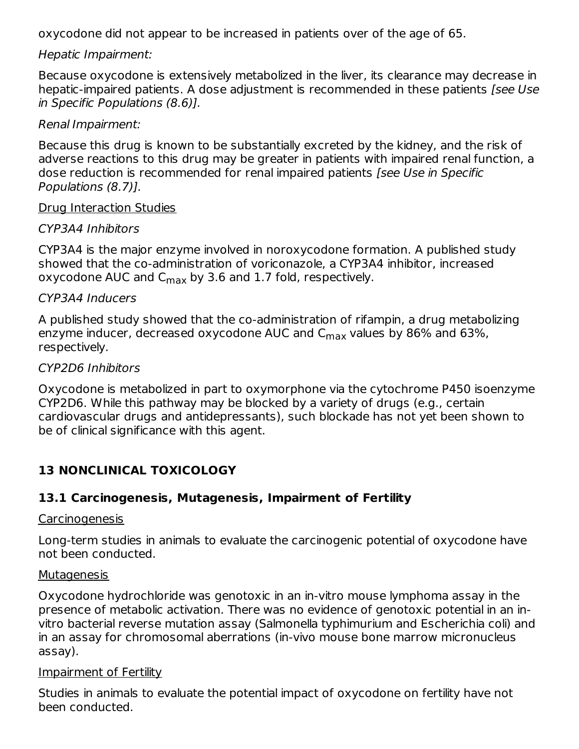oxycodone did not appear to be increased in patients over of the age of 65.

*Hepatic Impairment:*

Because oxycodone is extensively metabolized in the liver, its clearance may decrease in hepatic-impaired patients. A dose adjustment is recommended in these patients *[see Use in Specific Populations (8.6)].*

*Renal Impairment:*

Because this drug is known to be substantially excreted by the kidney, and the risk of adverse reactions to this drug may be greater in patients with impaired renal function, a dose reduction is recommended for renal impaired patients *[see Use in Specific Populations (8.7)].*

Drug Interaction Studies

*CYP3A4 Inhibitors*

CYP3A4 is the major enzyme involved in noroxycodone formation. A published study showed that the co-administration of voriconazole, a CYP3A4 inhibitor, increased oxycodone AUC and $C_{max}$ by 3.6 and 1.7 fold, respectively.

*CYP3A4 Inducers*

A published study showed that the co-administration of rifampin, a drug metabolizing enzyme inducer, decreased oxycodone AUC and $C_{max}$ values by 86% and 63%, respectively.

*CYP2D6 Inhibitors*

Oxycodone is metabolized in part to oxymorphone via the cytochrome P450 isoenzyme CYP2D6. While this pathway may be blocked by a variety of drugs (e.g., certain cardiovascular drugs and antidepressants), such blockade has not yet been shown to be of clinical significance with this agent.

## 13 NONCLINICAL TOXICOLOGY

### 13.1 Carcinogenesis, Mutagenesis, Impairment of Fertility

Carcinogenesis

Long-term studies in animals to evaluate the carcinogenic potential of oxycodone have not been conducted.

Mutagenesis

Oxycodone hydrochloride was genotoxic in an in-vitro mouse lymphoma assay in the presence of metabolic activation. There was no evidence of genotoxic potential in an in-vitro bacterial reverse mutation assay (Salmonella typhimurium and Escherichia coli) and in an assay for chromosomal aberrations (in-vivo mouse bone marrow micronucleus assay).

Impairment of Fertility

Studies in animals to evaluate the potential impact of oxycodone on fertility have not been conducted.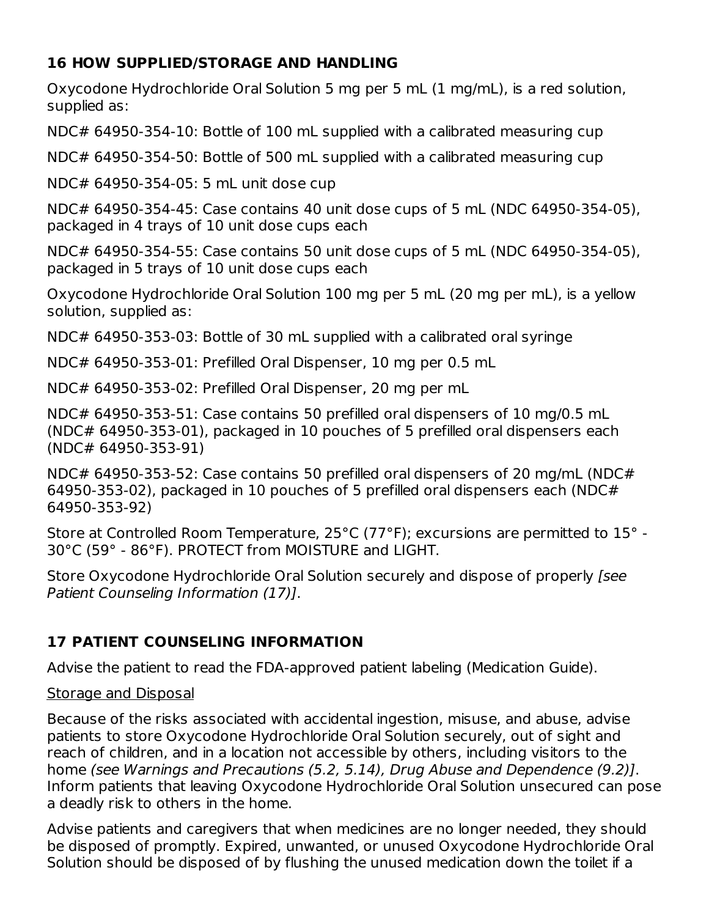## 16 HOW SUPPLIED/STORAGE AND HANDLING

Oxycodone Hydrochloride Oral Solution 5 mg per 5 mL (1 mg/mL), is a red solution, supplied as:

NDC# 64950-354-10: Bottle of 100 mL supplied with a calibrated measuring cup

NDC# 64950-354-50: Bottle of 500 mL supplied with a calibrated measuring cup

NDC# 64950-354-05: 5 mL unit dose cup

NDC# 64950-354-45: Case contains 40 unit dose cups of 5 mL (NDC 64950-354-05), packaged in 4 trays of 10 unit dose cups each

NDC# 64950-354-55: Case contains 50 unit dose cups of 5 mL (NDC 64950-354-05), packaged in 5 trays of 10 unit dose cups each

Oxycodone Hydrochloride Oral Solution 100 mg per 5 mL (20 mg per mL), is a yellow solution, supplied as:

NDC# 64950-353-03: Bottle of 30 mL supplied with a calibrated oral syringe

NDC# 64950-353-01: Prefilled Oral Dispenser, 10 mg per 0.5 mL

NDC# 64950-353-02: Prefilled Oral Dispenser, 20 mg per mL

NDC# 64950-353-51: Case contains 50 prefilled oral dispensers of 10 mg/0.5 mL (NDC# 64950-353-01), packaged in 10 pouches of 5 prefilled oral dispensers each (NDC# 64950-353-91)

NDC# 64950-353-52: Case contains 50 prefilled oral dispensers of 20 mg/mL (NDC# 64950-353-02), packaged in 10 pouches of 5 prefilled oral dispensers each (NDC# 64950-353-92)

Store at Controlled Room Temperature, 25°C (77°F); excursions are permitted to 15° - 30°C (59° - 86°F). PROTECT from MOISTURE and LIGHT.

Store Oxycodone Hydrochloride Oral Solution securely and dispose of properly *[see Patient Counseling Information (17)]*.

## 17 PATIENT COUNSELING INFORMATION

Advise the patient to read the FDA-approved patient labeling (Medication Guide).

Storage and Disposal

Because of the risks associated with accidental ingestion, misuse, and abuse, advise patients to store Oxycodone Hydrochloride Oral Solution securely, out of sight and reach of children, and in a location not accessible by others, including visitors to the home *(see Warnings and Precautions (5.2, 5.14), Drug Abuse and Dependence (9.2)]*. Inform patients that leaving Oxycodone Hydrochloride Oral Solution unsecured can pose a deadly risk to others in the home.

Advise patients and caregivers that when medicines are no longer needed, they should be disposed of promptly. Expired, unwanted, or unused Oxycodone Hydrochloride Oral Solution should be disposed of by flushing the unused medication down the toilet if a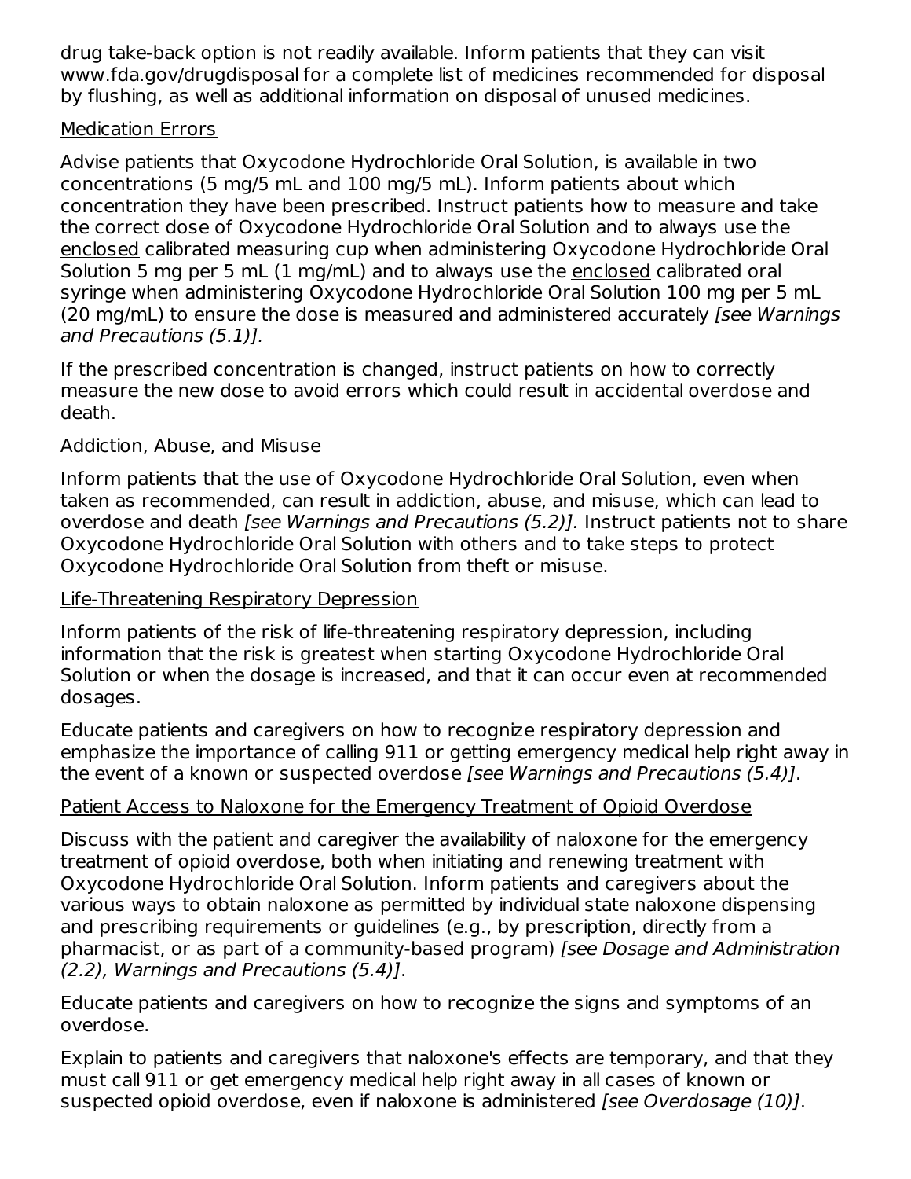drug take-back option is not readily available. Inform patients that they can visit www.fda.gov/drugdisposal for a complete list of medicines recommended for disposal by flushing, as well as additional information on disposal of unused medicines.

Medication Errors

Advise patients that Oxycodone Hydrochloride Oral Solution, is available in two concentrations (5 mg/5 mL and 100 mg/5 mL). Inform patients about which concentration they have been prescribed. Instruct patients how to measure and take the correct dose of Oxycodone Hydrochloride Oral Solution and to always use the enclosed calibrated measuring cup when administering Oxycodone Hydrochloride Oral Solution 5 mg per 5 mL (1 mg/mL) and to always use the enclosed calibrated oral syringe when administering Oxycodone Hydrochloride Oral Solution 100 mg per 5 mL (20 mg/mL) to ensure the dose is measured and administered accurately *[see Warnings and Precautions (5.1)]*.

If the prescribed concentration is changed, instruct patients on how to correctly measure the new dose to avoid errors which could result in accidental overdose and death.

Addiction, Abuse, and Misuse

Inform patients that the use of Oxycodone Hydrochloride Oral Solution, even when taken as recommended, can result in addiction, abuse, and misuse, which can lead to overdose and death *[see Warnings and Precautions (5.2)]*. Instruct patients not to share Oxycodone Hydrochloride Oral Solution with others and to take steps to protect Oxycodone Hydrochloride Oral Solution from theft or misuse.

Life-Threatening Respiratory Depression

Inform patients of the risk of life-threatening respiratory depression, including information that the risk is greatest when starting Oxycodone Hydrochloride Oral Solution or when the dosage is increased, and that it can occur even at recommended dosages.

Educate patients and caregivers on how to recognize respiratory depression and emphasize the importance of calling 911 or getting emergency medical help right away in the event of a known or suspected overdose *[see Warnings and Precautions (5.4)]*.

Patient Access to Naloxone for the Emergency Treatment of Opioid Overdose

Discuss with the patient and caregiver the availability of naloxone for the emergency treatment of opioid overdose, both when initiating and renewing treatment with Oxycodone Hydrochloride Oral Solution. Inform patients and caregivers about the various ways to obtain naloxone as permitted by individual state naloxone dispensing and prescribing requirements or guidelines (e.g., by prescription, directly from a pharmacist, or as part of a community-based program) *[see Dosage and Administration (2.2), Warnings and Precautions (5.4)]*.

Educate patients and caregivers on how to recognize the signs and symptoms of an overdose.

Explain to patients and caregivers that naloxone's effects are temporary, and that they must call 911 or get emergency medical help right away in all cases of known or suspected opioid overdose, even if naloxone is administered *[see Overdosage (10)]*.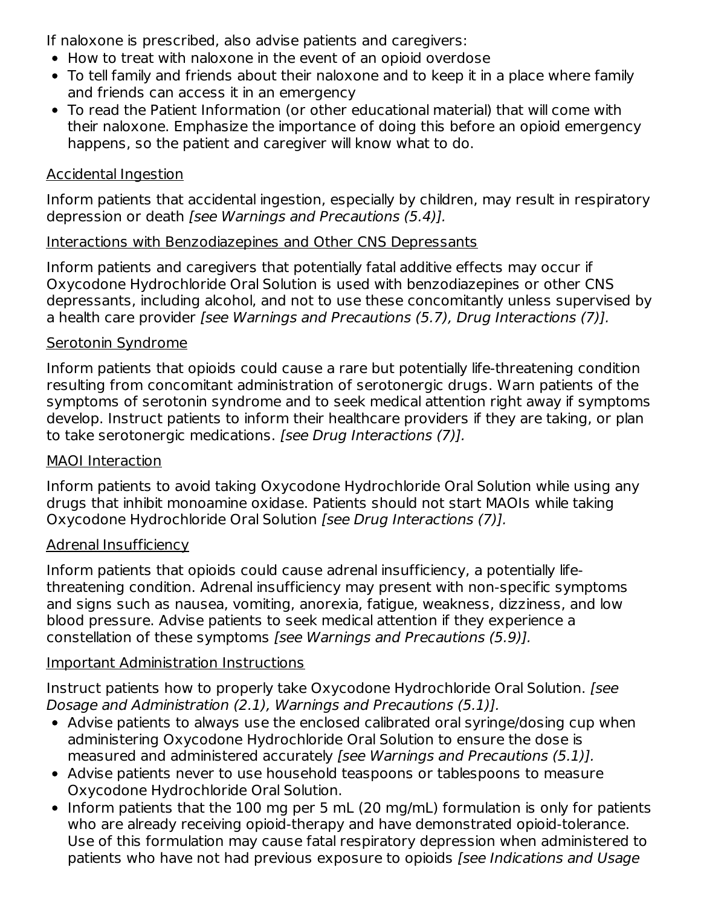If naloxone is prescribed, also advise patients and caregivers:

- How to treat with naloxone in the event of an opioid overdose
- To tell family and friends about their naloxone and to keep it in a place where family and friends can access it in an emergency
- To read the Patient Information (or other educational material) that will come with their naloxone. Emphasize the importance of doing this before an opioid emergency happens, so the patient and caregiver will know what to do.

Accidental Ingestion

Inform patients that accidental ingestion, especially by children, may result in respiratory depression or death *[see Warnings and Precautions (5.4)].*

Interactions with Benzodiazepines and Other CNS Depressants

Inform patients and caregivers that potentially fatal additive effects may occur if Oxycodone Hydrochloride Oral Solution is used with benzodiazepines or other CNS depressants, including alcohol, and not to use these concomitantly unless supervised by a health care provider *[see Warnings and Precautions (5.7), Drug Interactions (7)].*

Serotonin Syndrome

Inform patients that opioids could cause a rare but potentially life-threatening condition resulting from concomitant administration of serotonergic drugs. Warn patients of the symptoms of serotonin syndrome and to seek medical attention right away if symptoms develop. Instruct patients to inform their healthcare providers if they are taking, or plan to take serotonergic medications. *[see Drug Interactions (7)].*

MAOI Interaction

Inform patients to avoid taking Oxycodone Hydrochloride Oral Solution while using any drugs that inhibit monoamine oxidase. Patients should not start MAOIs while taking Oxycodone Hydrochloride Oral Solution *[see Drug Interactions (7)].*

Adrenal Insufficiency

Inform patients that opioids could cause adrenal insufficiency, a potentially life-threatening condition. Adrenal insufficiency may present with non-specific symptoms and signs such as nausea, vomiting, anorexia, fatigue, weakness, dizziness, and low blood pressure. Advise patients to seek medical attention if they experience a constellation of these symptoms *[see Warnings and Precautions (5.9)].*

Important Administration Instructions

Instruct patients how to properly take Oxycodone Hydrochloride Oral Solution. *[see Dosage and Administration (2.1), Warnings and Precautions (5.1)].*

- Advise patients to always use the enclosed calibrated oral syringe/dosing cup when administering Oxycodone Hydrochloride Oral Solution to ensure the dose is measured and administered accurately *[see Warnings and Precautions (5.1)].*
- Advise patients never to use household teaspoons or tablespoons to measure Oxycodone Hydrochloride Oral Solution.
- Inform patients that the 100 mg per 5 mL (20 mg/mL) formulation is only for patients who are already receiving opioid-therapy and have demonstrated opioid-tolerance. Use of this formulation may cause fatal respiratory depression when administered to patients who have not had previous exposure to opioids *[see Indications and Usage*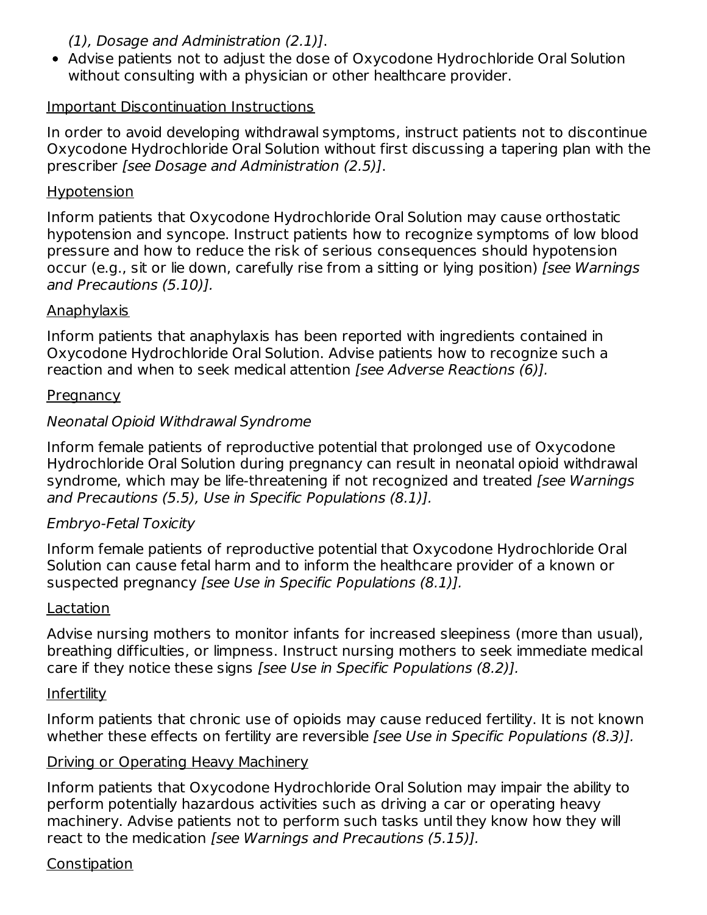(1), Dosage and Administration (2.1)].

- Advise patients not to adjust the dose of Oxycodone Hydrochloride Oral Solution without consulting with a physician or other healthcare provider.

Important Discontinuation Instructions

In order to avoid developing withdrawal symptoms, instruct patients not to discontinue Oxycodone Hydrochloride Oral Solution without first discussing a tapering plan with the prescriber *[see Dosage and Administration (2.5)]*.

Hypotension

Inform patients that Oxycodone Hydrochloride Oral Solution may cause orthostatic hypotension and syncope. Instruct patients how to recognize symptoms of low blood pressure and how to reduce the risk of serious consequences should hypotension occur (e.g., sit or lie down, carefully rise from a sitting or lying position) *[see Warnings and Precautions (5.10)].*

Anaphylaxis

Inform patients that anaphylaxis has been reported with ingredients contained in Oxycodone Hydrochloride Oral Solution. Advise patients how to recognize such a reaction and when to seek medical attention *[see Adverse Reactions (6)].*

Pregnancy

*Neonatal Opioid Withdrawal Syndrome*

Inform female patients of reproductive potential that prolonged use of Oxycodone Hydrochloride Oral Solution during pregnancy can result in neonatal opioid withdrawal syndrome, which may be life-threatening if not recognized and treated *[see Warnings and Precautions (5.5), Use in Specific Populations (8.1)].*

*Embryo-Fetal Toxicity*

Inform female patients of reproductive potential that Oxycodone Hydrochloride Oral Solution can cause fetal harm and to inform the healthcare provider of a known or suspected pregnancy *[see Use in Specific Populations (8.1)].*

Lactation

Advise nursing mothers to monitor infants for increased sleepiness (more than usual), breathing difficulties, or limpness. Instruct nursing mothers to seek immediate medical care if they notice these signs *[see Use in Specific Populations (8.2)].*

Infertility

Inform patients that chronic use of opioids may cause reduced fertility. It is not known whether these effects on fertility are reversible *[see Use in Specific Populations (8.3)].*

Driving or Operating Heavy Machinery

Inform patients that Oxycodone Hydrochloride Oral Solution may impair the ability to perform potentially hazardous activities such as driving a car or operating heavy machinery. Advise patients not to perform such tasks until they know how they will react to the medication *[see Warnings and Precautions (5.15)].*

Constipation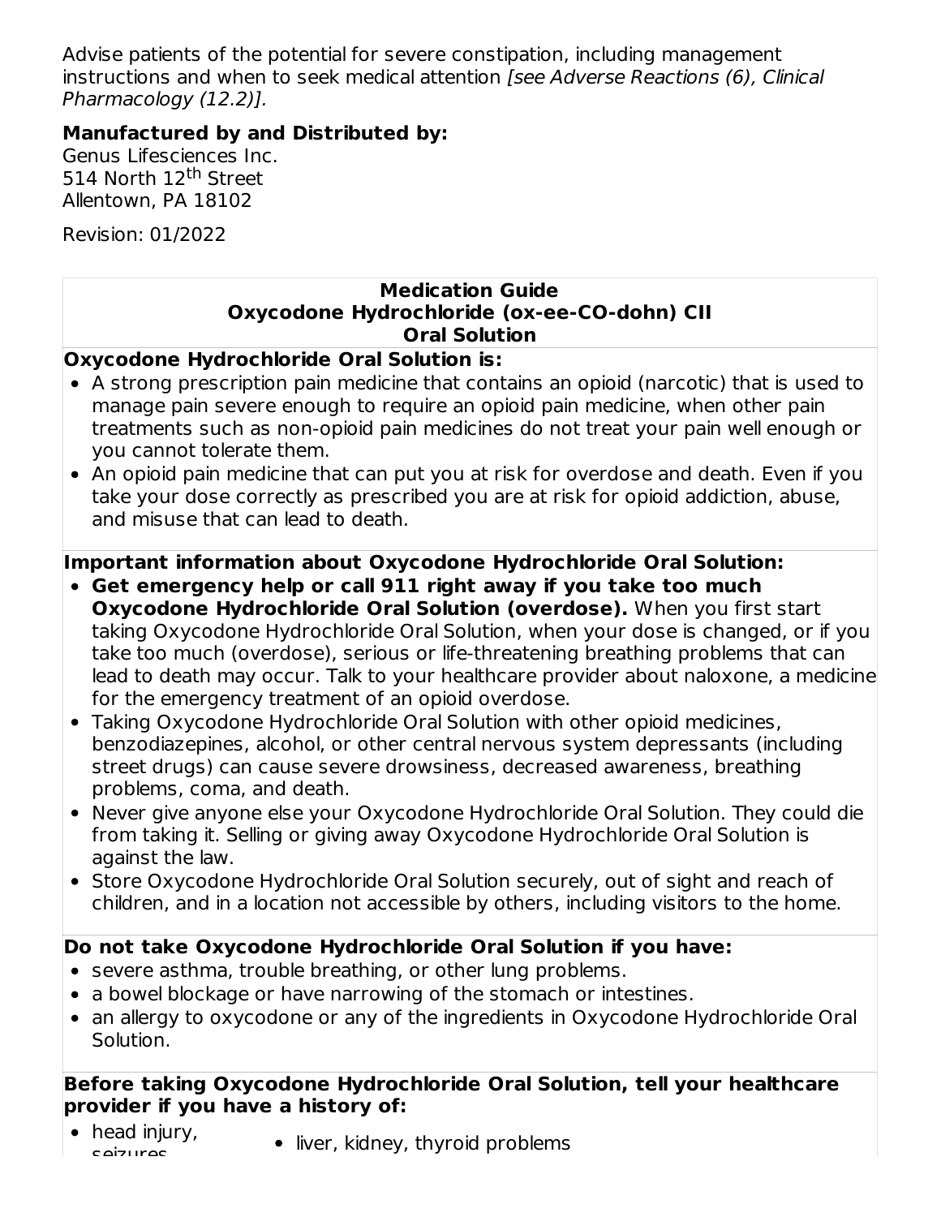Advise patients of the potential for severe constipation, including management instructions and when to seek medical attention *[see Adverse Reactions (6), Clinical Pharmacology (12.2)].*

**Manufactured by and Distributed by:**
Genus Lifesciences Inc.
514 North 12th Street
Allentown, PA 18102

Revision: 01/2022

**Medication Guide**
**Oxycodone Hydrochloride (ox-ee-CO-dohn) CII**
**Oral Solution**

**Oxycodone Hydrochloride Oral Solution is:**

- A strong prescription pain medicine that contains an opioid (narcotic) that is used to manage pain severe enough to require an opioid pain medicine, when other pain treatments such as non-opioid pain medicines do not treat your pain well enough or you cannot tolerate them.
- An opioid pain medicine that can put you at risk for overdose and death. Even if you take your dose correctly as prescribed you are at risk for opioid addiction, abuse, and misuse that can lead to death.

**Important information about Oxycodone Hydrochloride Oral Solution:**

- **Get emergency help or call 911 right away if you take too much Oxycodone Hydrochloride Oral Solution (overdose).** When you first start taking Oxycodone Hydrochloride Oral Solution, when your dose is changed, or if you take too much (overdose), serious or life-threatening breathing problems that can lead to death may occur. Talk to your healthcare provider about naloxone, a medicine for the emergency treatment of an opioid overdose.
- Taking Oxycodone Hydrochloride Oral Solution with other opioid medicines, benzodiazepines, alcohol, or other central nervous system depressants (including street drugs) can cause severe drowsiness, decreased awareness, breathing problems, coma, and death.
- Never give anyone else your Oxycodone Hydrochloride Oral Solution. They could die from taking it. Selling or giving away Oxycodone Hydrochloride Oral Solution is against the law.
- Store Oxycodone Hydrochloride Oral Solution securely, out of sight and reach of children, and in a location not accessible by others, including visitors to the home.

**Do not take Oxycodone Hydrochloride Oral Solution if you have:**

- severe asthma, trouble breathing, or other lung problems.
- a bowel blockage or have narrowing of the stomach or intestines.
- an allergy to oxycodone or any of the ingredients in Oxycodone Hydrochloride Oral Solution.

**Before taking Oxycodone Hydrochloride Oral Solution, tell your healthcare provider if you have a history of:**

- head injury, seizures
- liver, kidney, thyroid problems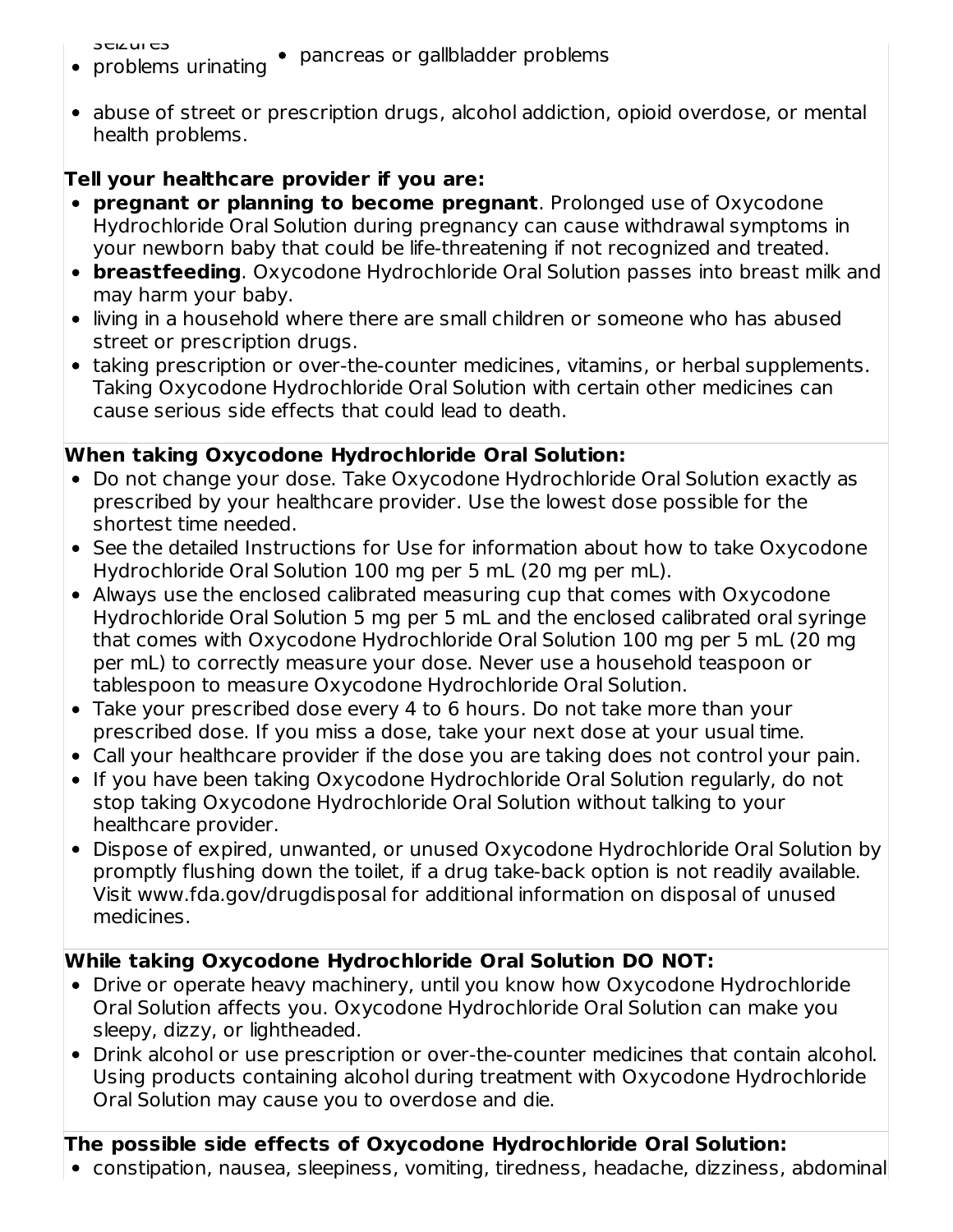- seizures
- problems urinating
- pancreas or gallbladder problems

- abuse of street or prescription drugs, alcohol addiction, opioid overdose, or mental health problems.

**Tell your healthcare provider if you are:**

- **pregnant or planning to become pregnant**. Prolonged use of Oxycodone Hydrochloride Oral Solution during pregnancy can cause withdrawal symptoms in your newborn baby that could be life-threatening if not recognized and treated.
- **breastfeeding**. Oxycodone Hydrochloride Oral Solution passes into breast milk and may harm your baby.
- living in a household where there are small children or someone who has abused street or prescription drugs.
- taking prescription or over-the-counter medicines, vitamins, or herbal supplements. Taking Oxycodone Hydrochloride Oral Solution with certain other medicines can cause serious side effects that could lead to death.

**When taking Oxycodone Hydrochloride Oral Solution:**

- Do not change your dose. Take Oxycodone Hydrochloride Oral Solution exactly as prescribed by your healthcare provider. Use the lowest dose possible for the shortest time needed.
- See the detailed Instructions for Use for information about how to take Oxycodone Hydrochloride Oral Solution 100 mg per 5 mL (20 mg per mL).
- Always use the enclosed calibrated measuring cup that comes with Oxycodone Hydrochloride Oral Solution 5 mg per 5 mL and the enclosed calibrated oral syringe that comes with Oxycodone Hydrochloride Oral Solution 100 mg per 5 mL (20 mg per mL) to correctly measure your dose. Never use a household teaspoon or tablespoon to measure Oxycodone Hydrochloride Oral Solution.
- Take your prescribed dose every 4 to 6 hours. Do not take more than your prescribed dose. If you miss a dose, take your next dose at your usual time.
- Call your healthcare provider if the dose you are taking does not control your pain.
- If you have been taking Oxycodone Hydrochloride Oral Solution regularly, do not stop taking Oxycodone Hydrochloride Oral Solution without talking to your healthcare provider.
- Dispose of expired, unwanted, or unused Oxycodone Hydrochloride Oral Solution by promptly flushing down the toilet, if a drug take-back option is not readily available. Visit www.fda.gov/drugdisposal for additional information on disposal of unused medicines.

**While taking Oxycodone Hydrochloride Oral Solution DO NOT:**

- Drive or operate heavy machinery, until you know how Oxycodone Hydrochloride Oral Solution affects you. Oxycodone Hydrochloride Oral Solution can make you sleepy, dizzy, or lightheaded.
- Drink alcohol or use prescription or over-the-counter medicines that contain alcohol. Using products containing alcohol during treatment with Oxycodone Hydrochloride Oral Solution may cause you to overdose and die.

**The possible side effects of Oxycodone Hydrochloride Oral Solution:**

- constipation, nausea, sleepiness, vomiting, tiredness, headache, dizziness, abdominal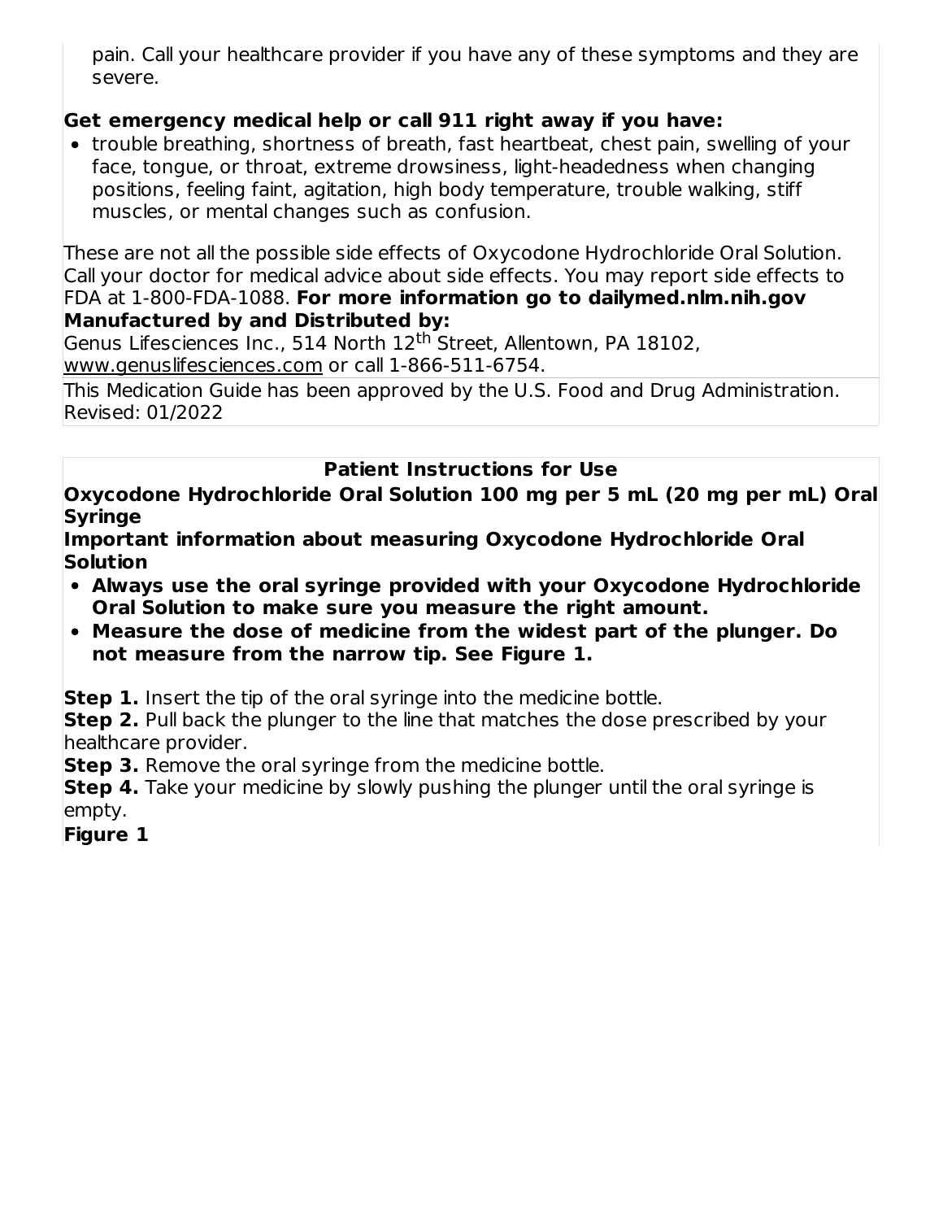pain. Call your healthcare provider if you have any of these symptoms and they are severe.

**Get emergency medical help or call 911 right away if you have:**

- trouble breathing, shortness of breath, fast heartbeat, chest pain, swelling of your face, tongue, or throat, extreme drowsiness, light-headedness when changing positions, feeling faint, agitation, high body temperature, trouble walking, stiff muscles, or mental changes such as confusion.

These are not all the possible side effects of Oxycodone Hydrochloride Oral Solution. Call your doctor for medical advice about side effects. You may report side effects to FDA at 1-800-FDA-1088. **For more information go to dailymed.nlm.nih.gov**

**Manufactured by and Distributed by:**

Genus Lifesciences Inc., 514 North 12th Street, Allentown, PA 18102, www.genuslifesciences.com or call 1-866-511-6754.

This Medication Guide has been approved by the U.S. Food and Drug Administration. Revised: 01/2022

## Patient Instructions for Use

**Oxycodone Hydrochloride Oral Solution 100 mg per 5 mL (20 mg per mL) Oral Syringe**

**Important information about measuring Oxycodone Hydrochloride Oral Solution**

- **Always use the oral syringe provided with your Oxycodone Hydrochloride Oral Solution to make sure you measure the right amount.**
- **Measure the dose of medicine from the widest part of the plunger. Do not measure from the narrow tip. See Figure 1.**

**Step 1.** Insert the tip of the oral syringe into the medicine bottle.

**Step 2.** Pull back the plunger to the line that matches the dose prescribed by your healthcare provider.

**Step 3.** Remove the oral syringe from the medicine bottle.

**Step 4.** Take your medicine by slowly pushing the plunger until the oral syringe is empty.

**Figure 1**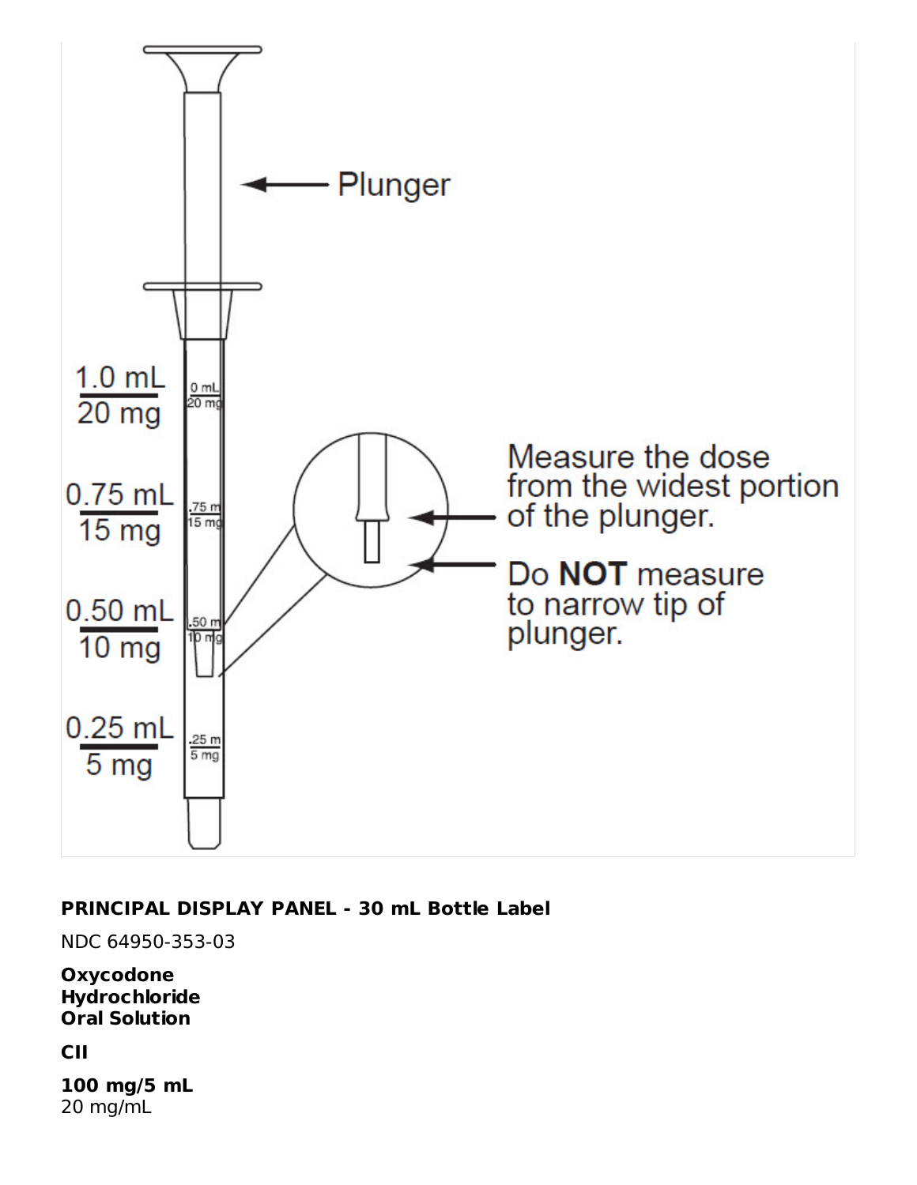Plunger

1.0 mL / 20 mg

0.75 mL / 15 mg

0.50 mL / 10 mg

0.25 mL / 5 mg

Measure the dose from the widest portion of the plunger.

Do **NOT** measure to narrow tip of plunger.

**PRINCIPAL DISPLAY PANEL - 30 mL Bottle Label**

NDC 64950-353-03

**Oxycodone Hydrochloride Oral Solution**

**CII**

**100 mg/5 mL**
20 mg/mL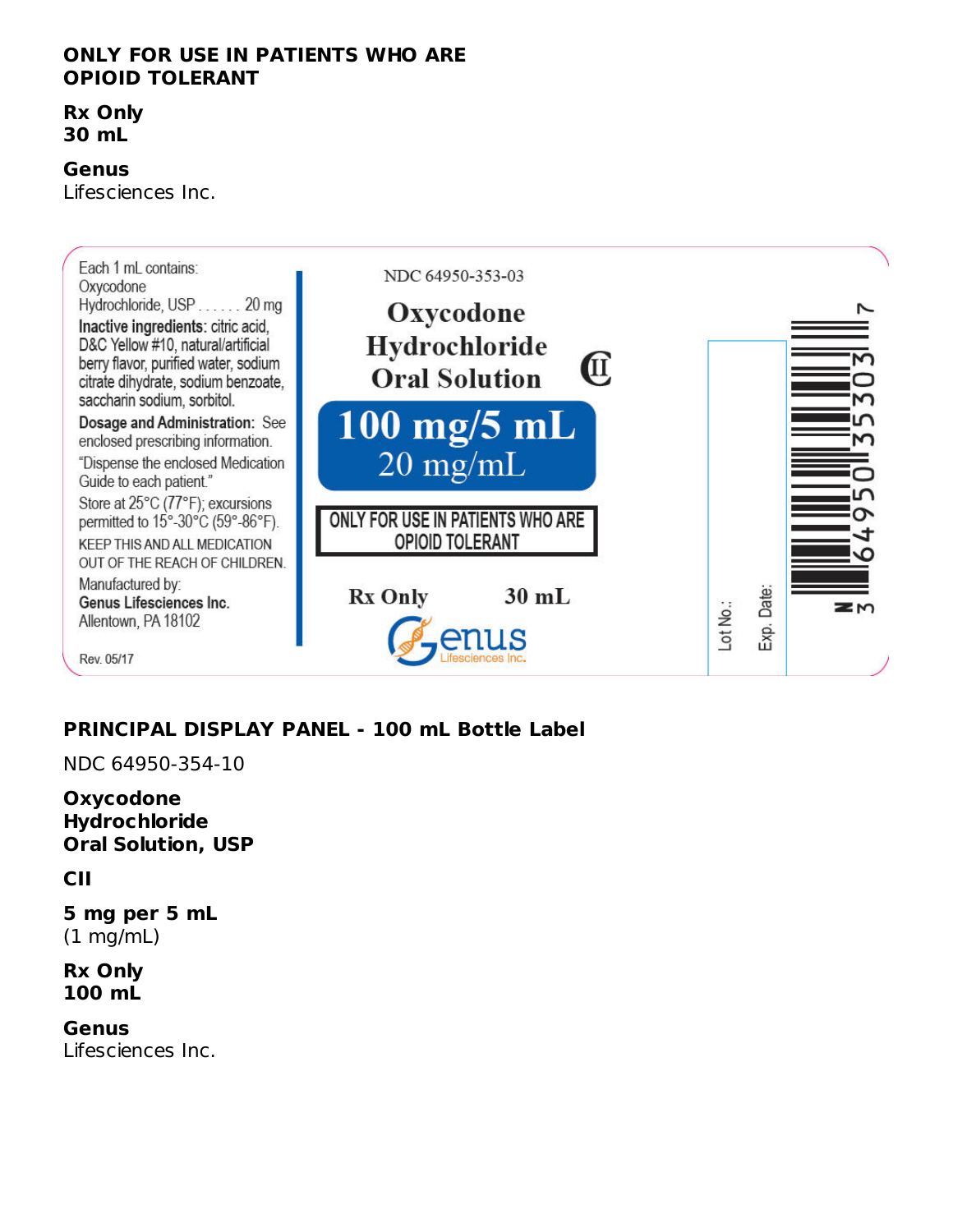**ONLY FOR USE IN PATIENTS WHO ARE OPIOID TOLERANT**

**Rx Only**
**30 mL**

**Genus**
Lifesciences Inc.

Each 1 mL contains:
Oxycodone Hydrochloride, USP . . . . . . 20 mg

**Inactive ingredients:** citric acid, D&C Yellow #10, natural/artificial berry flavor, purified water, sodium citrate dihydrate, sodium benzoate, saccharin sodium, sorbitol.

**Dosage and Administration:** See enclosed prescribing information.

"Dispense the enclosed Medication Guide to each patient."

Store at 25°C (77°F); excursions permitted to 15°-30°C (59°-86°F).

KEEP THIS AND ALL MEDICATION OUT OF THE REACH OF CHILDREN.

Manufactured by:
**Genus Lifesciences Inc.**
Allentown, PA 18102

Rev. 05/17

NDC 64950-353-03

**Oxycodone Hydrochloride Oral Solution** CII

**100 mg/5 mL**
20 mg/mL

**ONLY FOR USE IN PATIENTS WHO ARE OPIOID TOLERANT**

**Rx Only** **30 mL**

Genus Lifesciences Inc.

Lot No.:

Exp. Date:

N 3 64950 35303 7

**PRINCIPAL DISPLAY PANEL - 100 mL Bottle Label**

NDC 64950-354-10

**Oxycodone Hydrochloride Oral Solution, USP**

**CII**

**5 mg per 5 mL**
(1 mg/mL)

**Rx Only**
**100 mL**

**Genus**
Lifesciences Inc.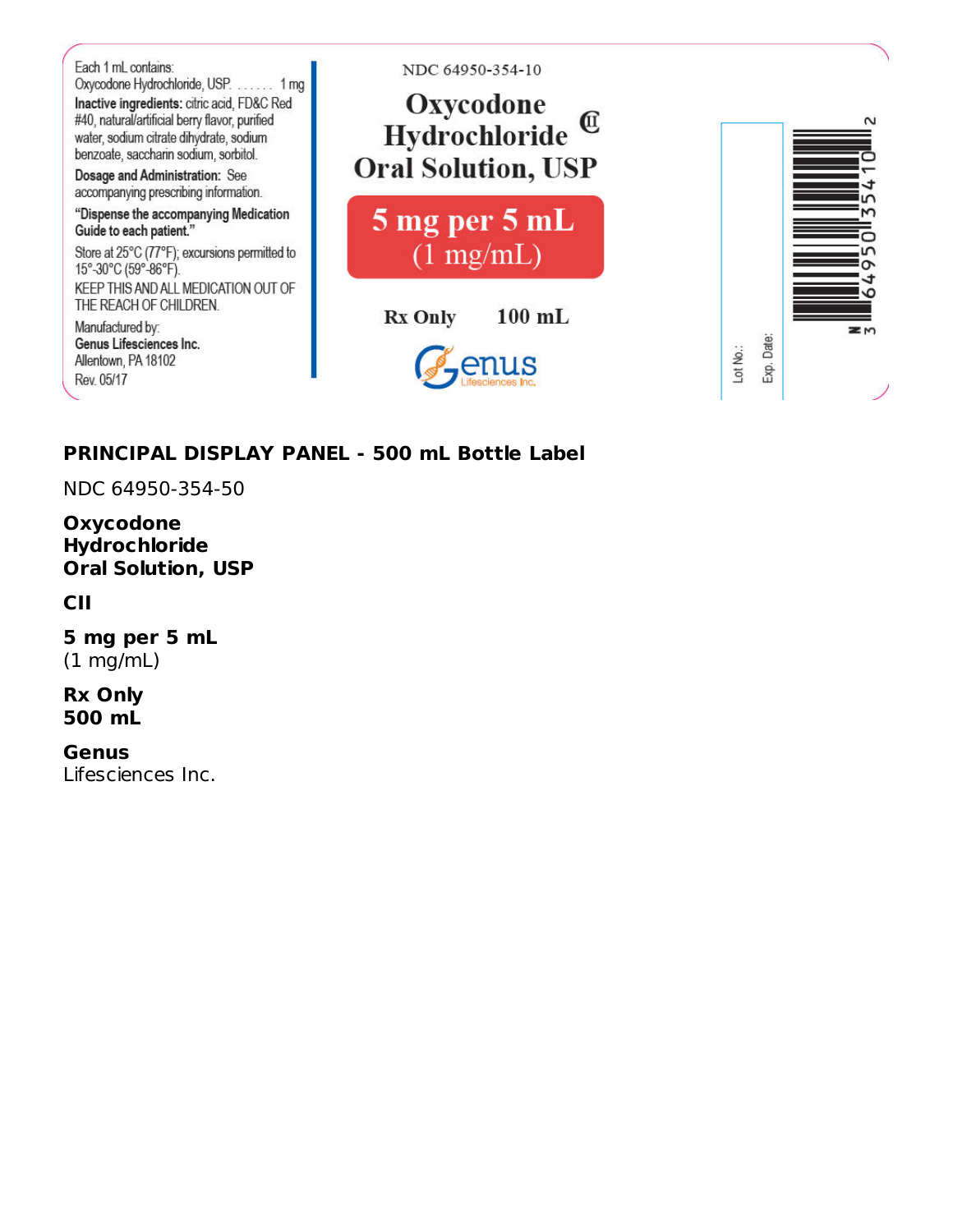Each 1 mL contains:
Oxycodone Hydrochloride, USP. . . . . . 1 mg

**Inactive ingredients:** citric acid, FD&C Red #40, natural/artificial berry flavor, purified water, sodium citrate dihydrate, sodium benzoate, saccharin sodium, sorbitol.

**Dosage and Administration:** See accompanying prescribing information.

**"Dispense the accompanying Medication Guide to each patient."**

Store at 25°C (77°F); excursions permitted to 15°-30°C (59°-86°F).

KEEP THIS AND ALL MEDICATION OUT OF THE REACH OF CHILDREN.

Manufactured by:
**Genus Lifesciences Inc.**
Allentown, PA 18102
Rev. 05/17

NDC 64950-354-10

**Oxycodone Hydrochloride Oral Solution, USP** CII

**5 mg per 5 mL**
(1 mg/mL)

**Rx Only** **100 mL**

Genus Lifesciences Inc.

Lot No.:
Exp. Date:

N 3 64950 35410 2

**PRINCIPAL DISPLAY PANEL - 500 mL Bottle Label**

NDC 64950-354-50

**Oxycodone Hydrochloride Oral Solution, USP**

**CII**

**5 mg per 5 mL**
(1 mg/mL)

**Rx Only**
**500 mL**

**Genus**
Lifesciences Inc.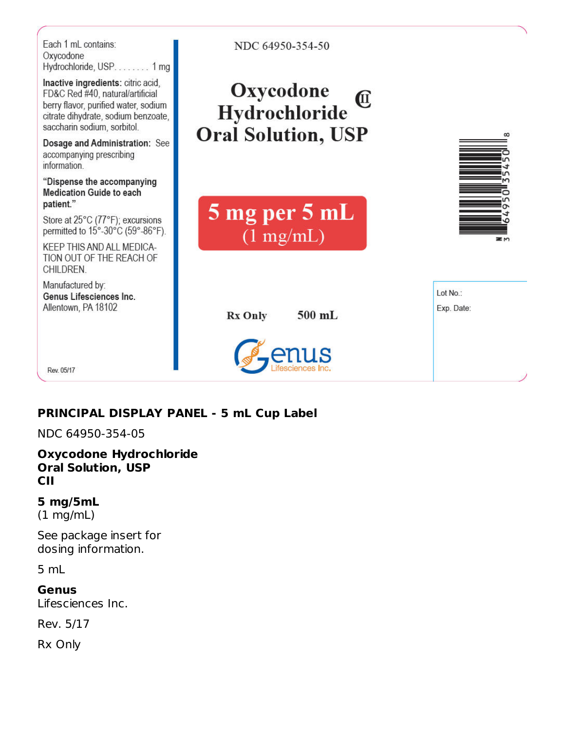Each 1 mL contains:
Oxycodone Hydrochloride, USP. . . . . . . . 1 mg

**Inactive ingredients:** citric acid, FD&C Red #40, natural/artificial berry flavor, purified water, sodium citrate dihydrate, sodium benzoate, saccharin sodium, sorbitol.

**Dosage and Administration:** See accompanying prescribing information.

**"Dispense the accompanying Medication Guide to each patient."**

Store at 25°C (77°F); excursions permitted to 15°-30°C (59°-86°F).

KEEP THIS AND ALL MEDICATION OUT OF THE REACH OF CHILDREN.

Manufactured by:
**Genus Lifesciences Inc.**
Allentown, PA 18102

Rev. 05/17

NDC 64950-354-50

**Oxycodone Hydrochloride Oral Solution, USP** CII

**5 mg per 5 mL**
(1 mg/mL)

**Rx Only** **500 mL**

Genus Lifesciences Inc.

3 64950 35450 8

Lot No.:

Exp. Date:

**PRINCIPAL DISPLAY PANEL - 5 mL Cup Label**

NDC 64950-354-05

**Oxycodone Hydrochloride**
**Oral Solution, USP**
**CII**

**5 mg/5mL**
(1 mg/mL)

See package insert for dosing information.

5 mL

**Genus**
Lifesciences Inc.

Rev. 5/17

Rx Only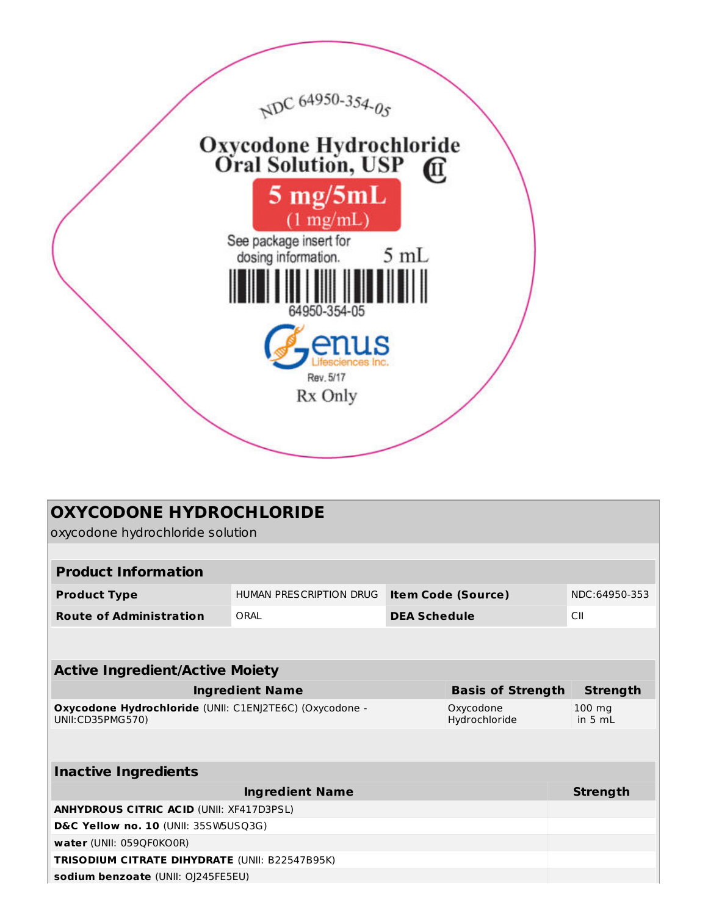NDC 64950-354-05

**Oxycodone Hydrochloride Oral Solution, USP** CII

**5 mg/5mL**
(1 mg/mL)

See package insert for dosing information.

5 mL

64950-354-05

Genus Lifesciences Inc.

Rev. 5/17

Rx Only

## OXYCODONE HYDROCHLORIDE

oxycodone hydrochloride solution

| **Product Information** | | | |
|---|---|---|---|
| **Product Type** | HUMAN PRESCRIPTION DRUG | **Item Code (Source)** | NDC:64950-353 |
| **Route of Administration** | ORAL | **DEA Schedule** | CII |

| **Active Ingredient/Active Moiety** | | |
|---|---|---|
| **Ingredient Name** | **Basis of Strength** | **Strength** |
| **Oxycodone Hydrochloride** (UNII: C1ENJ2TE6C) (Oxycodone - UNII:CD35PMG570) | Oxycodone Hydrochloride | 100 mg in 5 mL |

| **Inactive Ingredients** | |
|---|---|
| **Ingredient Name** | **Strength** |
| **ANHYDROUS CITRIC ACID** (UNII: XF417D3PSL) | |
| **D&C Yellow no. 10** (UNII: 35SW5USQ3G) | |
| **water** (UNII: 059QF0KO0R) | |
| **TRISODIUM CITRATE DIHYDRATE** (UNII: B22547B95K) | |
| **sodium benzoate** (UNII: OJ245FE5EU) | |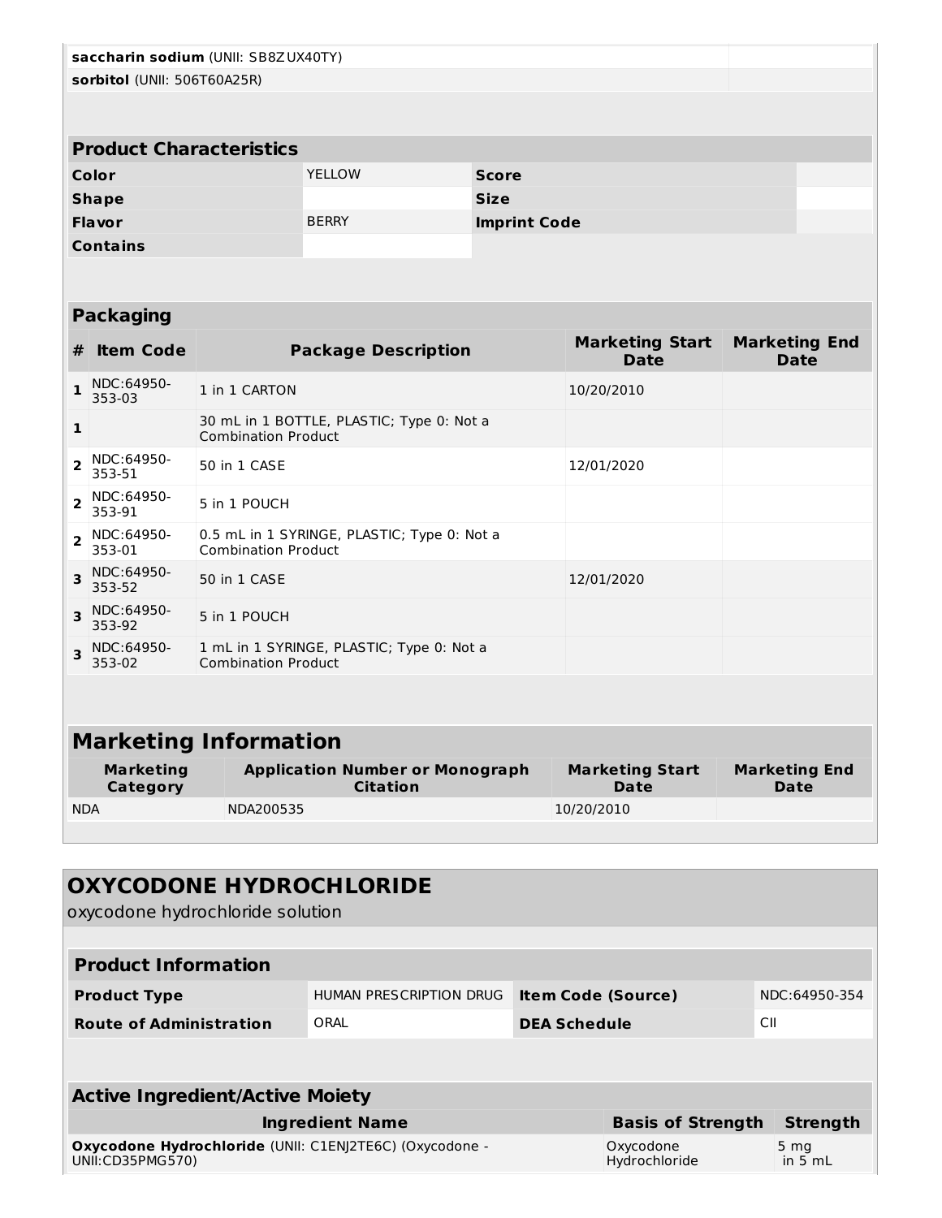| | |
|---|---|
| **saccharin sodium** (UNII: SB8ZUX40TY) | |
| **sorbitol** (UNII: 506T60A25R) | |

| Product Characteristics | | | |
|---|---|---|---|
| **Color** | YELLOW | **Score** | |
| **Shape** | | **Size** | |
| **Flavor** | BERRY | **Imprint Code** | |
| **Contains** | | | |

## Packaging

| # | Item Code | Package Description | Marketing Start Date | Marketing End Date |
|---|---|---|---|---|
| 1 | NDC:64950-353-03 | 1 in 1 CARTON | 10/20/2010 | |
| 1 | | 30 mL in 1 BOTTLE, PLASTIC; Type 0: Not a Combination Product | | |
| 2 | NDC:64950-353-51 | 50 in 1 CASE | 12/01/2020 | |
| 2 | NDC:64950-353-91 | 5 in 1 POUCH | | |
| 2 | NDC:64950-353-01 | 0.5 mL in 1 SYRINGE, PLASTIC; Type 0: Not a Combination Product | | |
| 3 | NDC:64950-353-52 | 50 in 1 CASE | 12/01/2020 | |
| 3 | NDC:64950-353-92 | 5 in 1 POUCH | | |
| 3 | NDC:64950-353-02 | 1 mL in 1 SYRINGE, PLASTIC; Type 0: Not a Combination Product | | |

## Marketing Information

| Marketing Category | Application Number or Monograph Citation | Marketing Start Date | Marketing End Date |
|---|---|---|---|
| NDA | NDA200535 | 10/20/2010 | |

# OXYCODONE HYDROCHLORIDE

oxycodone hydrochloride solution

| Product Information | | | |
|---|---|---|---|
| **Product Type** | HUMAN PRESCRIPTION DRUG | **Item Code (Source)** | NDC:64950-354 |
| **Route of Administration** | ORAL | **DEA Schedule** | CII |

## Active Ingredient/Active Moiety

| Ingredient Name | Basis of Strength | Strength |
|---|---|---|
| **Oxycodone Hydrochloride** (UNII: C1ENJ2TE6C) (Oxycodone - UNII:CD35PMG570) | Oxycodone Hydrochloride | 5 mg in 5 mL |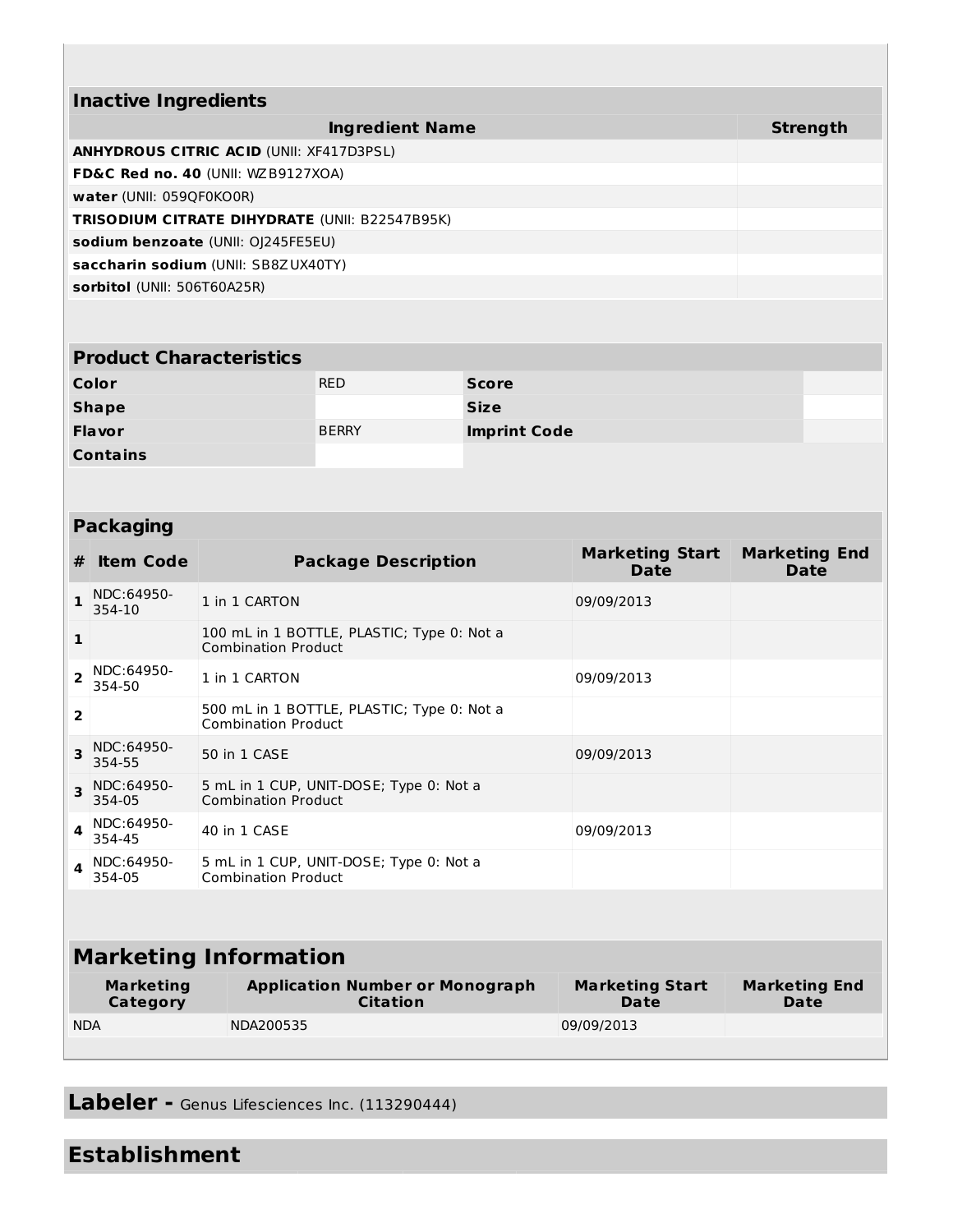## Inactive Ingredients

| Ingredient Name | Strength |
|---|---|
| **ANHYDROUS CITRIC ACID** (UNII: XF417D3PSL) | |
| **FD&C Red no. 40** (UNII: WZB9127XOA) | |
| **water** (UNII: 059QF0KO0R) | |
| **TRISODIUM CITRATE DIHYDRATE** (UNII: B22547B95K) | |
| **sodium benzoate** (UNII: OJ245FE5EU) | |
| **saccharin sodium** (UNII: SB8ZUX40TY) | |
| **sorbitol** (UNII: 506T60A25R) | |

## Product Characteristics

| | | | |
|---|---|---|---|
| **Color** | RED | **Score** | |
| **Shape** | | **Size** | |
| **Flavor** | BERRY | **Imprint Code** | |
| **Contains** | | | |

## Packaging

| # | Item Code | Package Description | Marketing Start Date | Marketing End Date |
|---|---|---|---|---|
| 1 | NDC:64950-354-10 | 1 in 1 CARTON | 09/09/2013 | |
| 1 | | 100 mL in 1 BOTTLE, PLASTIC; Type 0: Not a Combination Product | | |
| 2 | NDC:64950-354-50 | 1 in 1 CARTON | 09/09/2013 | |
| 2 | | 500 mL in 1 BOTTLE, PLASTIC; Type 0: Not a Combination Product | | |
| 3 | NDC:64950-354-55 | 50 in 1 CASE | 09/09/2013 | |
| 3 | NDC:64950-354-05 | 5 mL in 1 CUP, UNIT-DOSE; Type 0: Not a Combination Product | | |
| 4 | NDC:64950-354-45 | 40 in 1 CASE | 09/09/2013 | |
| 4 | NDC:64950-354-05 | 5 mL in 1 CUP, UNIT-DOSE; Type 0: Not a Combination Product | | |

## Marketing Information

| Marketing Category | Application Number or Monograph Citation | Marketing Start Date | Marketing End Date |
|---|---|---|---|
| NDA | NDA200535 | 09/09/2013 | |

## Labeler - Genus Lifesciences Inc. (113290444)

## Establishment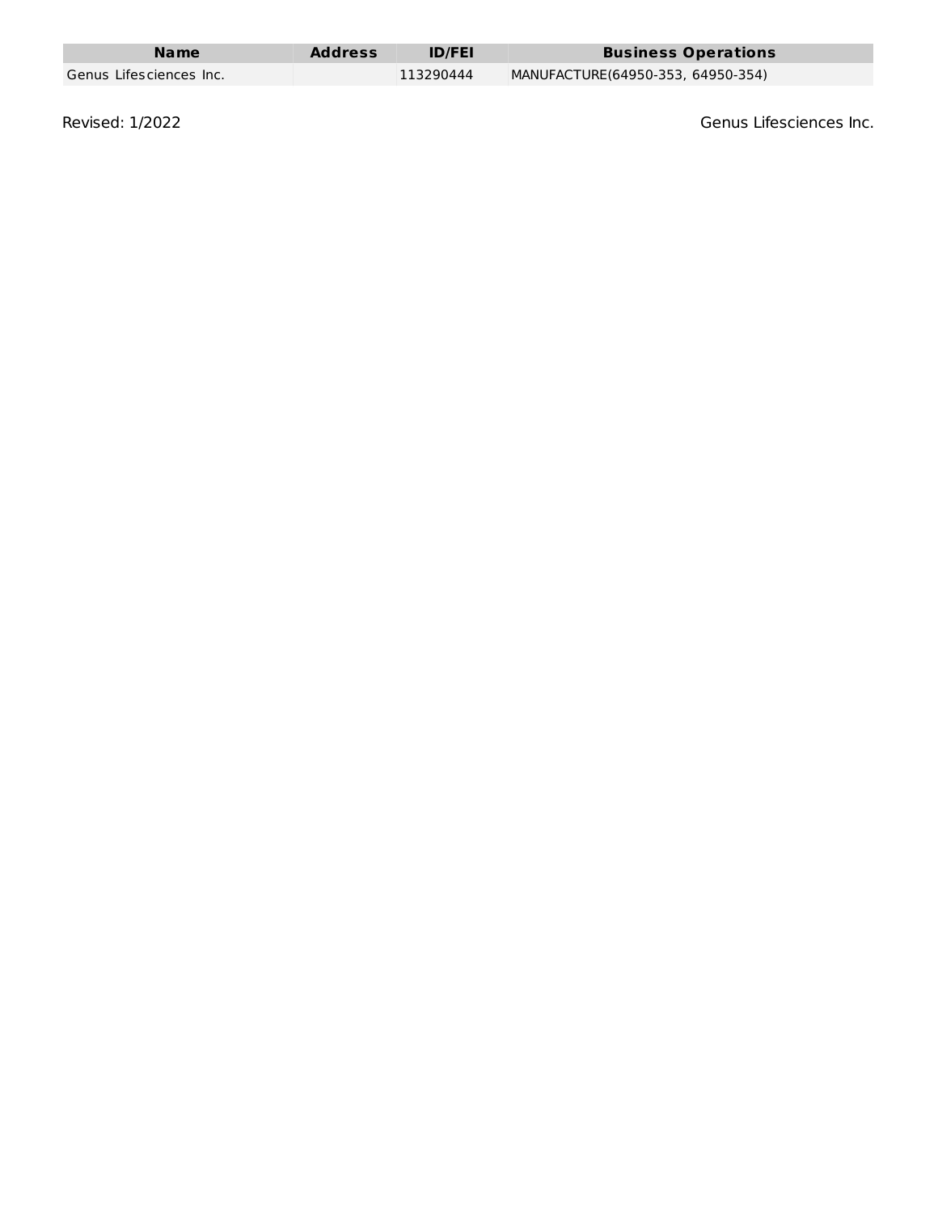| Name | Address | ID/FEI | Business Operations |
| --- | --- | --- | --- |
| Genus Lifesciences Inc. | | 113290444 | MANUFACTURE(64950-353, 64950-354) |

Revised: 1/2022

Genus Lifesciences Inc.